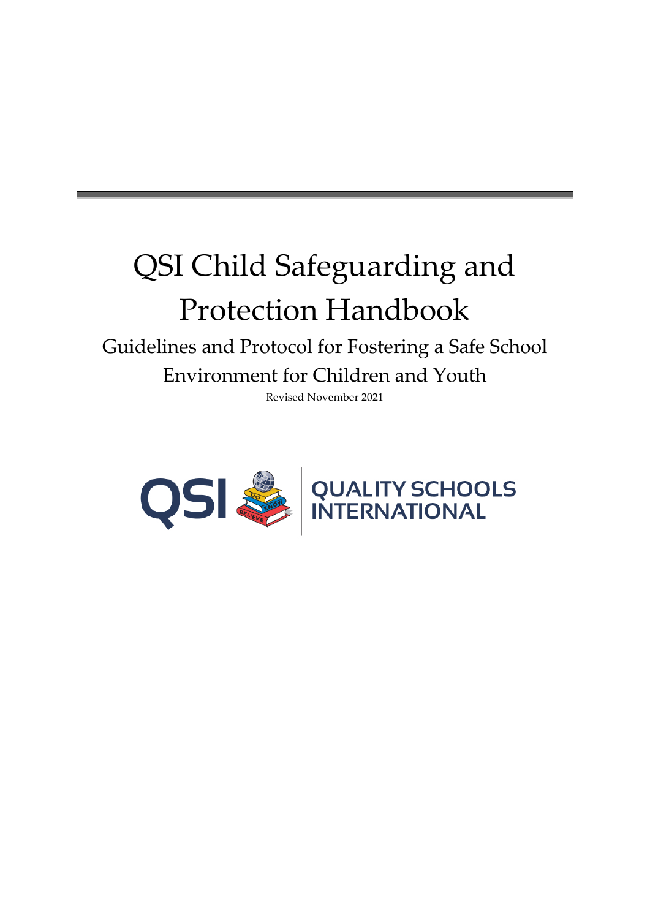# QSI Child Safeguarding and Protection Handbook

## Guidelines and Protocol for Fostering a Safe School Environment for Children and Youth

Revised November 2021

QSI QUALITY SCHOOLS INTERNATIONAL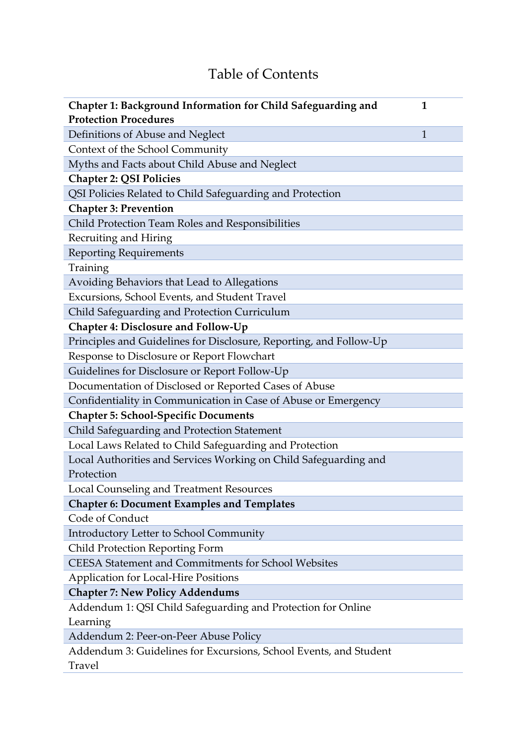# Table of Contents

| | |
|---|---|
| **Chapter 1: Background Information for Child Safeguarding and Protection Procedures** | **1** |
| Definitions of Abuse and Neglect | 1 |
| Context of the School Community | |
| Myths and Facts about Child Abuse and Neglect | |
| **Chapter 2: QSI Policies** | |
| QSI Policies Related to Child Safeguarding and Protection | |
| **Chapter 3: Prevention** | |
| Child Protection Team Roles and Responsibilities | |
| Recruiting and Hiring | |
| Reporting Requirements | |
| Training | |
| Avoiding Behaviors that Lead to Allegations | |
| Excursions, School Events, and Student Travel | |
| Child Safeguarding and Protection Curriculum | |
| **Chapter 4: Disclosure and Follow-Up** | |
| Principles and Guidelines for Disclosure, Reporting, and Follow-Up | |
| Response to Disclosure or Report Flowchart | |
| Guidelines for Disclosure or Report Follow-Up | |
| Documentation of Disclosed or Reported Cases of Abuse | |
| Confidentiality in Communication in Case of Abuse or Emergency | |
| **Chapter 5: School-Specific Documents** | |
| Child Safeguarding and Protection Statement | |
| Local Laws Related to Child Safeguarding and Protection | |
| Local Authorities and Services Working on Child Safeguarding and Protection | |
| Local Counseling and Treatment Resources | |
| **Chapter 6: Document Examples and Templates** | |
| Code of Conduct | |
| Introductory Letter to School Community | |
| Child Protection Reporting Form | |
| CEESA Statement and Commitments for School Websites | |
| Application for Local-Hire Positions | |
| **Chapter 7: New Policy Addendums** | |
| Addendum 1: QSI Child Safeguarding and Protection for Online Learning | |
| Addendum 2: Peer-on-Peer Abuse Policy | |
| Addendum 3: Guidelines for Excursions, School Events, and Student Travel | |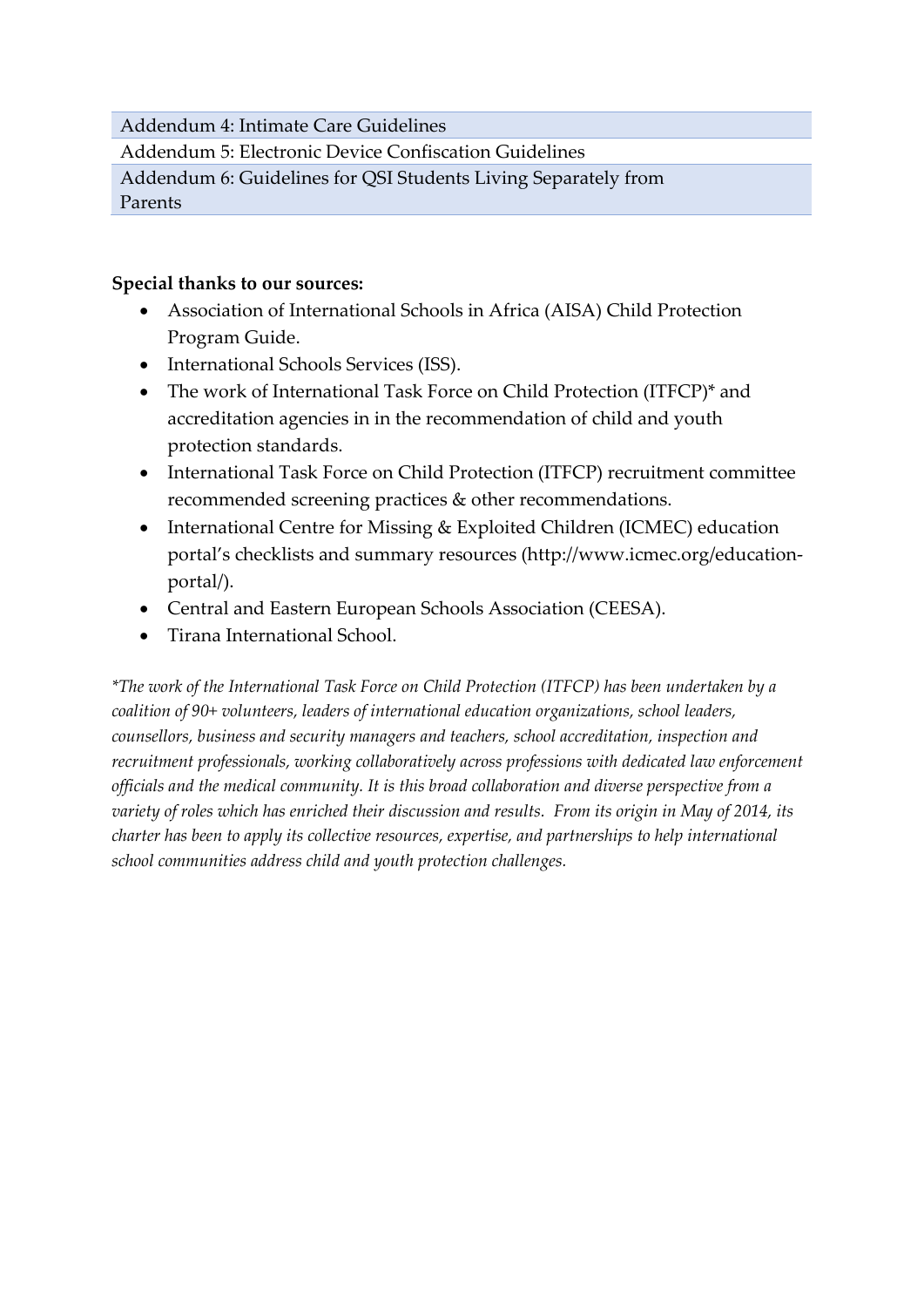| Addendum 4: Intimate Care Guidelines |
| --- |
| Addendum 5: Electronic Device Confiscation Guidelines |
| Addendum 6: Guidelines for QSI Students Living Separately from Parents |

**Special thanks to our sources:**

- Association of International Schools in Africa (AISA) Child Protection Program Guide.
- International Schools Services (ISS).
- The work of International Task Force on Child Protection (ITFCP)* and accreditation agencies in in the recommendation of child and youth protection standards.
- International Task Force on Child Protection (ITFCP) recruitment committee recommended screening practices & other recommendations.
- International Centre for Missing & Exploited Children (ICMEC) education portal's checklists and summary resources (http://www.icmec.org/education-portal/).
- Central and Eastern European Schools Association (CEESA).
- Tirana International School.

*\*The work of the International Task Force on Child Protection (ITFCP) has been undertaken by a coalition of 90+ volunteers, leaders of international education organizations, school leaders, counsellors, business and security managers and teachers, school accreditation, inspection and recruitment professionals, working collaboratively across professions with dedicated law enforcement officials and the medical community. It is this broad collaboration and diverse perspective from a variety of roles which has enriched their discussion and results. From its origin in May of 2014, its charter has been to apply its collective resources, expertise, and partnerships to help international school communities address child and youth protection challenges.*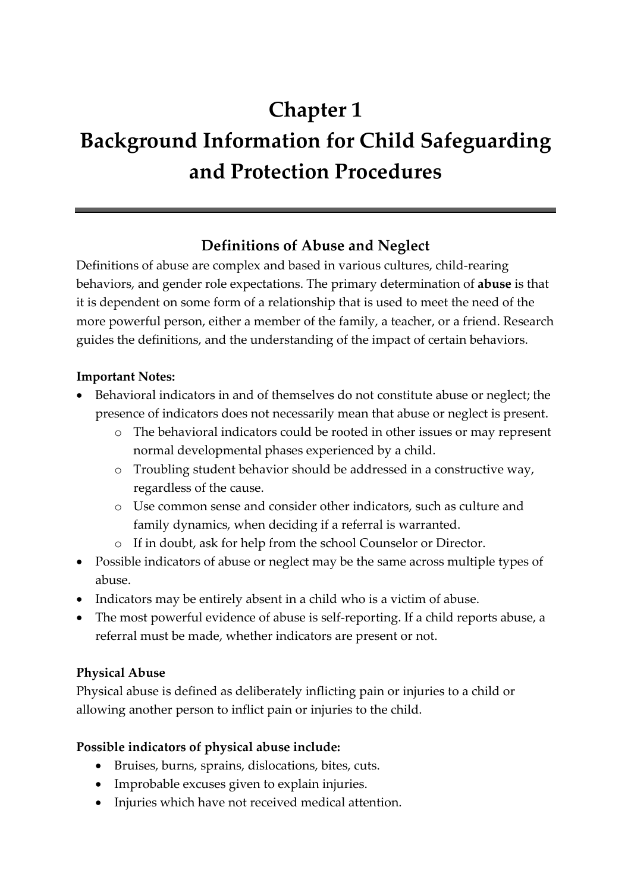# Chapter 1
# Background Information for Child Safeguarding and Protection Procedures

## Definitions of Abuse and Neglect

Definitions of abuse are complex and based in various cultures, child-rearing behaviors, and gender role expectations. The primary determination of **abuse** is that it is dependent on some form of a relationship that is used to meet the need of the more powerful person, either a member of the family, a teacher, or a friend. Research guides the definitions, and the understanding of the impact of certain behaviors.

**Important Notes:**

- Behavioral indicators in and of themselves do not constitute abuse or neglect; the presence of indicators does not necessarily mean that abuse or neglect is present.
  - The behavioral indicators could be rooted in other issues or may represent normal developmental phases experienced by a child.
  - Troubling student behavior should be addressed in a constructive way, regardless of the cause.
  - Use common sense and consider other indicators, such as culture and family dynamics, when deciding if a referral is warranted.
  - If in doubt, ask for help from the school Counselor or Director.
- Possible indicators of abuse or neglect may be the same across multiple types of abuse.
- Indicators may be entirely absent in a child who is a victim of abuse.
- The most powerful evidence of abuse is self-reporting. If a child reports abuse, a referral must be made, whether indicators are present or not.

**Physical Abuse**

Physical abuse is defined as deliberately inflicting pain or injuries to a child or allowing another person to inflict pain or injuries to the child.

**Possible indicators of physical abuse include:**

- Bruises, burns, sprains, dislocations, bites, cuts.
- Improbable excuses given to explain injuries.
- Injuries which have not received medical attention.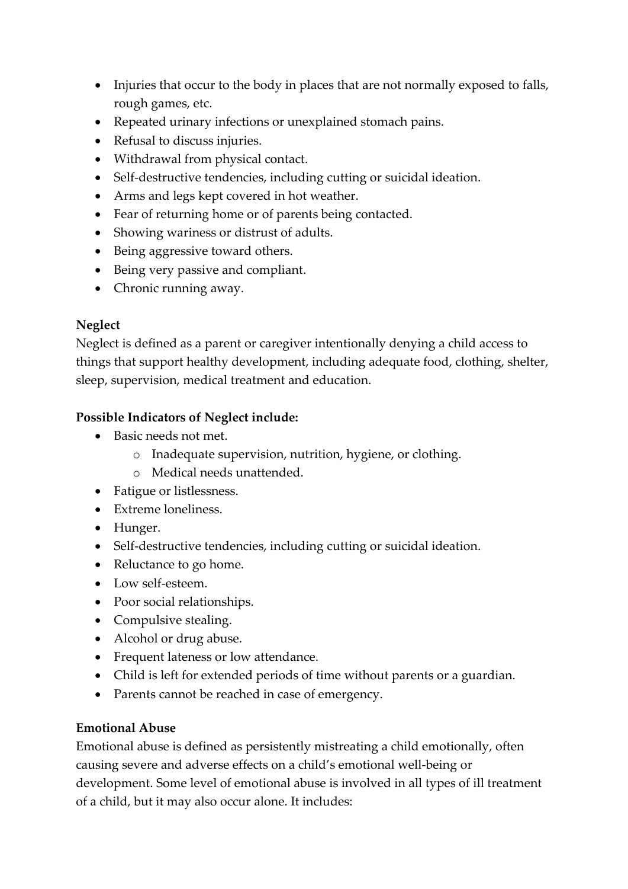- Injuries that occur to the body in places that are not normally exposed to falls, rough games, etc.
- Repeated urinary infections or unexplained stomach pains.
- Refusal to discuss injuries.
- Withdrawal from physical contact.
- Self-destructive tendencies, including cutting or suicidal ideation.
- Arms and legs kept covered in hot weather.
- Fear of returning home or of parents being contacted.
- Showing wariness or distrust of adults.
- Being aggressive toward others.
- Being very passive and compliant.
- Chronic running away.

**Neglect**

Neglect is defined as a parent or caregiver intentionally denying a child access to things that support healthy development, including adequate food, clothing, shelter, sleep, supervision, medical treatment and education.

**Possible Indicators of Neglect include:**

- Basic needs not met.
    - Inadequate supervision, nutrition, hygiene, or clothing.
    - Medical needs unattended.
- Fatigue or listlessness.
- Extreme loneliness.
- Hunger.
- Self-destructive tendencies, including cutting or suicidal ideation.
- Reluctance to go home.
- Low self-esteem.
- Poor social relationships.
- Compulsive stealing.
- Alcohol or drug abuse.
- Frequent lateness or low attendance.
- Child is left for extended periods of time without parents or a guardian.
- Parents cannot be reached in case of emergency.

**Emotional Abuse**

Emotional abuse is defined as persistently mistreating a child emotionally, often causing severe and adverse effects on a child's emotional well-being or development. Some level of emotional abuse is involved in all types of ill treatment of a child, but it may also occur alone. It includes: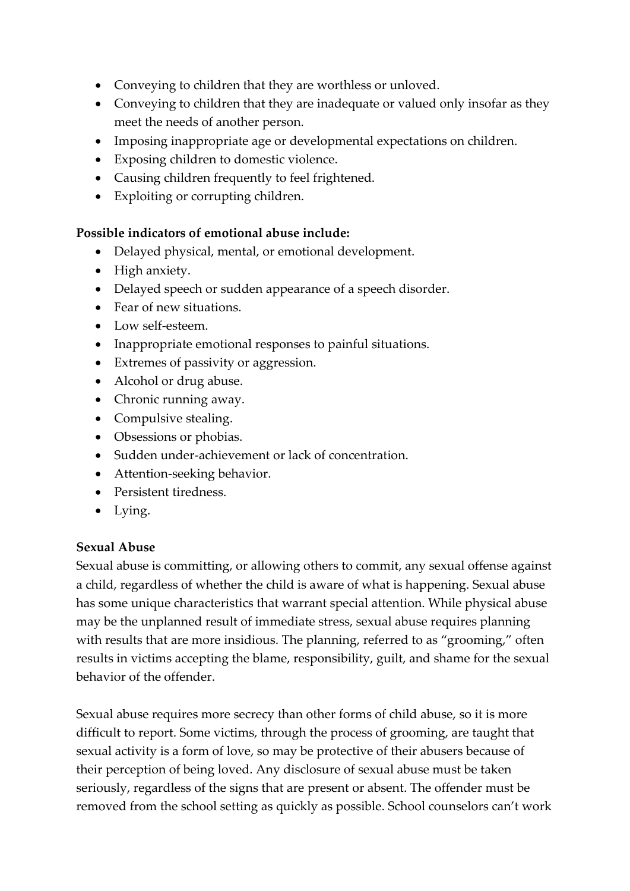- Conveying to children that they are worthless or unloved.
- Conveying to children that they are inadequate or valued only insofar as they meet the needs of another person.
- Imposing inappropriate age or developmental expectations on children.
- Exposing children to domestic violence.
- Causing children frequently to feel frightened.
- Exploiting or corrupting children.

**Possible indicators of emotional abuse include:**

- Delayed physical, mental, or emotional development.
- High anxiety.
- Delayed speech or sudden appearance of a speech disorder.
- Fear of new situations.
- Low self-esteem.
- Inappropriate emotional responses to painful situations.
- Extremes of passivity or aggression.
- Alcohol or drug abuse.
- Chronic running away.
- Compulsive stealing.
- Obsessions or phobias.
- Sudden under-achievement or lack of concentration.
- Attention-seeking behavior.
- Persistent tiredness.
- Lying.

**Sexual Abuse**

Sexual abuse is committing, or allowing others to commit, any sexual offense against a child, regardless of whether the child is aware of what is happening. Sexual abuse has some unique characteristics that warrant special attention. While physical abuse may be the unplanned result of immediate stress, sexual abuse requires planning with results that are more insidious. The planning, referred to as "grooming," often results in victims accepting the blame, responsibility, guilt, and shame for the sexual behavior of the offender.

Sexual abuse requires more secrecy than other forms of child abuse, so it is more difficult to report. Some victims, through the process of grooming, are taught that sexual activity is a form of love, so may be protective of their abusers because of their perception of being loved. Any disclosure of sexual abuse must be taken seriously, regardless of the signs that are present or absent. The offender must be removed from the school setting as quickly as possible. School counselors can't work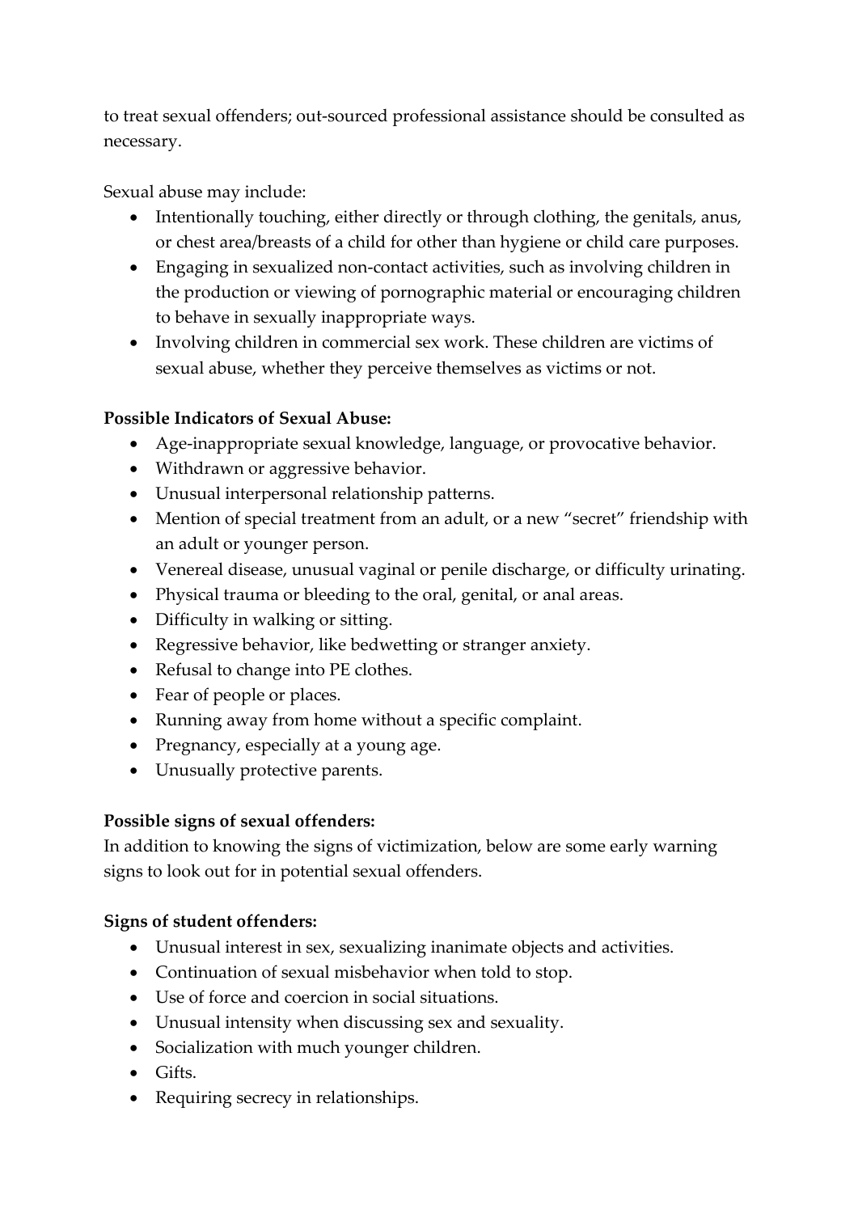to treat sexual offenders; out-sourced professional assistance should be consulted as necessary.

Sexual abuse may include:

- Intentionally touching, either directly or through clothing, the genitals, anus, or chest area/breasts of a child for other than hygiene or child care purposes.
- Engaging in sexualized non-contact activities, such as involving children in the production or viewing of pornographic material or encouraging children to behave in sexually inappropriate ways.
- Involving children in commercial sex work. These children are victims of sexual abuse, whether they perceive themselves as victims or not.

**Possible Indicators of Sexual Abuse:**

- Age-inappropriate sexual knowledge, language, or provocative behavior.
- Withdrawn or aggressive behavior.
- Unusual interpersonal relationship patterns.
- Mention of special treatment from an adult, or a new "secret" friendship with an adult or younger person.
- Venereal disease, unusual vaginal or penile discharge, or difficulty urinating.
- Physical trauma or bleeding to the oral, genital, or anal areas.
- Difficulty in walking or sitting.
- Regressive behavior, like bedwetting or stranger anxiety.
- Refusal to change into PE clothes.
- Fear of people or places.
- Running away from home without a specific complaint.
- Pregnancy, especially at a young age.
- Unusually protective parents.

**Possible signs of sexual offenders:**

In addition to knowing the signs of victimization, below are some early warning signs to look out for in potential sexual offenders.

**Signs of student offenders:**

- Unusual interest in sex, sexualizing inanimate objects and activities.
- Continuation of sexual misbehavior when told to stop.
- Use of force and coercion in social situations.
- Unusual intensity when discussing sex and sexuality.
- Socialization with much younger children.
- Gifts.
- Requiring secrecy in relationships.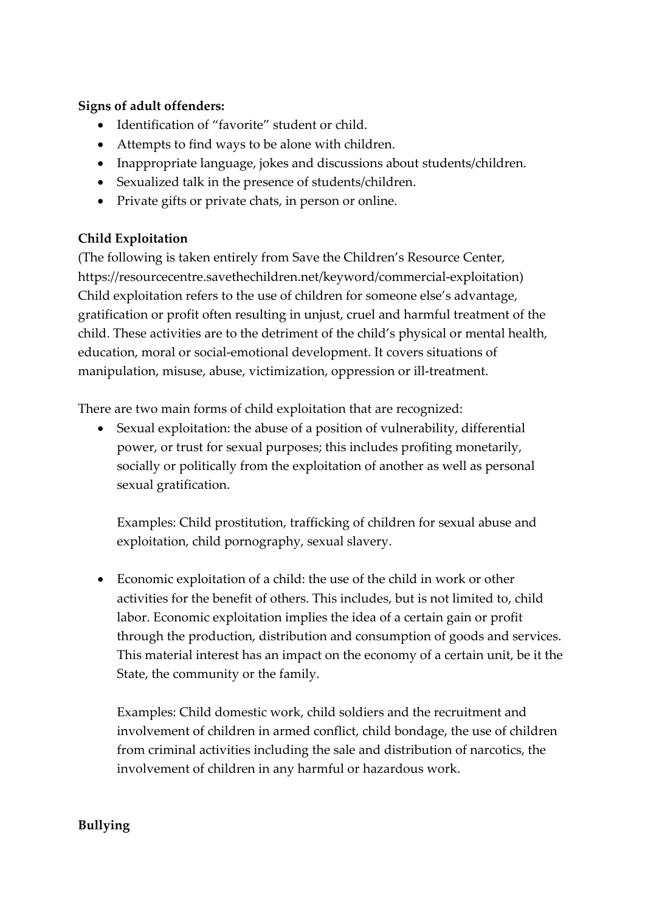**Signs of adult offenders:**

- Identification of "favorite" student or child.
- Attempts to find ways to be alone with children.
- Inappropriate language, jokes and discussions about students/children.
- Sexualized talk in the presence of students/children.
- Private gifts or private chats, in person or online.

**Child Exploitation**

(The following is taken entirely from Save the Children's Resource Center, https://resourcentre.savethechildren.net/keyword/commercial-exploitation) Child exploitation refers to the use of children for someone else's advantage, gratification or profit often resulting in unjust, cruel and harmful treatment of the child. These activities are to the detriment of the child's physical or mental health, education, moral or social-emotional development. It covers situations of manipulation, misuse, abuse, victimization, oppression or ill-treatment.

There are two main forms of child exploitation that are recognized:

- Sexual exploitation: the abuse of a position of vulnerability, differential power, or trust for sexual purposes; this includes profiting monetarily, socially or politically from the exploitation of another as well as personal sexual gratification.

  Examples: Child prostitution, trafficking of children for sexual abuse and exploitation, child pornography, sexual slavery.

- Economic exploitation of a child: the use of the child in work or other activities for the benefit of others. This includes, but is not limited to, child labor. Economic exploitation implies the idea of a certain gain or profit through the production, distribution and consumption of goods and services. This material interest has an impact on the economy of a certain unit, be it the State, the community or the family.

  Examples: Child domestic work, child soldiers and the recruitment and involvement of children in armed conflict, child bondage, the use of children from criminal activities including the sale and distribution of narcotics, the involvement of children in any harmful or hazardous work.

**Bullying**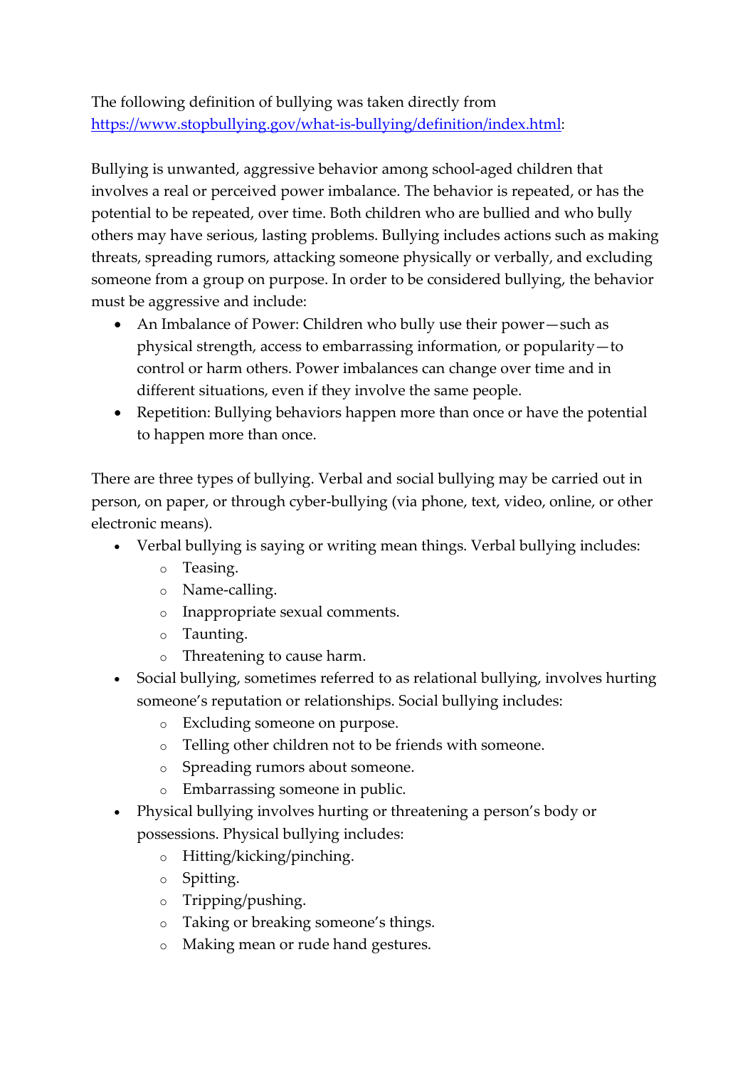The following definition of bullying was taken directly from [https://www.stopbullying.gov/what-is-bullying/definition/index.html](https://www.stopbullying.gov/what-is-bullying/definition/index.html):

Bullying is unwanted, aggressive behavior among school-aged children that involves a real or perceived power imbalance. The behavior is repeated, or has the potential to be repeated, over time. Both children who are bullied and who bully others may have serious, lasting problems. Bullying includes actions such as making threats, spreading rumors, attacking someone physically or verbally, and excluding someone from a group on purpose. In order to be considered bullying, the behavior must be aggressive and include:

- An Imbalance of Power: Children who bully use their power—such as physical strength, access to embarrassing information, or popularity—to control or harm others. Power imbalances can change over time and in different situations, even if they involve the same people.
- Repetition: Bullying behaviors happen more than once or have the potential to happen more than once.

There are three types of bullying. Verbal and social bullying may be carried out in person, on paper, or through cyber-bullying (via phone, text, video, online, or other electronic means).

- Verbal bullying is saying or writing mean things. Verbal bullying includes:
  - Teasing.
  - Name-calling.
  - Inappropriate sexual comments.
  - Taunting.
  - Threatening to cause harm.
- Social bullying, sometimes referred to as relational bullying, involves hurting someone's reputation or relationships. Social bullying includes:
  - Excluding someone on purpose.
  - Telling other children not to be friends with someone.
  - Spreading rumors about someone.
  - Embarrassing someone in public.
- Physical bullying involves hurting or threatening a person's body or possessions. Physical bullying includes:
  - Hitting/kicking/pinching.
  - Spitting.
  - Tripping/pushing.
  - Taking or breaking someone's things.
  - Making mean or rude hand gestures.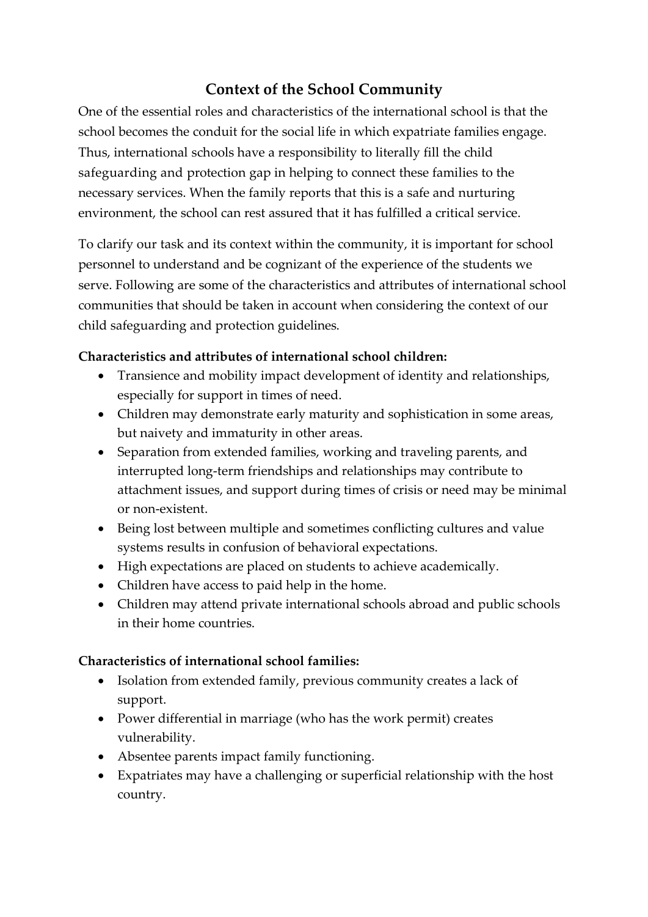## Context of the School Community

One of the essential roles and characteristics of the international school is that the school becomes the conduit for the social life in which expatriate families engage. Thus, international schools have a responsibility to literally fill the child safeguarding and protection gap in helping to connect these families to the necessary services. When the family reports that this is a safe and nurturing environment, the school can rest assured that it has fulfilled a critical service.

To clarify our task and its context within the community, it is important for school personnel to understand and be cognizant of the experience of the students we serve. Following are some of the characteristics and attributes of international school communities that should be taken in account when considering the context of our child safeguarding and protection guidelines.

**Characteristics and attributes of international school children:**

- Transience and mobility impact development of identity and relationships, especially for support in times of need.
- Children may demonstrate early maturity and sophistication in some areas, but naivety and immaturity in other areas.
- Separation from extended families, working and traveling parents, and interrupted long-term friendships and relationships may contribute to attachment issues, and support during times of crisis or need may be minimal or non-existent.
- Being lost between multiple and sometimes conflicting cultures and value systems results in confusion of behavioral expectations.
- High expectations are placed on students to achieve academically.
- Children have access to paid help in the home.
- Children may attend private international schools abroad and public schools in their home countries.

**Characteristics of international school families:**

- Isolation from extended family, previous community creates a lack of support.
- Power differential in marriage (who has the work permit) creates vulnerability.
- Absentee parents impact family functioning.
- Expatriates may have a challenging or superficial relationship with the host country.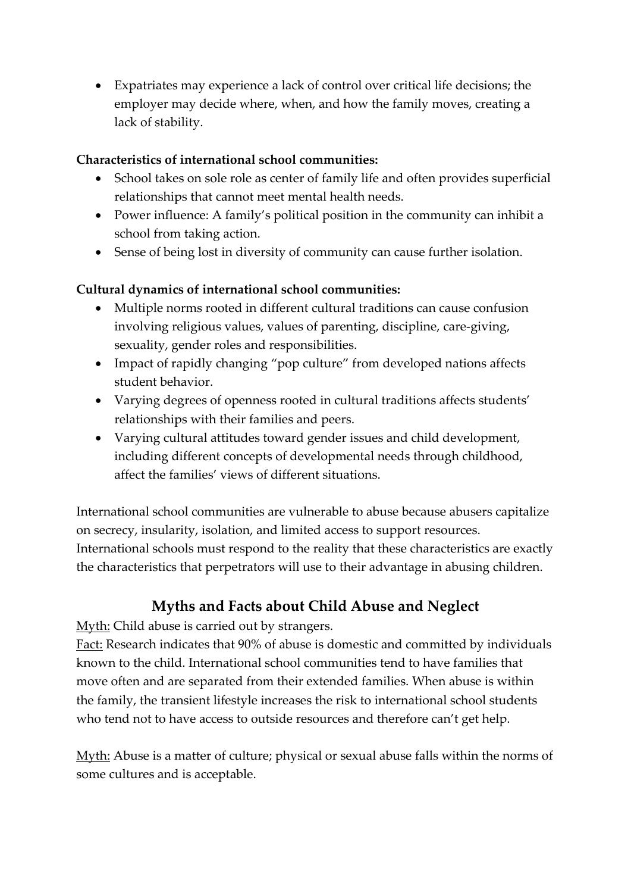- Expatriates may experience a lack of control over critical life decisions; the employer may decide where, when, and how the family moves, creating a lack of stability.

**Characteristics of international school communities:**

- School takes on sole role as center of family life and often provides superficial relationships that cannot meet mental health needs.
- Power influence: A family's political position in the community can inhibit a school from taking action.
- Sense of being lost in diversity of community can cause further isolation.

**Cultural dynamics of international school communities:**

- Multiple norms rooted in different cultural traditions can cause confusion involving religious values, values of parenting, discipline, care-giving, sexuality, gender roles and responsibilities.
- Impact of rapidly changing "pop culture" from developed nations affects student behavior.
- Varying degrees of openness rooted in cultural traditions affects students' relationships with their families and peers.
- Varying cultural attitudes toward gender issues and child development, including different concepts of developmental needs through childhood, affect the families' views of different situations.

International school communities are vulnerable to abuse because abusers capitalize on secrecy, insularity, isolation, and limited access to support resources. International schools must respond to the reality that these characteristics are exactly the characteristics that perpetrators will use to their advantage in abusing children.

## Myths and Facts about Child Abuse and Neglect

<u>Myth:</u> Child abuse is carried out by strangers.
<u>Fact:</u> Research indicates that 90% of abuse is domestic and committed by individuals known to the child. International school communities tend to have families that move often and are separated from their extended families. When abuse is within the family, the transient lifestyle increases the risk to international school students who tend not to have access to outside resources and therefore can't get help.

<u>Myth:</u> Abuse is a matter of culture; physical or sexual abuse falls within the norms of some cultures and is acceptable.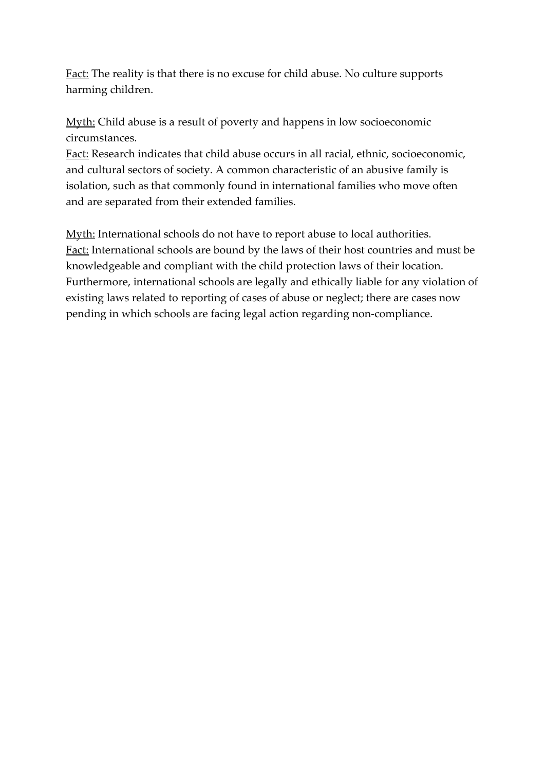<u>Fact:</u> The reality is that there is no excuse for child abuse. No culture supports harming children.

<u>Myth:</u> Child abuse is a result of poverty and happens in low socioeconomic circumstances.
<u>Fact:</u> Research indicates that child abuse occurs in all racial, ethnic, socioeconomic, and cultural sectors of society. A common characteristic of an abusive family is isolation, such as that commonly found in international families who move often and are separated from their extended families.

<u>Myth:</u> International schools do not have to report abuse to local authorities.
<u>Fact:</u> International schools are bound by the laws of their host countries and must be knowledgeable and compliant with the child protection laws of their location. Furthermore, international schools are legally and ethically liable for any violation of existing laws related to reporting of cases of abuse or neglect; there are cases now pending in which schools are facing legal action regarding non-compliance.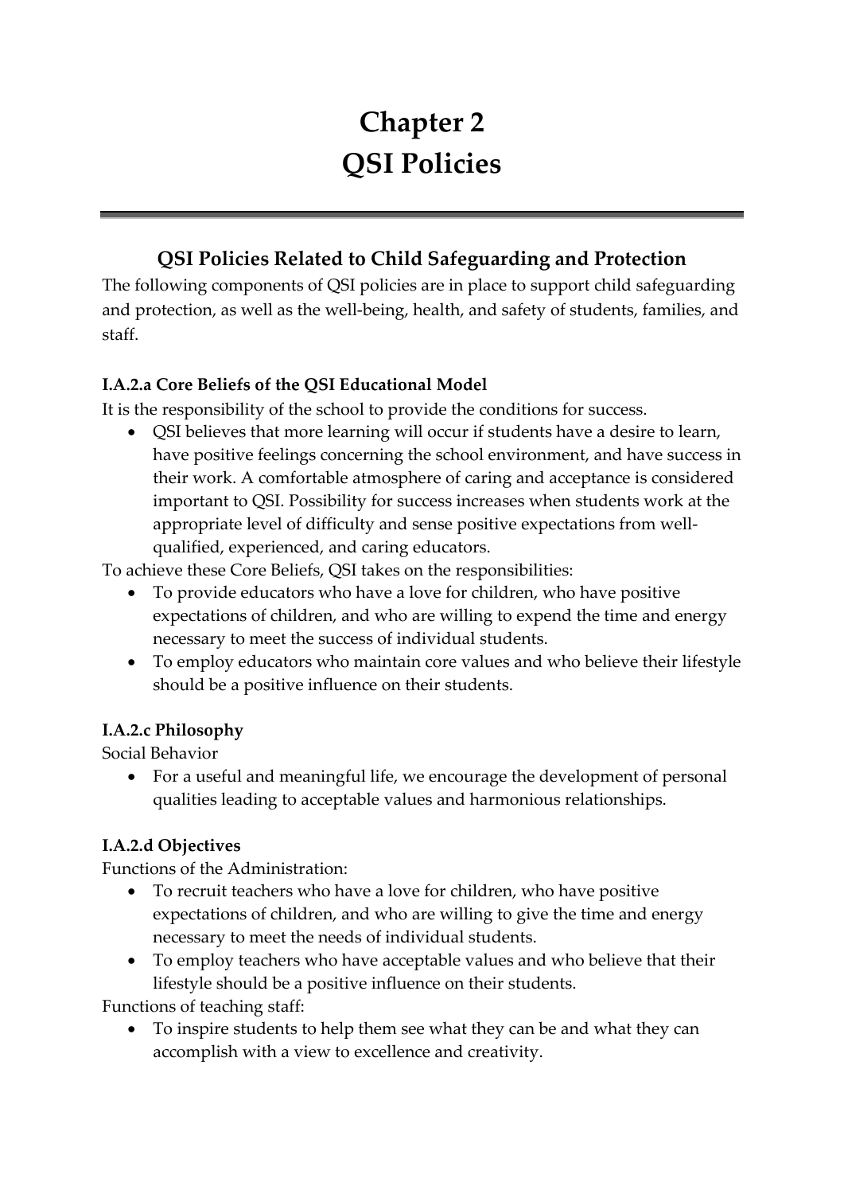# Chapter 2
# QSI Policies

## QSI Policies Related to Child Safeguarding and Protection

The following components of QSI policies are in place to support child safeguarding and protection, as well as the well-being, health, and safety of students, families, and staff.

### I.A.2.a Core Beliefs of the QSI Educational Model

It is the responsibility of the school to provide the conditions for success.

- QSI believes that more learning will occur if students have a desire to learn, have positive feelings concerning the school environment, and have success in their work. A comfortable atmosphere of caring and acceptance is considered important to QSI. Possibility for success increases when students work at the appropriate level of difficulty and sense positive expectations from well-qualified, experienced, and caring educators.

To achieve these Core Beliefs, QSI takes on the responsibilities:

- To provide educators who have a love for children, who have positive expectations of children, and who are willing to expend the time and energy necessary to meet the success of individual students.
- To employ educators who maintain core values and who believe their lifestyle should be a positive influence on their students.

### I.A.2.c Philosophy

Social Behavior

- For a useful and meaningful life, we encourage the development of personal qualities leading to acceptable values and harmonious relationships.

### I.A.2.d Objectives

Functions of the Administration:

- To recruit teachers who have a love for children, who have positive expectations of children, and who are willing to give the time and energy necessary to meet the needs of individual students.
- To employ teachers who have acceptable values and who believe that their lifestyle should be a positive influence on their students.

Functions of teaching staff:

- To inspire students to help them see what they can be and what they can accomplish with a view to excellence and creativity.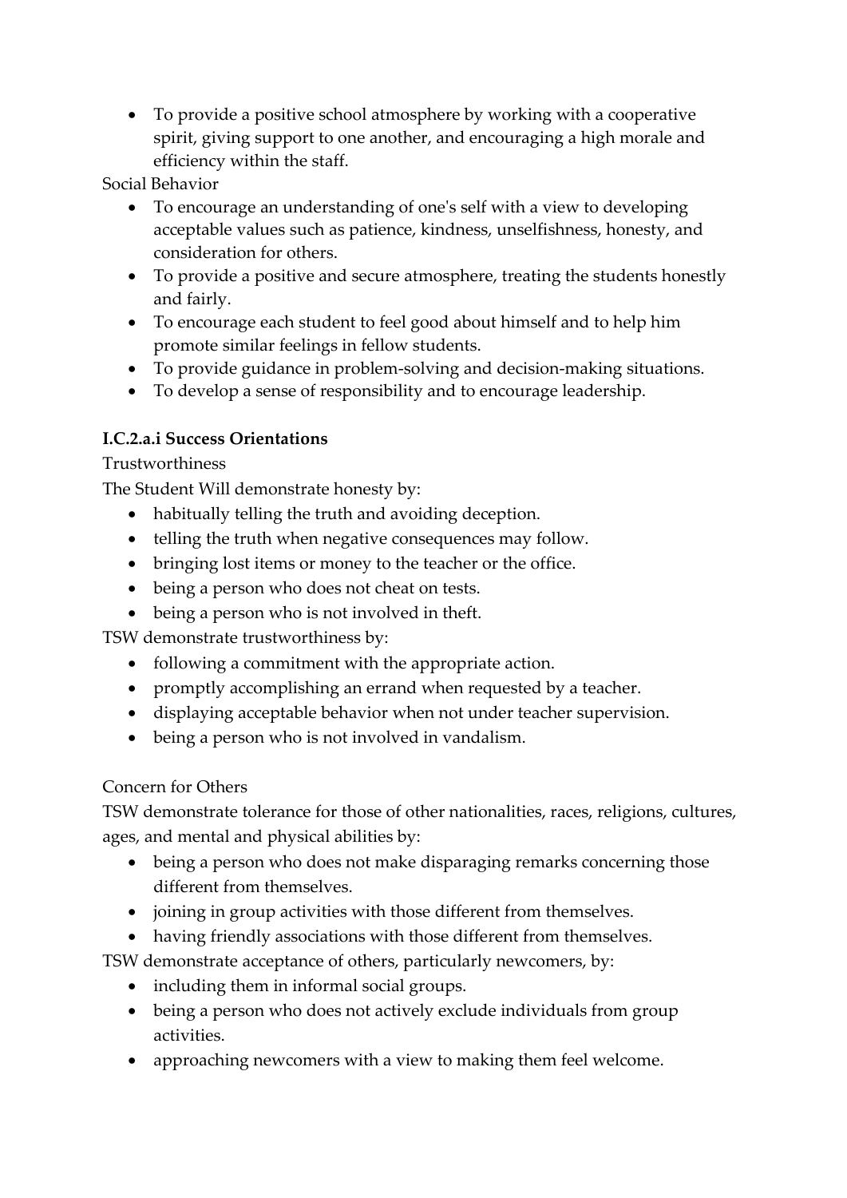- To provide a positive school atmosphere by working with a cooperative spirit, giving support to one another, and encouraging a high morale and efficiency within the staff.

Social Behavior

- To encourage an understanding of one's self with a view to developing acceptable values such as patience, kindness, unselfishness, honesty, and consideration for others.
- To provide a positive and secure atmosphere, treating the students honestly and fairly.
- To encourage each student to feel good about himself and to help him promote similar feelings in fellow students.
- To provide guidance in problem-solving and decision-making situations.
- To develop a sense of responsibility and to encourage leadership.

**I.C.2.a.i Success Orientations**

Trustworthiness

The Student Will demonstrate honesty by:

- habitually telling the truth and avoiding deception.
- telling the truth when negative consequences may follow.
- bringing lost items or money to the teacher or the office.
- being a person who does not cheat on tests.
- being a person who is not involved in theft.

TSW demonstrate trustworthiness by:

- following a commitment with the appropriate action.
- promptly accomplishing an errand when requested by a teacher.
- displaying acceptable behavior when not under teacher supervision.
- being a person who is not involved in vandalism.

Concern for Others

TSW demonstrate tolerance for those of other nationalities, races, religions, cultures, ages, and mental and physical abilities by:

- being a person who does not make disparaging remarks concerning those different from themselves.
- joining in group activities with those different from themselves.
- having friendly associations with those different from themselves.

TSW demonstrate acceptance of others, particularly newcomers, by:

- including them in informal social groups.
- being a person who does not actively exclude individuals from group activities.
- approaching newcomers with a view to making them feel welcome.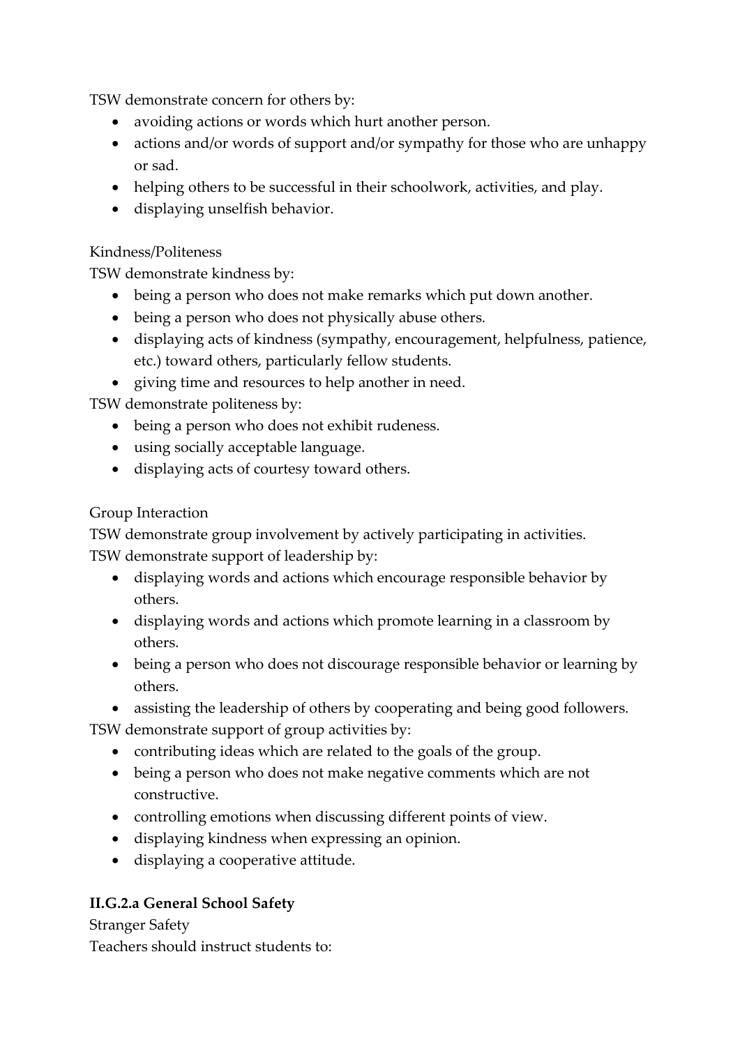TSW demonstrate concern for others by:

- avoiding actions or words which hurt another person.
- actions and/or words of support and/or sympathy for those who are unhappy or sad.
- helping others to be successful in their schoolwork, activities, and play.
- displaying unselfish behavior.

Kindness/Politeness

TSW demonstrate kindness by:

- being a person who does not make remarks which put down another.
- being a person who does not physically abuse others.
- displaying acts of kindness (sympathy, encouragement, helpfulness, patience, etc.) toward others, particularly fellow students.
- giving time and resources to help another in need.

TSW demonstrate politeness by:

- being a person who does not exhibit rudeness.
- using socially acceptable language.
- displaying acts of courtesy toward others.

Group Interaction

TSW demonstrate group involvement by actively participating in activities.

TSW demonstrate support of leadership by:

- displaying words and actions which encourage responsible behavior by others.
- displaying words and actions which promote learning in a classroom by others.
- being a person who does not discourage responsible behavior or learning by others.
- assisting the leadership of others by cooperating and being good followers.

TSW demonstrate support of group activities by:

- contributing ideas which are related to the goals of the group.
- being a person who does not make negative comments which are not constructive.
- controlling emotions when discussing different points of view.
- displaying kindness when expressing an opinion.
- displaying a cooperative attitude.

**II.G.2.a General School Safety**

Stranger Safety

Teachers should instruct students to: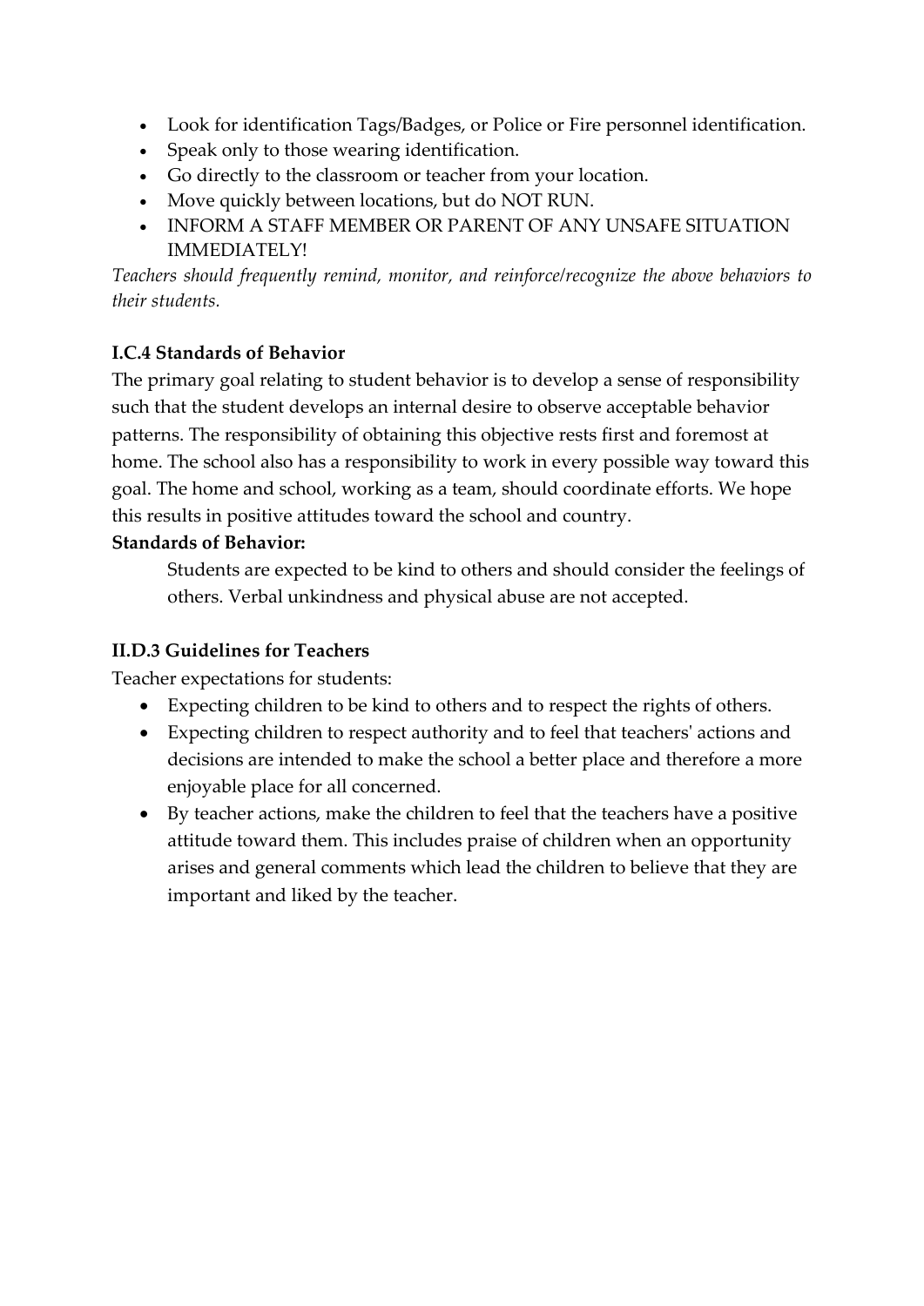- Look for identification Tags/Badges, or Police or Fire personnel identification.
- Speak only to those wearing identification.
- Go directly to the classroom or teacher from your location.
- Move quickly between locations, but do NOT RUN.
- INFORM A STAFF MEMBER OR PARENT OF ANY UNSAFE SITUATION IMMEDIATELY!

*Teachers should frequently remind, monitor, and reinforce/recognize the above behaviors to their students.*

### I.C.4 Standards of Behavior

The primary goal relating to student behavior is to develop a sense of responsibility such that the student develops an internal desire to observe acceptable behavior patterns. The responsibility of obtaining this objective rests first and foremost at home. The school also has a responsibility to work in every possible way toward this goal. The home and school, working as a team, should coordinate efforts. We hope this results in positive attitudes toward the school and country.

**Standards of Behavior:**

Students are expected to be kind to others and should consider the feelings of others. Verbal unkindness and physical abuse are not accepted.

### II.D.3 Guidelines for Teachers

Teacher expectations for students:

- Expecting children to be kind to others and to respect the rights of others.
- Expecting children to respect authority and to feel that teachers' actions and decisions are intended to make the school a better place and therefore a more enjoyable place for all concerned.
- By teacher actions, make the children to feel that the teachers have a positive attitude toward them. This includes praise of children when an opportunity arises and general comments which lead the children to believe that they are important and liked by the teacher.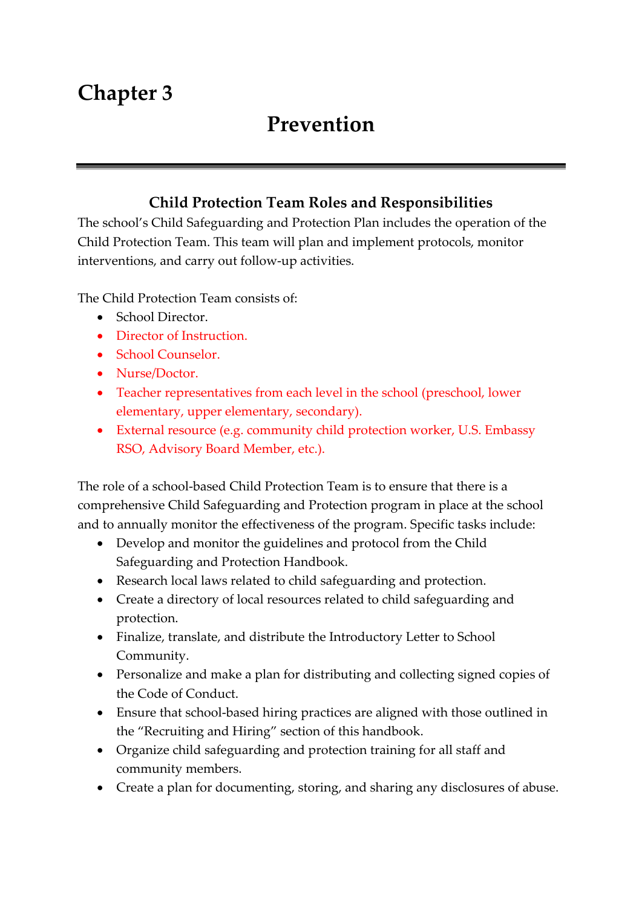# Chapter 3

## Prevention

### Child Protection Team Roles and Responsibilities

The school's Child Safeguarding and Protection Plan includes the operation of the Child Protection Team. This team will plan and implement protocols, monitor interventions, and carry out follow-up activities.

The Child Protection Team consists of:

- School Director.
- Director of Instruction.
- School Counselor.
- Nurse/Doctor.
- Teacher representatives from each level in the school (preschool, lower elementary, upper elementary, secondary).
- External resource (e.g. community child protection worker, U.S. Embassy RSO, Advisory Board Member, etc.).

The role of a school-based Child Protection Team is to ensure that there is a comprehensive Child Safeguarding and Protection program in place at the school and to annually monitor the effectiveness of the program. Specific tasks include:

- Develop and monitor the guidelines and protocol from the Child Safeguarding and Protection Handbook.
- Research local laws related to child safeguarding and protection.
- Create a directory of local resources related to child safeguarding and protection.
- Finalize, translate, and distribute the Introductory Letter to School Community.
- Personalize and make a plan for distributing and collecting signed copies of the Code of Conduct.
- Ensure that school-based hiring practices are aligned with those outlined in the "Recruiting and Hiring" section of this handbook.
- Organize child safeguarding and protection training for all staff and community members.
- Create a plan for documenting, storing, and sharing any disclosures of abuse.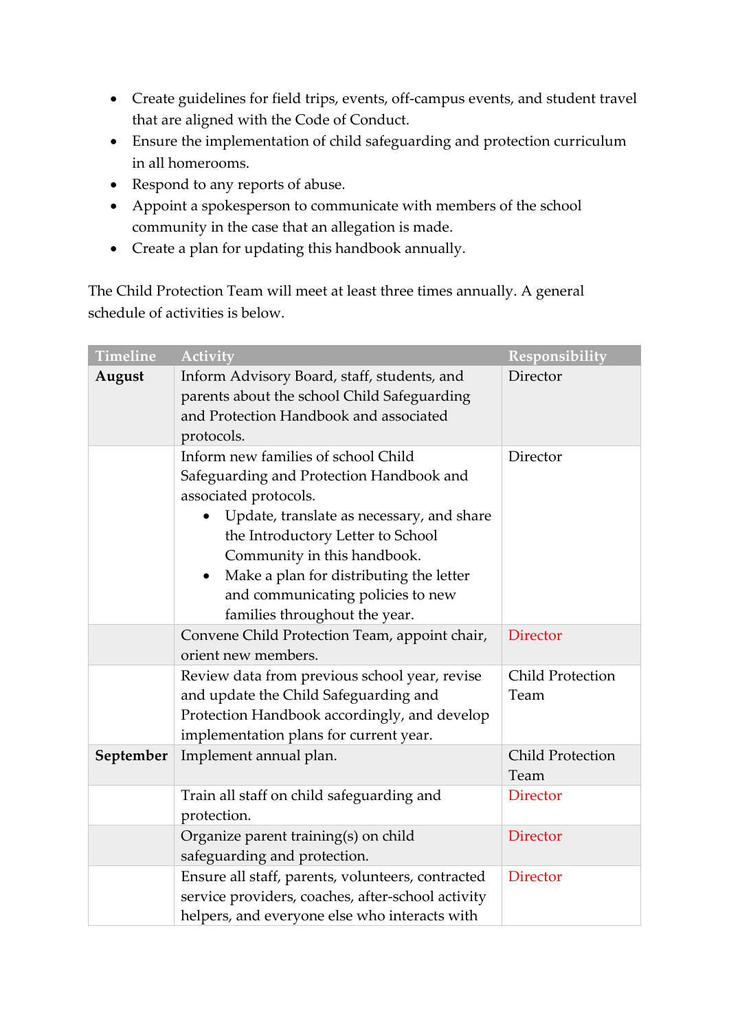- Create guidelines for field trips, events, off-campus events, and student travel that are aligned with the Code of Conduct.
- Ensure the implementation of child safeguarding and protection curriculum in all homerooms.
- Respond to any reports of abuse.
- Appoint a spokesperson to communicate with members of the school community in the case that an allegation is made.
- Create a plan for updating this handbook annually.

The Child Protection Team will meet at least three times annually. A general schedule of activities is below.

| Timeline | Activity | Responsibility |
|---|---|---|
| **August** | Inform Advisory Board, staff, students, and parents about the school Child Safeguarding and Protection Handbook and associated protocols. | Director |
| | Inform new families of school Child Safeguarding and Protection Handbook and associated protocols.<br>• Update, translate as necessary, and share the Introductory Letter to School Community in this handbook.<br>• Make a plan for distributing the letter and communicating policies to new families throughout the year. | Director |
| | Convene Child Protection Team, appoint chair, orient new members. | Director |
| | Review data from previous school year, revise and update the Child Safeguarding and Protection Handbook accordingly, and develop implementation plans for current year. | Child Protection Team |
| **September** | Implement annual plan. | Child Protection Team |
| | Train all staff on child safeguarding and protection. | Director |
| | Organize parent training(s) on child safeguarding and protection. | Director |
| | Ensure all staff, parents, volunteers, contracted service providers, coaches, after-school activity helpers, and everyone else who interacts with | Director |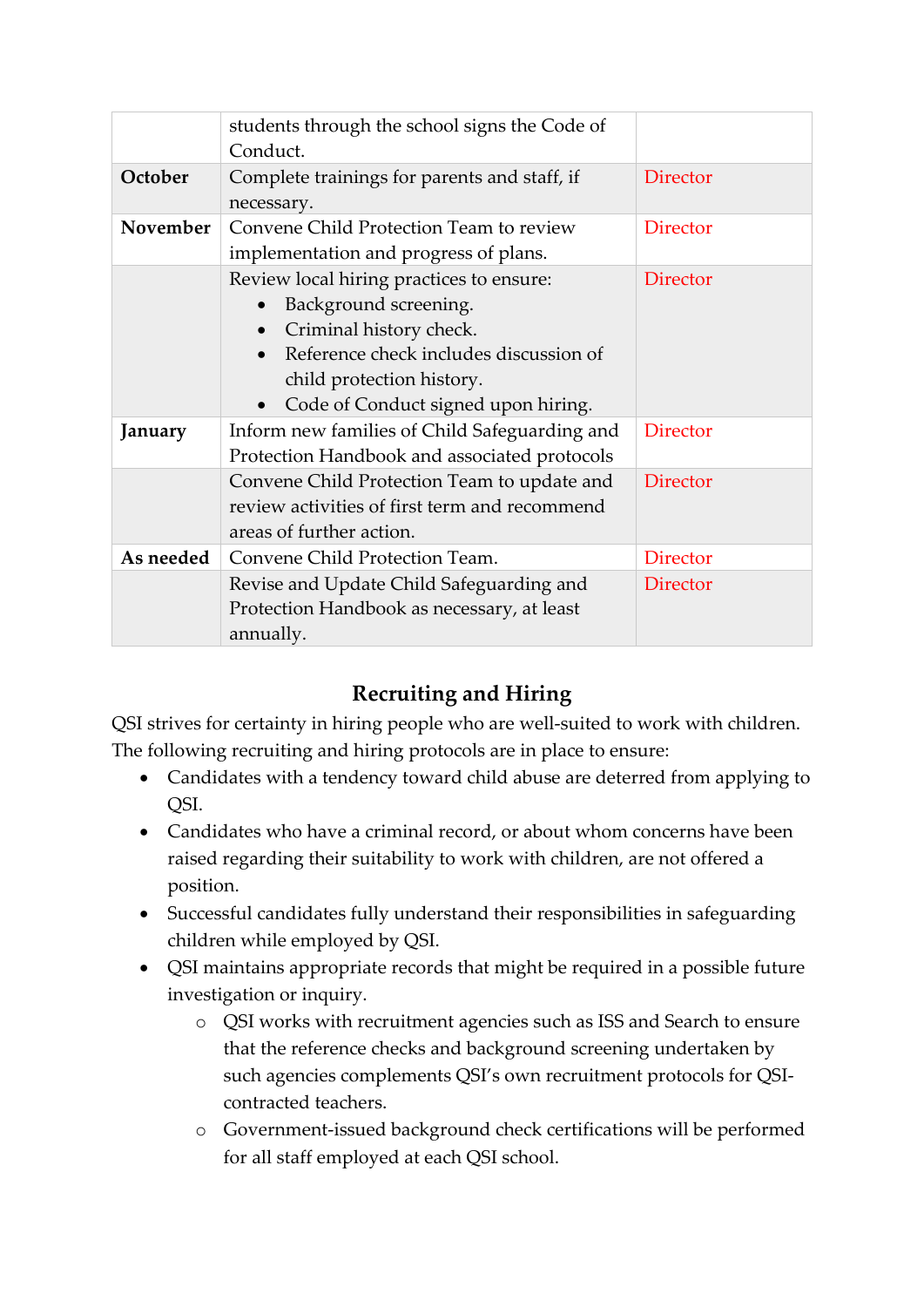| | | |
|---|---|---|
| | students through the school signs the Code of Conduct. | |
| **October** | Complete trainings for parents and staff, if necessary. | Director |
| **November** | Convene Child Protection Team to review implementation and progress of plans. | Director |
| | Review local hiring practices to ensure:<br>• Background screening.<br>• Criminal history check.<br>• Reference check includes discussion of child protection history.<br>• Code of Conduct signed upon hiring. | Director |
| **January** | Inform new families of Child Safeguarding and Protection Handbook and associated protocols | Director |
| | Convene Child Protection Team to update and review activities of first term and recommend areas of further action. | Director |
| **As needed** | Convene Child Protection Team. | Director |
| | Revise and Update Child Safeguarding and Protection Handbook as necessary, at least annually. | Director |

## Recruiting and Hiring

QSI strives for certainty in hiring people who are well-suited to work with children. The following recruiting and hiring protocols are in place to ensure:

- Candidates with a tendency toward child abuse are deterred from applying to QSI.
- Candidates who have a criminal record, or about whom concerns have been raised regarding their suitability to work with children, are not offered a position.
- Successful candidates fully understand their responsibilities in safeguarding children while employed by QSI.
- QSI maintains appropriate records that might be required in a possible future investigation or inquiry.
  - QSI works with recruitment agencies such as ISS and Search to ensure that the reference checks and background screening undertaken by such agencies complements QSI's own recruitment protocols for QSI-contracted teachers.
  - Government-issued background check certifications will be performed for all staff employed at each QSI school.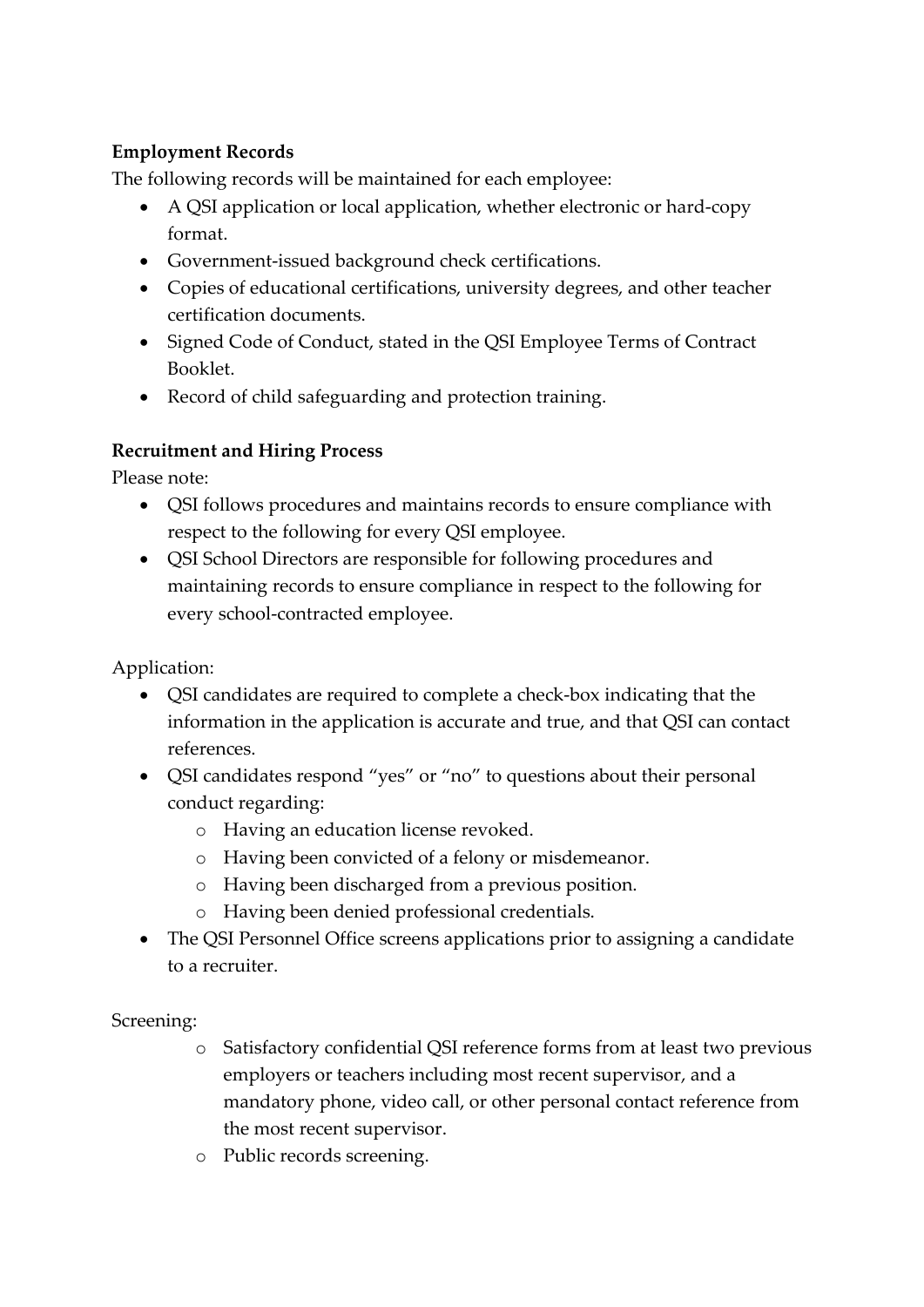**Employment Records**

The following records will be maintained for each employee:

- A QSI application or local application, whether electronic or hard-copy format.
- Government-issued background check certifications.
- Copies of educational certifications, university degrees, and other teacher certification documents.
- Signed Code of Conduct, stated in the QSI Employee Terms of Contract Booklet.
- Record of child safeguarding and protection training.

**Recruitment and Hiring Process**

Please note:

- QSI follows procedures and maintains records to ensure compliance with respect to the following for every QSI employee.
- QSI School Directors are responsible for following procedures and maintaining records to ensure compliance in respect to the following for every school-contracted employee.

Application:

- QSI candidates are required to complete a check-box indicating that the information in the application is accurate and true, and that QSI can contact references.
- QSI candidates respond "yes" or "no" to questions about their personal conduct regarding:
    - Having an education license revoked.
    - Having been convicted of a felony or misdemeanor.
    - Having been discharged from a previous position.
    - Having been denied professional credentials.
- The QSI Personnel Office screens applications prior to assigning a candidate to a recruiter.

Screening:

- Satisfactory confidential QSI reference forms from at least two previous employers or teachers including most recent supervisor, and a mandatory phone, video call, or other personal contact reference from the most recent supervisor.
- Public records screening.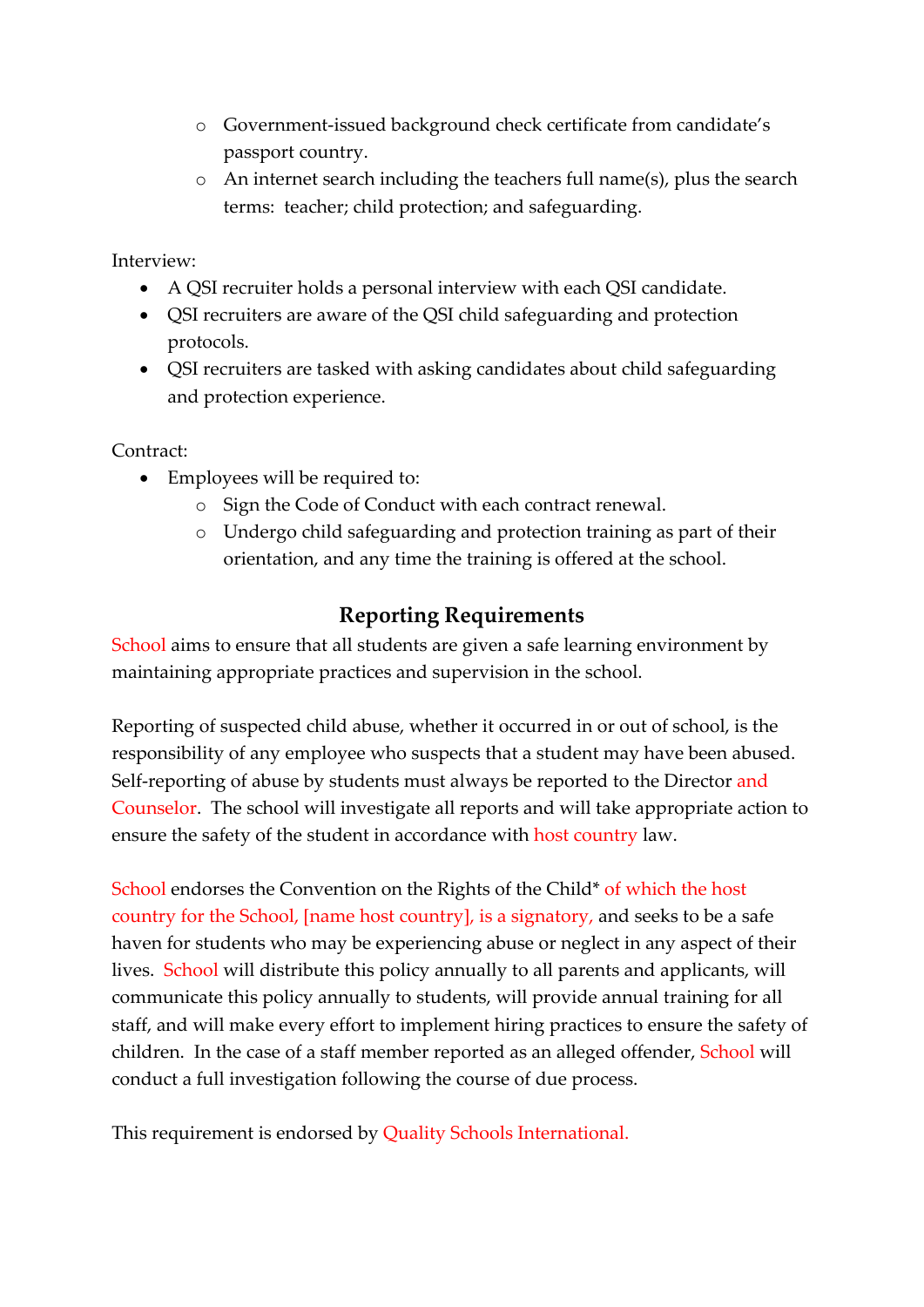- Government-issued background check certificate from candidate's passport country.
    - An internet search including the teachers full name(s), plus the search terms: teacher; child protection; and safeguarding.

Interview:

- A QSI recruiter holds a personal interview with each QSI candidate.
- QSI recruiters are aware of the QSI child safeguarding and protection protocols.
- QSI recruiters are tasked with asking candidates about child safeguarding and protection experience.

Contract:

- Employees will be required to:
    - Sign the Code of Conduct with each contract renewal.
    - Undergo child safeguarding and protection training as part of their orientation, and any time the training is offered at the school.

## Reporting Requirements

School aims to ensure that all students are given a safe learning environment by maintaining appropriate practices and supervision in the school.

Reporting of suspected child abuse, whether it occurred in or out of school, is the responsibility of any employee who suspects that a student may have been abused. Self-reporting of abuse by students must always be reported to the Director and Counselor. The school will investigate all reports and will take appropriate action to ensure the safety of the student in accordance with host country law.

School endorses the Convention on the Rights of the Child* of which the host country for the School, [name host country], is a signatory, and seeks to be a safe haven for students who may be experiencing abuse or neglect in any aspect of their lives. School will distribute this policy annually to all parents and applicants, will communicate this policy annually to students, will provide annual training for all staff, and will make every effort to implement hiring practices to ensure the safety of children. In the case of a staff member reported as an alleged offender, School will conduct a full investigation following the course of due process.

This requirement is endorsed by Quality Schools International.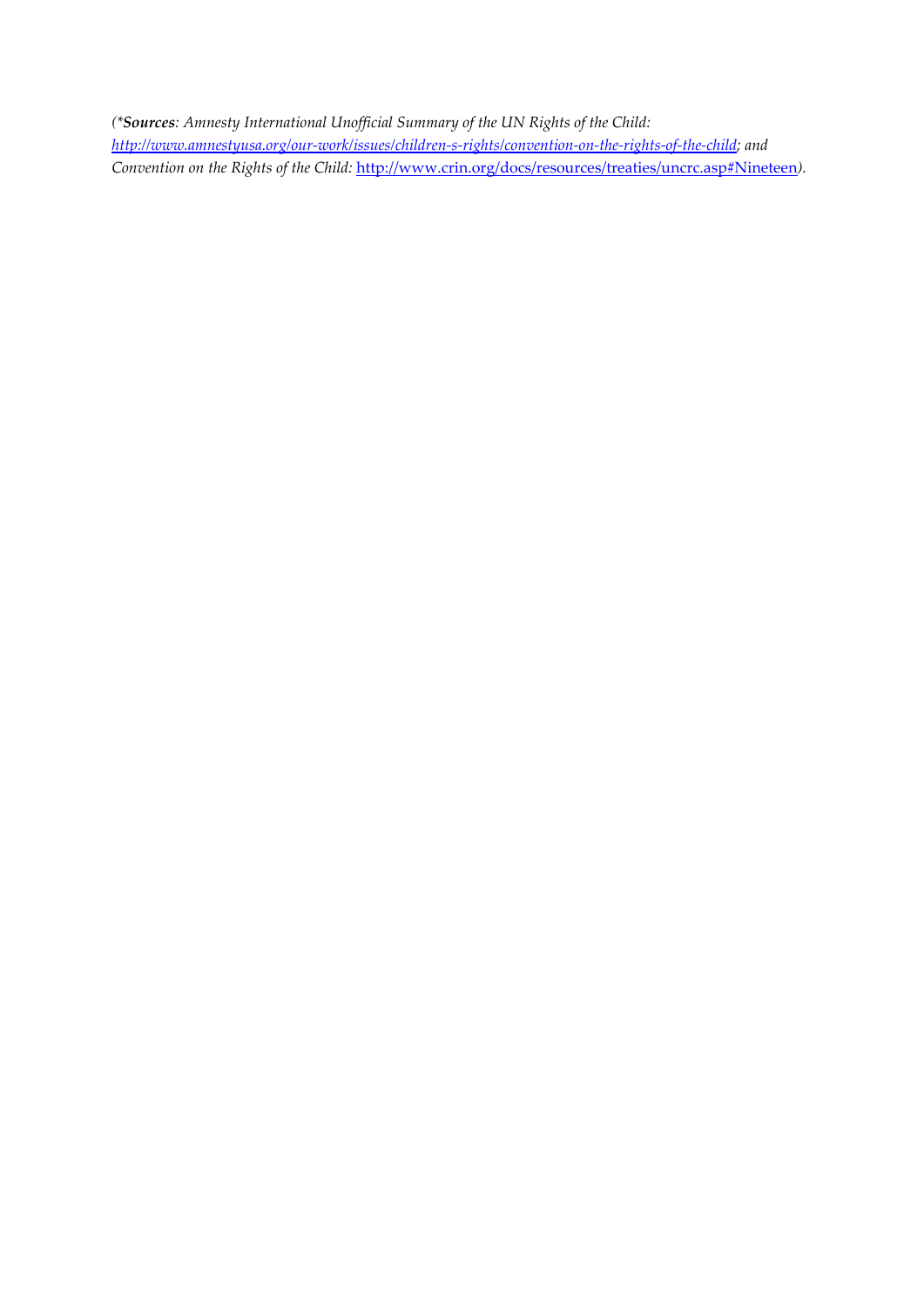*(\*__Sources__: Amnesty International Unofficial Summary of the UN Rights of the Child: [http://www.amnestyusa.org/our-work/issues/children-s-rights/convention-on-the-rights-of-the-child](http://www.amnestyusa.org/our-work/issues/children-s-rights/convention-on-the-rights-of-the-child); and Convention on the Rights of the Child:* [http://www.crin.org/docs/resources/treaties/uncrc.asp#Nineteen](http://www.crin.org/docs/resources/treaties/uncrc.asp#Nineteen)*).*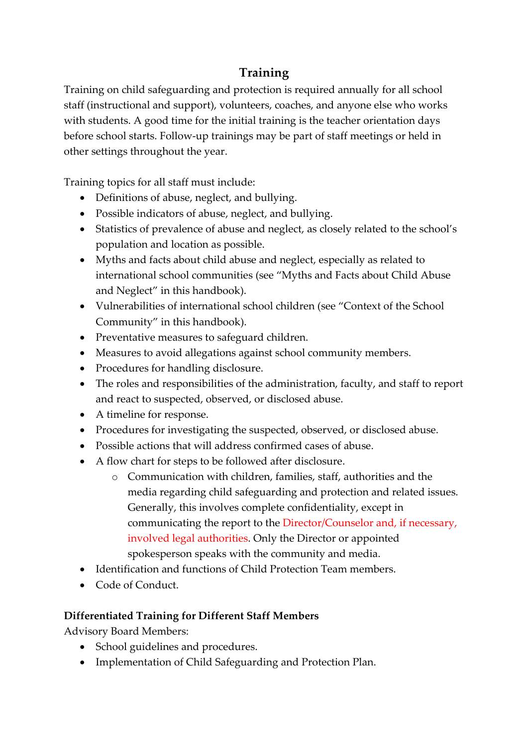## Training

Training on child safeguarding and protection is required annually for all school staff (instructional and support), volunteers, coaches, and anyone else who works with students. A good time for the initial training is the teacher orientation days before school starts. Follow-up trainings may be part of staff meetings or held in other settings throughout the year.

Training topics for all staff must include:

- Definitions of abuse, neglect, and bullying.
- Possible indicators of abuse, neglect, and bullying.
- Statistics of prevalence of abuse and neglect, as closely related to the school's population and location as possible.
- Myths and facts about child abuse and neglect, especially as related to international school communities (see "Myths and Facts about Child Abuse and Neglect" in this handbook).
- Vulnerabilities of international school children (see "Context of the School Community" in this handbook).
- Preventative measures to safeguard children.
- Measures to avoid allegations against school community members.
- Procedures for handling disclosure.
- The roles and responsibilities of the administration, faculty, and staff to report and react to suspected, observed, or disclosed abuse.
- A timeline for response.
- Procedures for investigating the suspected, observed, or disclosed abuse.
- Possible actions that will address confirmed cases of abuse.
- A flow chart for steps to be followed after disclosure.
    - Communication with children, families, staff, authorities and the media regarding child safeguarding and protection and related issues. Generally, this involves complete confidentiality, except in communicating the report to the Director/Counselor and, if necessary, involved legal authorities. Only the Director or appointed spokesperson speaks with the community and media.
- Identification and functions of Child Protection Team members.
- Code of Conduct.

**Differentiated Training for Different Staff Members**

Advisory Board Members:

- School guidelines and procedures.
- Implementation of Child Safeguarding and Protection Plan.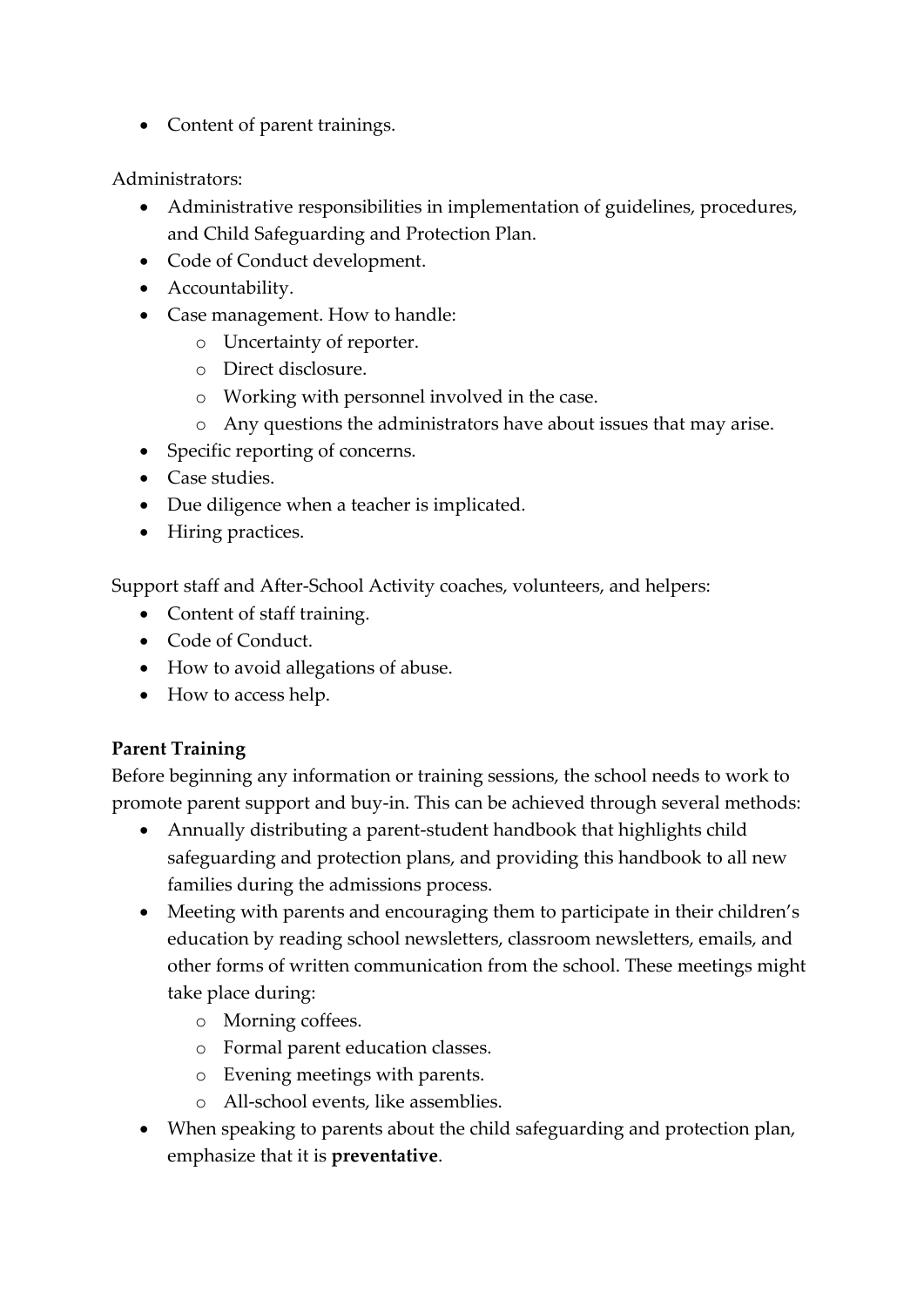- Content of parent trainings.

Administrators:

- Administrative responsibilities in implementation of guidelines, procedures, and Child Safeguarding and Protection Plan.
- Code of Conduct development.
- Accountability.
- Case management. How to handle:
    - Uncertainty of reporter.
    - Direct disclosure.
    - Working with personnel involved in the case.
    - Any questions the administrators have about issues that may arise.
- Specific reporting of concerns.
- Case studies.
- Due diligence when a teacher is implicated.
- Hiring practices.

Support staff and After-School Activity coaches, volunteers, and helpers:

- Content of staff training.
- Code of Conduct.
- How to avoid allegations of abuse.
- How to access help.

**Parent Training**

Before beginning any information or training sessions, the school needs to work to promote parent support and buy-in. This can be achieved through several methods:

- Annually distributing a parent-student handbook that highlights child safeguarding and protection plans, and providing this handbook to all new families during the admissions process.
- Meeting with parents and encouraging them to participate in their children's education by reading school newsletters, classroom newsletters, emails, and other forms of written communication from the school. These meetings might take place during:
    - Morning coffees.
    - Formal parent education classes.
    - Evening meetings with parents.
    - All-school events, like assemblies.
- When speaking to parents about the child safeguarding and protection plan, emphasize that it is **preventative**.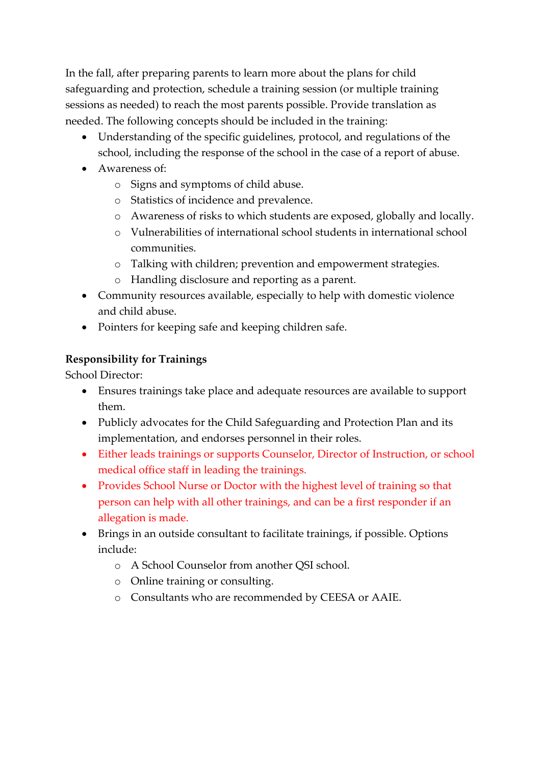In the fall, after preparing parents to learn more about the plans for child safeguarding and protection, schedule a training session (or multiple training sessions as needed) to reach the most parents possible. Provide translation as needed. The following concepts should be included in the training:

- Understanding of the specific guidelines, protocol, and regulations of the school, including the response of the school in the case of a report of abuse.
- Awareness of:
  - Signs and symptoms of child abuse.
  - Statistics of incidence and prevalence.
  - Awareness of risks to which students are exposed, globally and locally.
  - Vulnerabilities of international school students in international school communities.
  - Talking with children; prevention and empowerment strategies.
  - Handling disclosure and reporting as a parent.
- Community resources available, especially to help with domestic violence and child abuse.
- Pointers for keeping safe and keeping children safe.

**Responsibility for Trainings**

School Director:

- Ensures trainings take place and adequate resources are available to support them.
- Publicly advocates for the Child Safeguarding and Protection Plan and its implementation, and endorses personnel in their roles.
- Either leads trainings or supports Counselor, Director of Instruction, or school medical office staff in leading the trainings.
- Provides School Nurse or Doctor with the highest level of training so that person can help with all other trainings, and can be a first responder if an allegation is made.
- Brings in an outside consultant to facilitate trainings, if possible. Options include:
  - A School Counselor from another QSI school.
  - Online training or consulting.
  - Consultants who are recommended by CEESA or AAIE.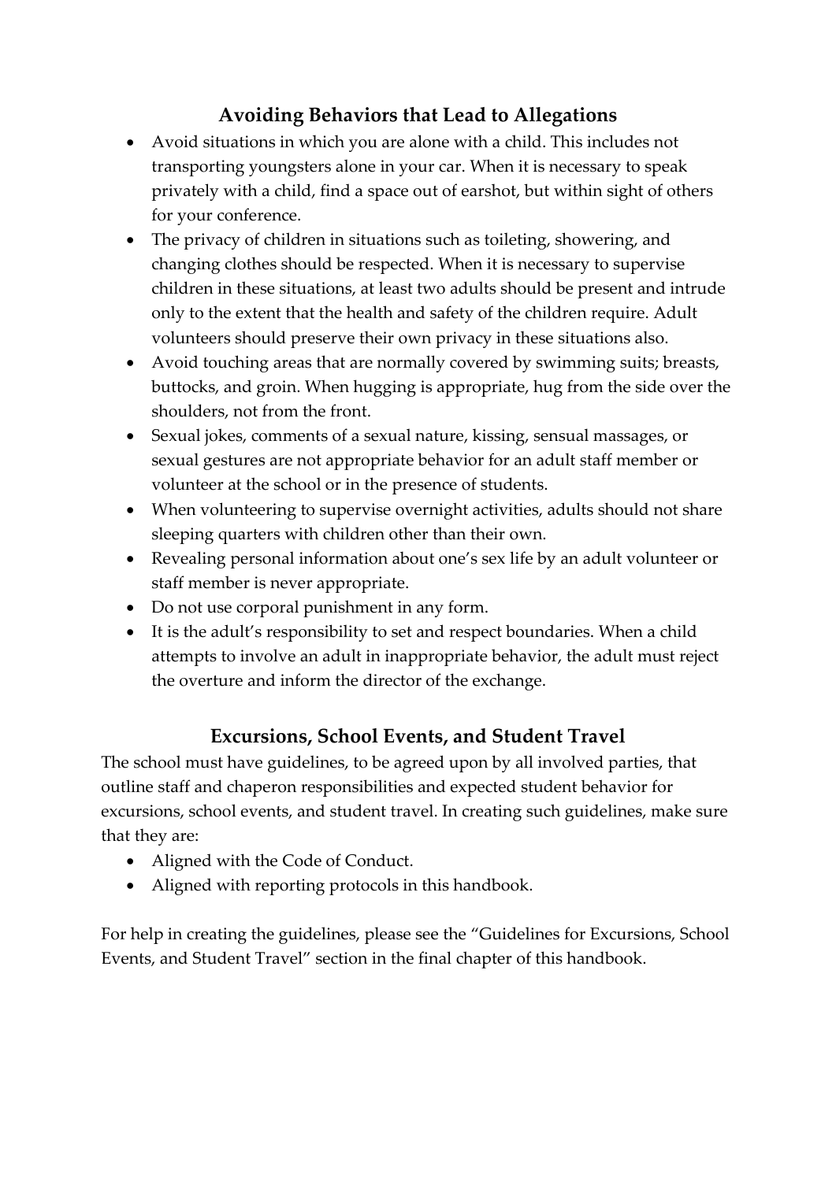## Avoiding Behaviors that Lead to Allegations

- Avoid situations in which you are alone with a child. This includes not transporting youngsters alone in your car. When it is necessary to speak privately with a child, find a space out of earshot, but within sight of others for your conference.
- The privacy of children in situations such as toileting, showering, and changing clothes should be respected. When it is necessary to supervise children in these situations, at least two adults should be present and intrude only to the extent that the health and safety of the children require. Adult volunteers should preserve their own privacy in these situations also.
- Avoid touching areas that are normally covered by swimming suits; breasts, buttocks, and groin. When hugging is appropriate, hug from the side over the shoulders, not from the front.
- Sexual jokes, comments of a sexual nature, kissing, sensual massages, or sexual gestures are not appropriate behavior for an adult staff member or volunteer at the school or in the presence of students.
- When volunteering to supervise overnight activities, adults should not share sleeping quarters with children other than their own.
- Revealing personal information about one's sex life by an adult volunteer or staff member is never appropriate.
- Do not use corporal punishment in any form.
- It is the adult's responsibility to set and respect boundaries. When a child attempts to involve an adult in inappropriate behavior, the adult must reject the overture and inform the director of the exchange.

## Excursions, School Events, and Student Travel

The school must have guidelines, to be agreed upon by all involved parties, that outline staff and chaperon responsibilities and expected student behavior for excursions, school events, and student travel. In creating such guidelines, make sure that they are:

- Aligned with the Code of Conduct.
- Aligned with reporting protocols in this handbook.

For help in creating the guidelines, please see the "Guidelines for Excursions, School Events, and Student Travel" section in the final chapter of this handbook.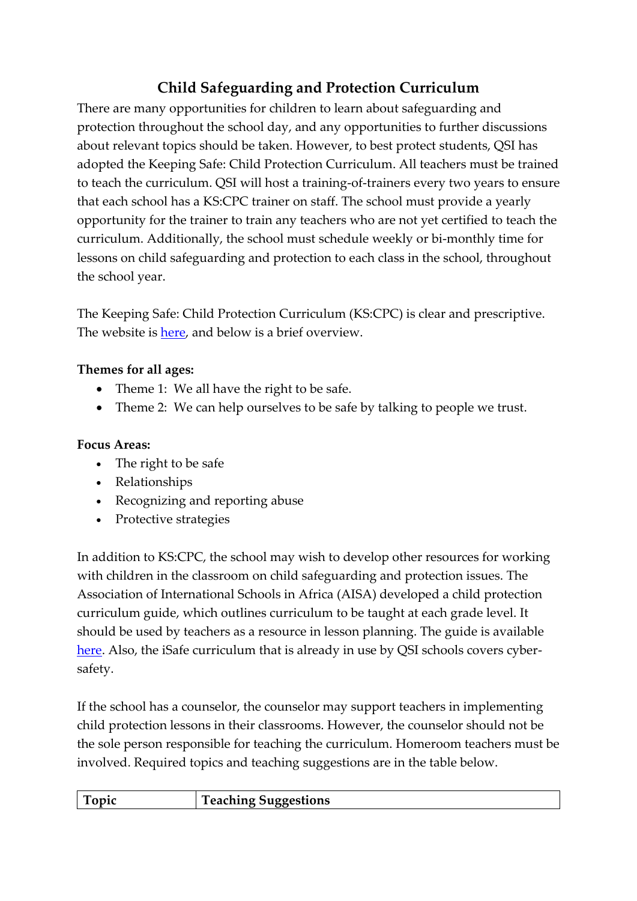## Child Safeguarding and Protection Curriculum

There are many opportunities for children to learn about safeguarding and protection throughout the school day, and any opportunities to further discussions about relevant topics should be taken. However, to best protect students, QSI has adopted the Keeping Safe: Child Protection Curriculum. All teachers must be trained to teach the curriculum. QSI will host a training-of-trainers every two years to ensure that each school has a KS:CPC trainer on staff. The school must provide a yearly opportunity for the trainer to train any teachers who are not yet certified to teach the curriculum. Additionally, the school must schedule weekly or bi-monthly time for lessons on child safeguarding and protection to each class in the school, throughout the school year.

The Keeping Safe: Child Protection Curriculum (KS:CPC) is clear and prescriptive. The website is here, and below is a brief overview.

**Themes for all ages:**

- Theme 1: We all have the right to be safe.
- Theme 2: We can help ourselves to be safe by talking to people we trust.

**Focus Areas:**

- The right to be safe
- Relationships
- Recognizing and reporting abuse
- Protective strategies

In addition to KS:CPC, the school may wish to develop other resources for working with children in the classroom on child safeguarding and protection issues. The Association of International Schools in Africa (AISA) developed a child protection curriculum guide, which outlines curriculum to be taught at each grade level. It should be used by teachers as a resource in lesson planning. The guide is available here. Also, the iSafe curriculum that is already in use by QSI schools covers cyber-safety.

If the school has a counselor, the counselor may support teachers in implementing child protection lessons in their classrooms. However, the counselor should not be the sole person responsible for teaching the curriculum. Homeroom teachers must be involved. Required topics and teaching suggestions are in the table below.

| Topic | Teaching Suggestions |
|---|---|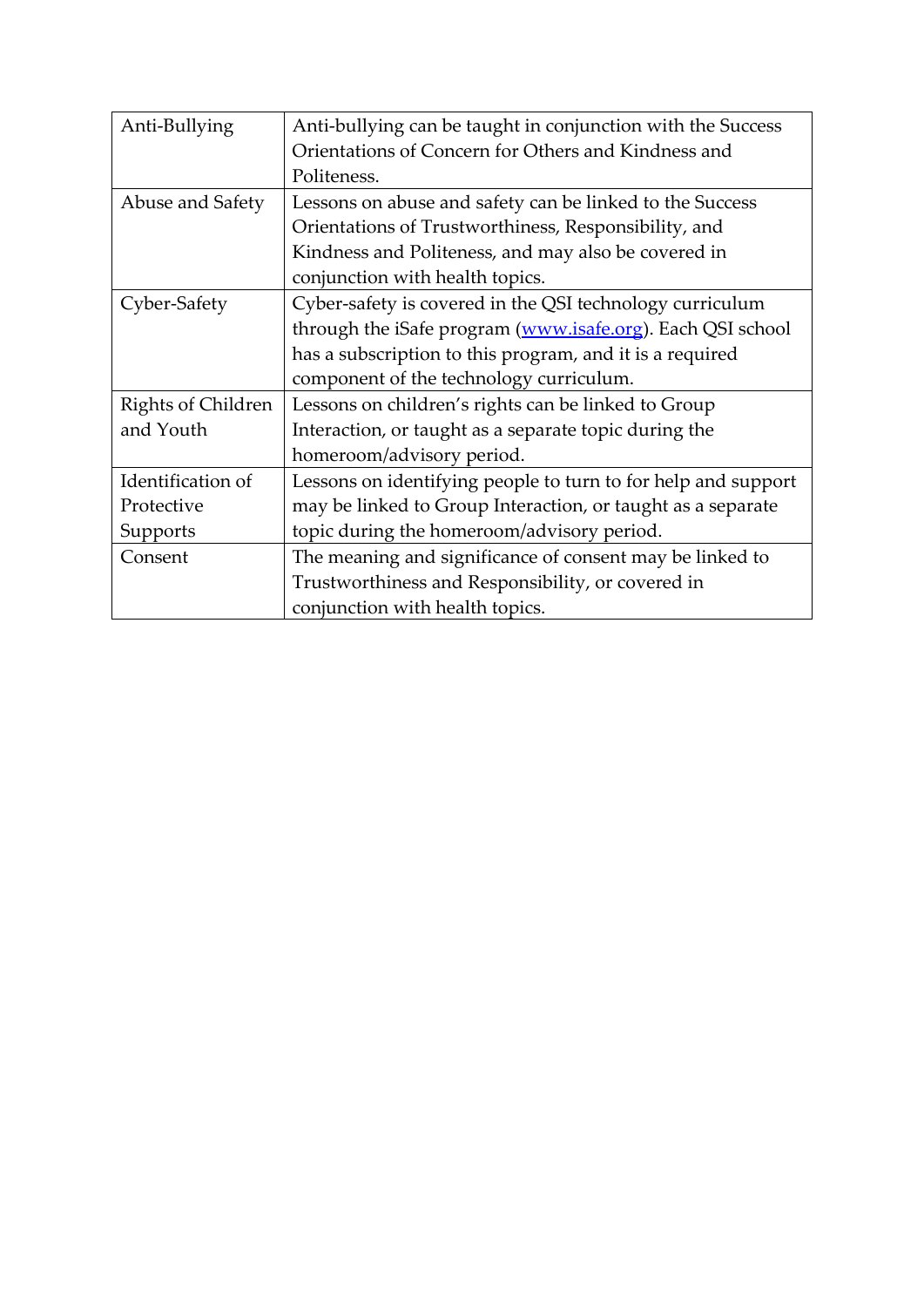| | |
|---|---|
| Anti-Bullying | Anti-bullying can be taught in conjunction with the Success Orientations of Concern for Others and Kindness and Politeness. |
| Abuse and Safety | Lessons on abuse and safety can be linked to the Success Orientations of Trustworthiness, Responsibility, and Kindness and Politeness, and may also be covered in conjunction with health topics. |
| Cyber-Safety | Cyber-safety is covered in the QSI technology curriculum through the iSafe program ([www.isafe.org](www.isafe.org)). Each QSI school has a subscription to this program, and it is a required component of the technology curriculum. |
| Rights of Children and Youth | Lessons on children's rights can be linked to Group Interaction, or taught as a separate topic during the homeroom/advisory period. |
| Identification of Protective Supports | Lessons on identifying people to turn to for help and support may be linked to Group Interaction, or taught as a separate topic during the homeroom/advisory period. |
| Consent | The meaning and significance of consent may be linked to Trustworthiness and Responsibility, or covered in conjunction with health topics. |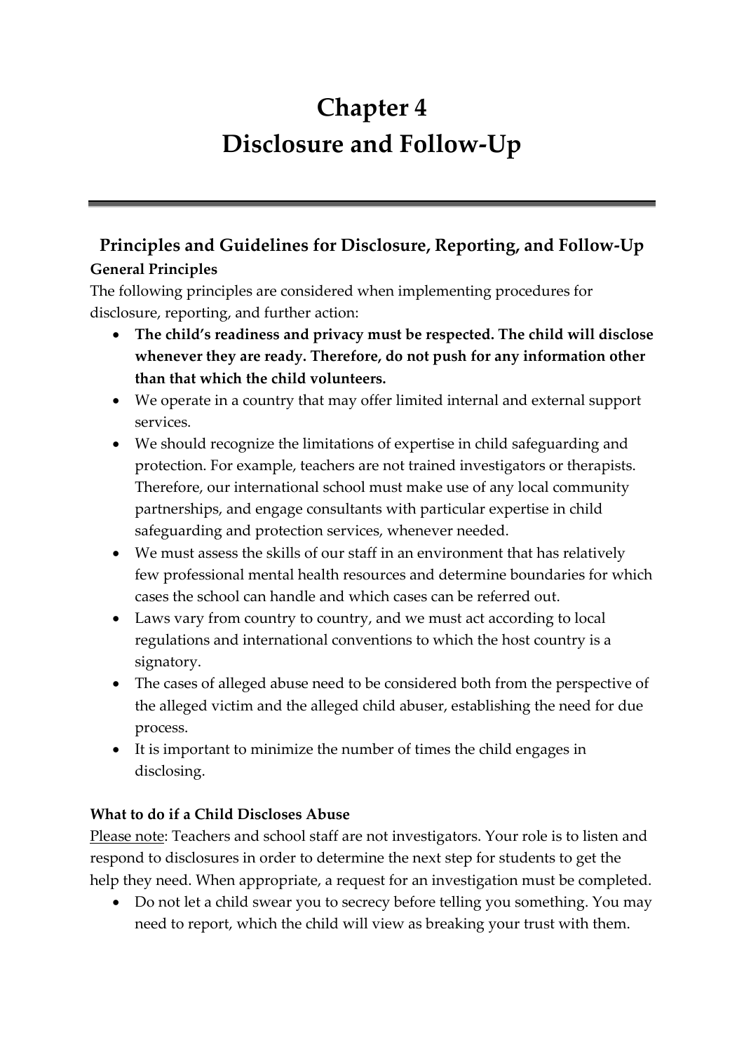# Chapter 4
# Disclosure and Follow-Up

---

## Principles and Guidelines for Disclosure, Reporting, and Follow-Up

### General Principles

The following principles are considered when implementing procedures for disclosure, reporting, and further action:

- **The child's readiness and privacy must be respected. The child will disclose whenever they are ready. Therefore, do not push for any information other than that which the child volunteers.**
- We operate in a country that may offer limited internal and external support services.
- We should recognize the limitations of expertise in child safeguarding and protection. For example, teachers are not trained investigators or therapists. Therefore, our international school must make use of any local community partnerships, and engage consultants with particular expertise in child safeguarding and protection services, whenever needed.
- We must assess the skills of our staff in an environment that has relatively few professional mental health resources and determine boundaries for which cases the school can handle and which cases can be referred out.
- Laws vary from country to country, and we must act according to local regulations and international conventions to which the host country is a signatory.
- The cases of alleged abuse need to be considered both from the perspective of the alleged victim and the alleged child abuser, establishing the need for due process.
- It is important to minimize the number of times the child engages in disclosing.

### What to do if a Child Discloses Abuse

Please note: Teachers and school staff are not investigators. Your role is to listen and respond to disclosures in order to determine the next step for students to get the help they need. When appropriate, a request for an investigation must be completed.

- Do not let a child swear you to secrecy before telling you something. You may need to report, which the child will view as breaking your trust with them.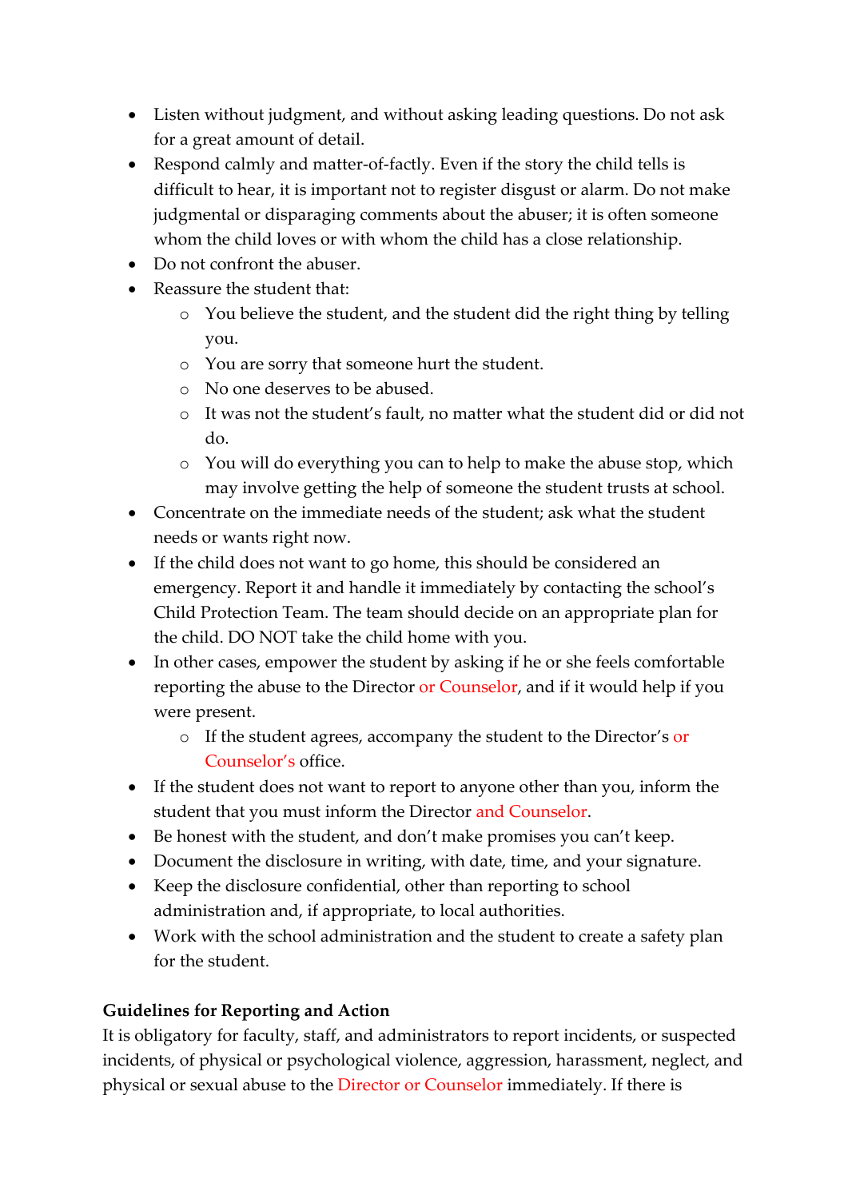- Listen without judgment, and without asking leading questions. Do not ask for a great amount of detail.
- Respond calmly and matter-of-factly. Even if the story the child tells is difficult to hear, it is important not to register disgust or alarm. Do not make judgmental or disparaging comments about the abuser; it is often someone whom the child loves or with whom the child has a close relationship.
- Do not confront the abuser.
- Reassure the student that:
  - You believe the student, and the student did the right thing by telling you.
  - You are sorry that someone hurt the student.
  - No one deserves to be abused.
  - It was not the student's fault, no matter what the student did or did not do.
  - You will do everything you can to help to make the abuse stop, which may involve getting the help of someone the student trusts at school.
- Concentrate on the immediate needs of the student; ask what the student needs or wants right now.
- If the child does not want to go home, this should be considered an emergency. Report it and handle it immediately by contacting the school's Child Protection Team. The team should decide on an appropriate plan for the child. DO NOT take the child home with you.
- In other cases, empower the student by asking if he or she feels comfortable reporting the abuse to the Director or Counselor, and if it would help if you were present.
  - If the student agrees, accompany the student to the Director's or Counselor's office.
- If the student does not want to report to anyone other than you, inform the student that you must inform the Director and Counselor.
- Be honest with the student, and don't make promises you can't keep.
- Document the disclosure in writing, with date, time, and your signature.
- Keep the disclosure confidential, other than reporting to school administration and, if appropriate, to local authorities.
- Work with the school administration and the student to create a safety plan for the student.

**Guidelines for Reporting and Action**

It is obligatory for faculty, staff, and administrators to report incidents, or suspected incidents, of physical or psychological violence, aggression, harassment, neglect, and physical or sexual abuse to the Director or Counselor immediately. If there is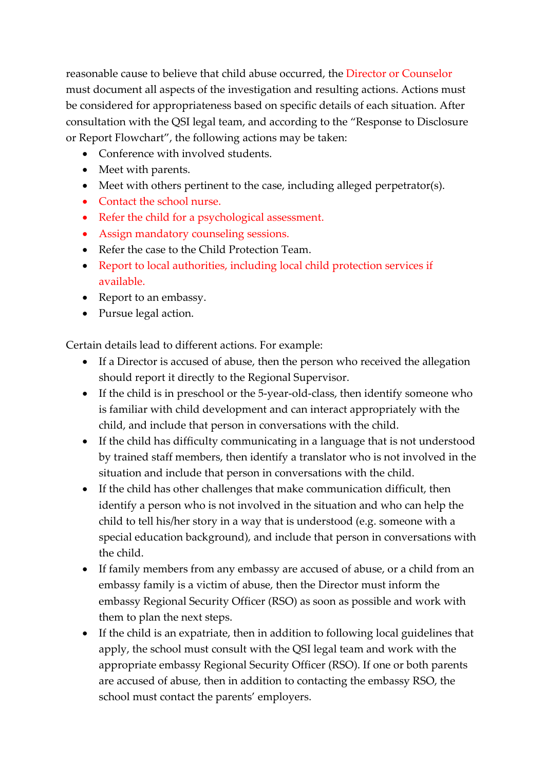reasonable cause to believe that child abuse occurred, the Director or Counselor must document all aspects of the investigation and resulting actions. Actions must be considered for appropriateness based on specific details of each situation. After consultation with the QSI legal team, and according to the "Response to Disclosure or Report Flowchart", the following actions may be taken:

- Conference with involved students.
- Meet with parents.
- Meet with others pertinent to the case, including alleged perpetrator(s).
- Contact the school nurse.
- Refer the child for a psychological assessment.
- Assign mandatory counseling sessions.
- Refer the case to the Child Protection Team.
- Report to local authorities, including local child protection services if available.
- Report to an embassy.
- Pursue legal action.

Certain details lead to different actions. For example:

- If a Director is accused of abuse, then the person who received the allegation should report it directly to the Regional Supervisor.
- If the child is in preschool or the 5-year-old-class, then identify someone who is familiar with child development and can interact appropriately with the child, and include that person in conversations with the child.
- If the child has difficulty communicating in a language that is not understood by trained staff members, then identify a translator who is not involved in the situation and include that person in conversations with the child.
- If the child has other challenges that make communication difficult, then identify a person who is not involved in the situation and who can help the child to tell his/her story in a way that is understood (e.g. someone with a special education background), and include that person in conversations with the child.
- If family members from any embassy are accused of abuse, or a child from an embassy family is a victim of abuse, then the Director must inform the embassy Regional Security Officer (RSO) as soon as possible and work with them to plan the next steps.
- If the child is an expatriate, then in addition to following local guidelines that apply, the school must consult with the QSI legal team and work with the appropriate embassy Regional Security Officer (RSO). If one or both parents are accused of abuse, then in addition to contacting the embassy RSO, the school must contact the parents' employers.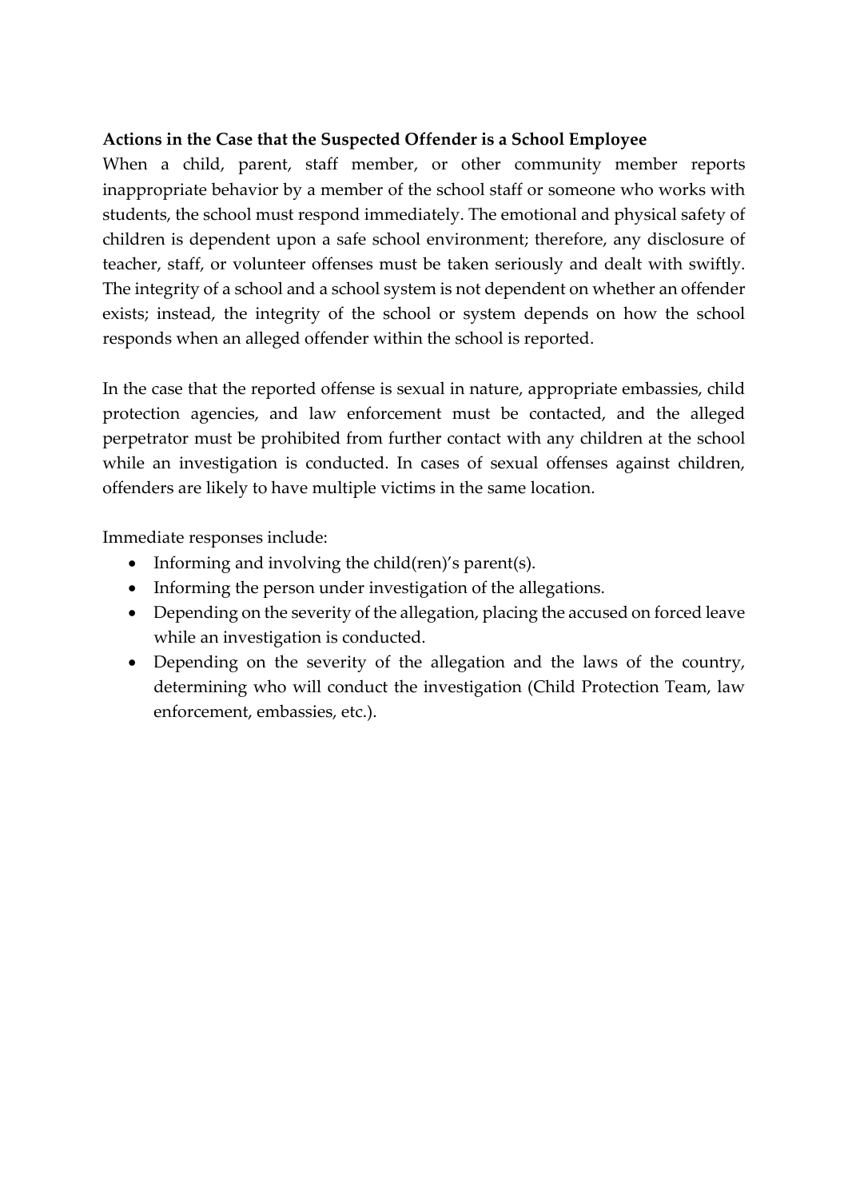**Actions in the Case that the Suspected Offender is a School Employee**

When a child, parent, staff member, or other community member reports inappropriate behavior by a member of the school staff or someone who works with students, the school must respond immediately. The emotional and physical safety of children is dependent upon a safe school environment; therefore, any disclosure of teacher, staff, or volunteer offenses must be taken seriously and dealt with swiftly. The integrity of a school and a school system is not dependent on whether an offender exists; instead, the integrity of the school or system depends on how the school responds when an alleged offender within the school is reported.

In the case that the reported offense is sexual in nature, appropriate embassies, child protection agencies, and law enforcement must be contacted, and the alleged perpetrator must be prohibited from further contact with any children at the school while an investigation is conducted. In cases of sexual offenses against children, offenders are likely to have multiple victims in the same location.

Immediate responses include:

- Informing and involving the child(ren)'s parent(s).
- Informing the person under investigation of the allegations.
- Depending on the severity of the allegation, placing the accused on forced leave while an investigation is conducted.
- Depending on the severity of the allegation and the laws of the country, determining who will conduct the investigation (Child Protection Team, law enforcement, embassies, etc.).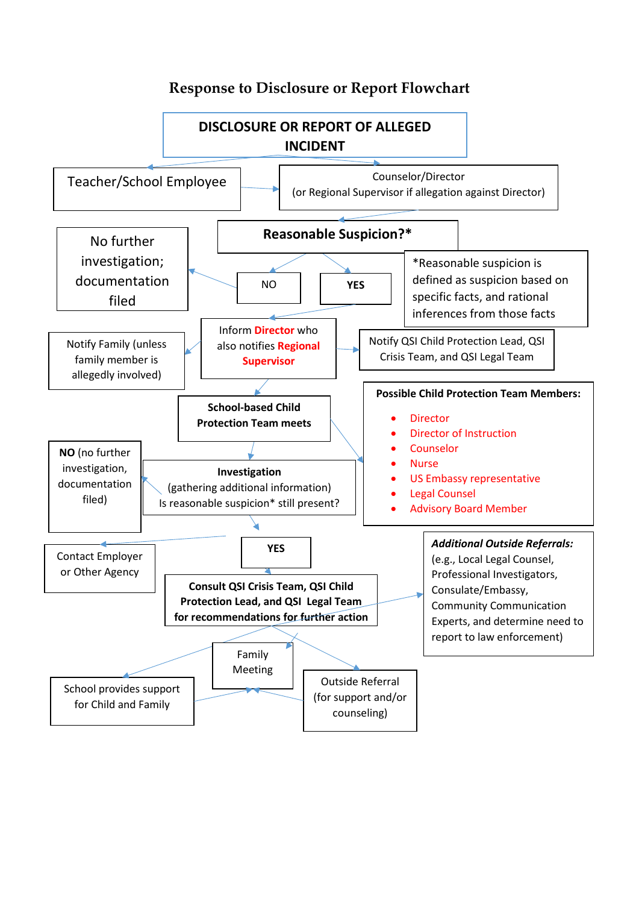# Response to Disclosure or Report Flowchart

**DISCLOSURE OR REPORT OF ALLEGED INCIDENT**

Teacher/School Employee

Counselor/Director
(or Regional Supervisor if allegation against Director)

**Reasonable Suspicion?***

*Reasonable suspicion is defined as suspicion based on specific facts, and rational inferences from those facts

NO

No further investigation; documentation filed

**YES**

Inform **Director** who also notifies **Regional Supervisor**

Notify Family (unless family member is allegedly involved)

Notify QSI Child Protection Lead, QSI Crisis Team, and QSI Legal Team

**School-based Child Protection Team meets**

**Possible Child Protection Team Members:**

- Director
- Director of Instruction
- Counselor
- Nurse
- US Embassy representative
- Legal Counsel
- Advisory Board Member

**Investigation**
(gathering additional information)
Is reasonable suspicion* still present?

**NO** (no further investigation, documentation filed)

Contact Employer or Other Agency

**YES**

**Consult QSI Crisis Team, QSI Child Protection Lead, and QSI Legal Team for recommendations for further action**

***Additional Outside Referrals:*** (e.g., Local Legal Counsel, Professional Investigators, Consulate/Embassy, Community Communication Experts, and determine need to report to law enforcement)

Family Meeting

School provides support for Child and Family

Outside Referral (for support and/or counseling)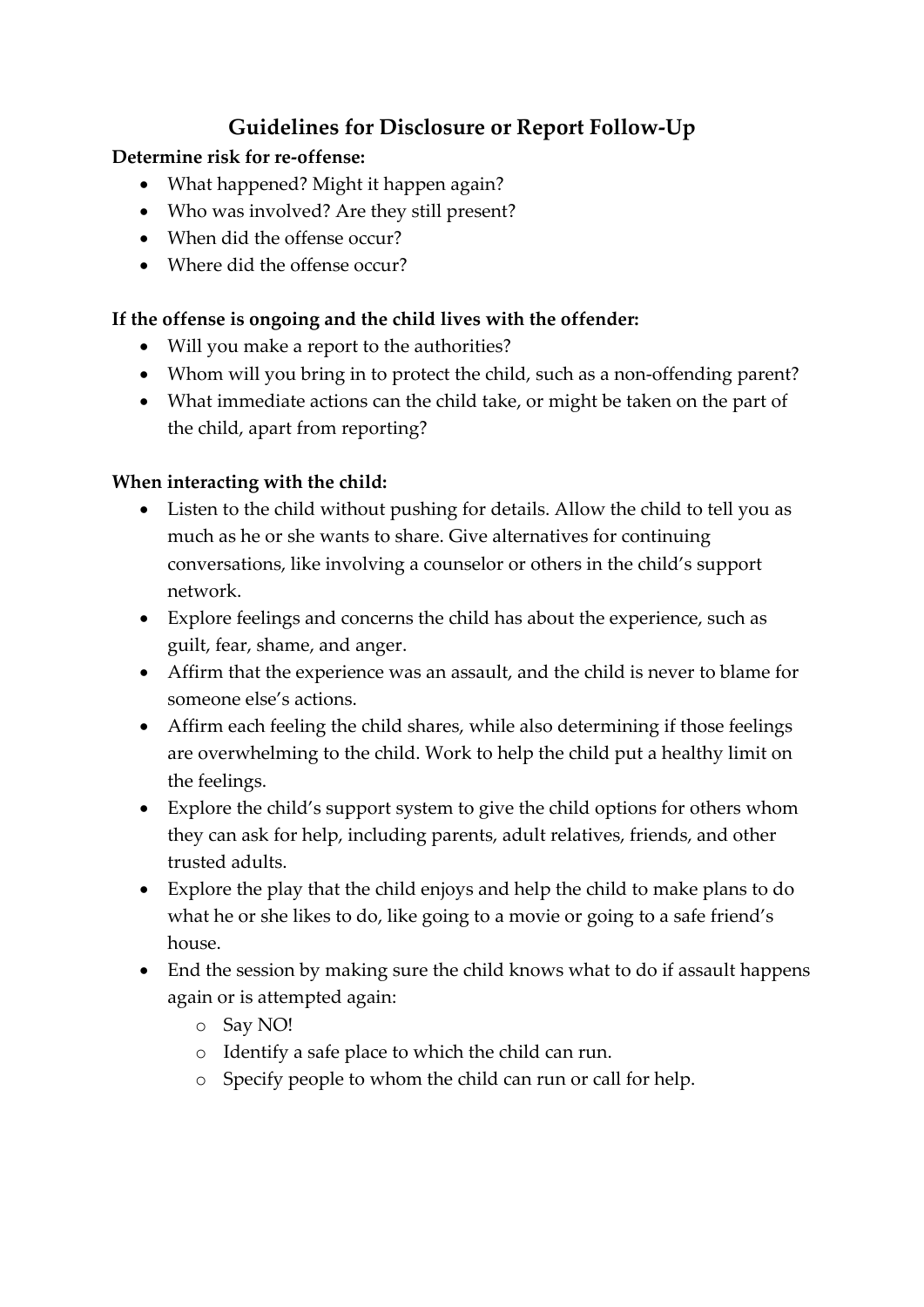## Guidelines for Disclosure or Report Follow-Up

**Determine risk for re-offense:**

- What happened? Might it happen again?
- Who was involved? Are they still present?
- When did the offense occur?
- Where did the offense occur?

**If the offense is ongoing and the child lives with the offender:**

- Will you make a report to the authorities?
- Whom will you bring in to protect the child, such as a non-offending parent?
- What immediate actions can the child take, or might be taken on the part of the child, apart from reporting?

**When interacting with the child:**

- Listen to the child without pushing for details. Allow the child to tell you as much as he or she wants to share. Give alternatives for continuing conversations, like involving a counselor or others in the child's support network.
- Explore feelings and concerns the child has about the experience, such as guilt, fear, shame, and anger.
- Affirm that the experience was an assault, and the child is never to blame for someone else's actions.
- Affirm each feeling the child shares, while also determining if those feelings are overwhelming to the child. Work to help the child put a healthy limit on the feelings.
- Explore the child's support system to give the child options for others whom they can ask for help, including parents, adult relatives, friends, and other trusted adults.
- Explore the play that the child enjoys and help the child to make plans to do what he or she likes to do, like going to a movie or going to a safe friend's house.
- End the session by making sure the child knows what to do if assault happens again or is attempted again:
  - Say NO!
  - Identify a safe place to which the child can run.
  - Specify people to whom the child can run or call for help.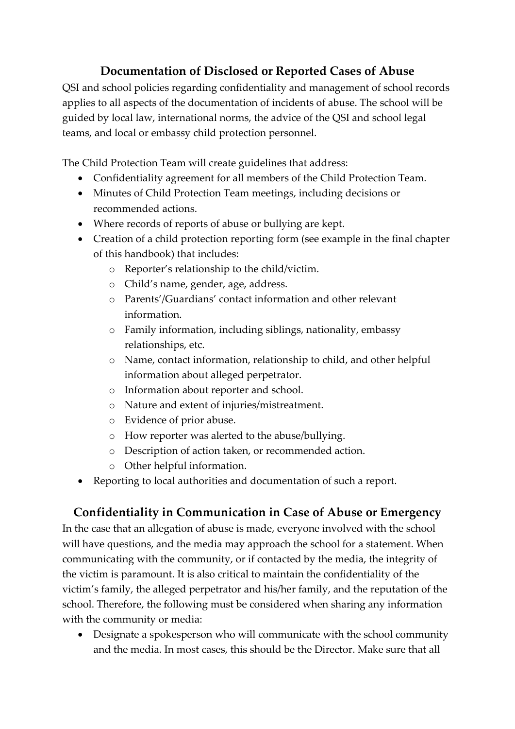## Documentation of Disclosed or Reported Cases of Abuse

QSI and school policies regarding confidentiality and management of school records applies to all aspects of the documentation of incidents of abuse. The school will be guided by local law, international norms, the advice of the QSI and school legal teams, and local or embassy child protection personnel.

The Child Protection Team will create guidelines that address:

- Confidentiality agreement for all members of the Child Protection Team.
- Minutes of Child Protection Team meetings, including decisions or recommended actions.
- Where records of reports of abuse or bullying are kept.
- Creation of a child protection reporting form (see example in the final chapter of this handbook) that includes:
    - Reporter's relationship to the child/victim.
    - Child's name, gender, age, address.
    - Parents'/Guardians' contact information and other relevant information.
    - Family information, including siblings, nationality, embassy relationships, etc.
    - Name, contact information, relationship to child, and other helpful information about alleged perpetrator.
    - Information about reporter and school.
    - Nature and extent of injuries/mistreatment.
    - Evidence of prior abuse.
    - How reporter was alerted to the abuse/bullying.
    - Description of action taken, or recommended action.
    - Other helpful information.
- Reporting to local authorities and documentation of such a report.

## Confidentiality in Communication in Case of Abuse or Emergency

In the case that an allegation of abuse is made, everyone involved with the school will have questions, and the media may approach the school for a statement. When communicating with the community, or if contacted by the media, the integrity of the victim is paramount. It is also critical to maintain the confidentiality of the victim's family, the alleged perpetrator and his/her family, and the reputation of the school. Therefore, the following must be considered when sharing any information with the community or media:

- Designate a spokesperson who will communicate with the school community and the media. In most cases, this should be the Director. Make sure that all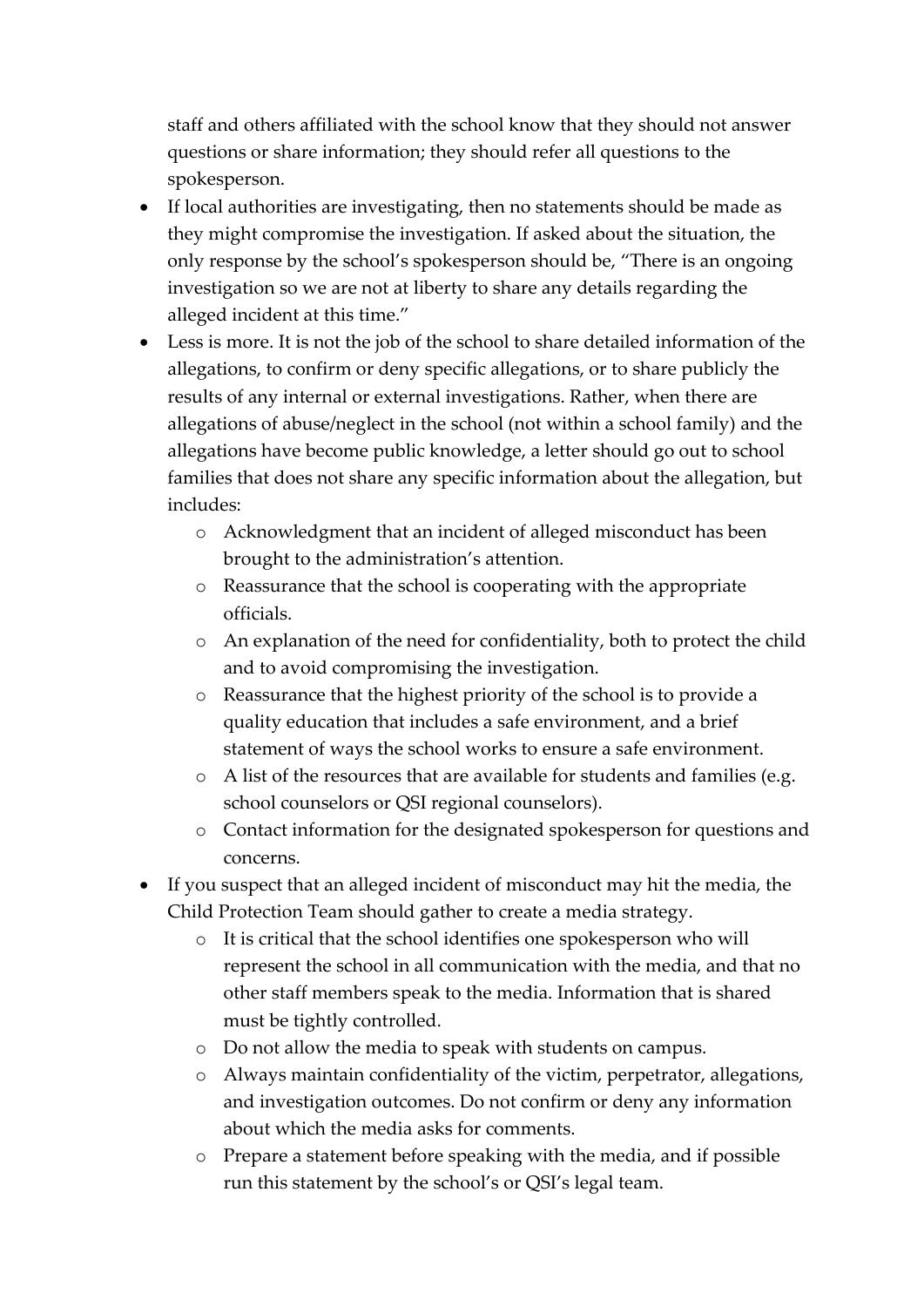staff and others affiliated with the school know that they should not answer questions or share information; they should refer all questions to the spokesperson.

- If local authorities are investigating, then no statements should be made as they might compromise the investigation. If asked about the situation, the only response by the school's spokesperson should be, "There is an ongoing investigation so we are not at liberty to share any details regarding the alleged incident at this time."
- Less is more. It is not the job of the school to share detailed information of the allegations, to confirm or deny specific allegations, or to share publicly the results of any internal or external investigations. Rather, when there are allegations of abuse/neglect in the school (not within a school family) and the allegations have become public knowledge, a letter should go out to school families that does not share any specific information about the allegation, but includes:
  - Acknowledgment that an incident of alleged misconduct has been brought to the administration's attention.
  - Reassurance that the school is cooperating with the appropriate officials.
  - An explanation of the need for confidentiality, both to protect the child and to avoid compromising the investigation.
  - Reassurance that the highest priority of the school is to provide a quality education that includes a safe environment, and a brief statement of ways the school works to ensure a safe environment.
  - A list of the resources that are available for students and families (e.g. school counselors or QSI regional counselors).
  - Contact information for the designated spokesperson for questions and concerns.
- If you suspect that an alleged incident of misconduct may hit the media, the Child Protection Team should gather to create a media strategy.
  - It is critical that the school identifies one spokesperson who will represent the school in all communication with the media, and that no other staff members speak to the media. Information that is shared must be tightly controlled.
  - Do not allow the media to speak with students on campus.
  - Always maintain confidentiality of the victim, perpetrator, allegations, and investigation outcomes. Do not confirm or deny any information about which the media asks for comments.
  - Prepare a statement before speaking with the media, and if possible run this statement by the school's or QSI's legal team.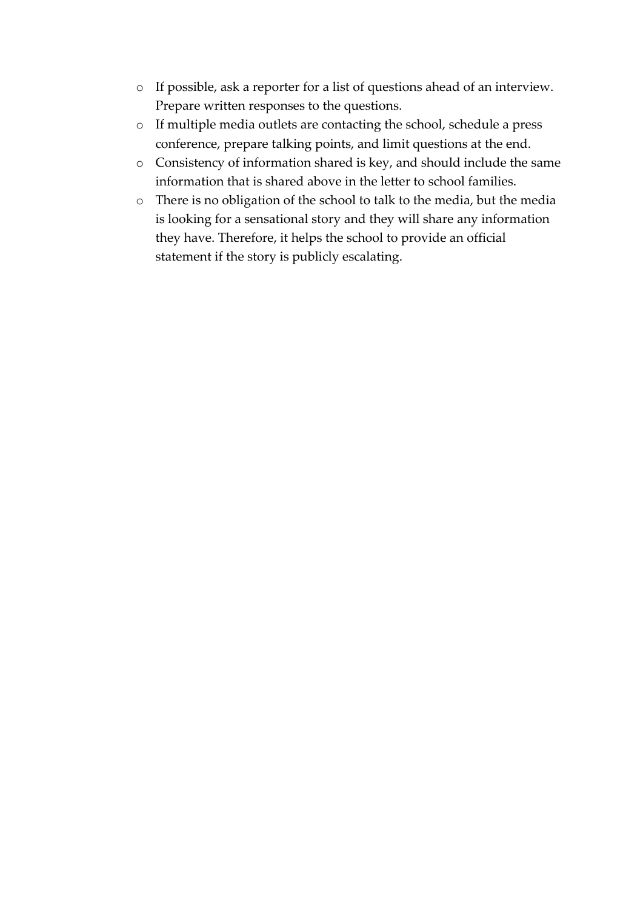- If possible, ask a reporter for a list of questions ahead of an interview. Prepare written responses to the questions.
- If multiple media outlets are contacting the school, schedule a press conference, prepare talking points, and limit questions at the end.
- Consistency of information shared is key, and should include the same information that is shared above in the letter to school families.
- There is no obligation of the school to talk to the media, but the media is looking for a sensational story and they will share any information they have. Therefore, it helps the school to provide an official statement if the story is publicly escalating.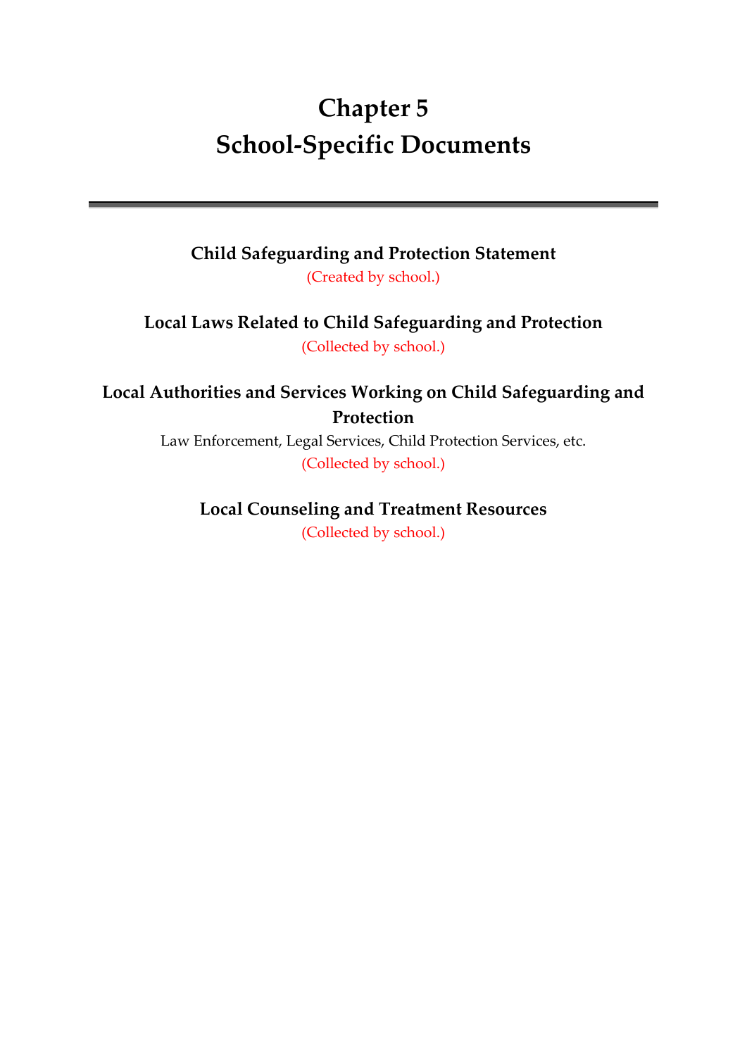# Chapter 5
# School-Specific Documents

---

### Child Safeguarding and Protection Statement

(Created by school.)

### Local Laws Related to Child Safeguarding and Protection

(Collected by school.)

### Local Authorities and Services Working on Child Safeguarding and Protection

Law Enforcement, Legal Services, Child Protection Services, etc.

(Collected by school.)

### Local Counseling and Treatment Resources

(Collected by school.)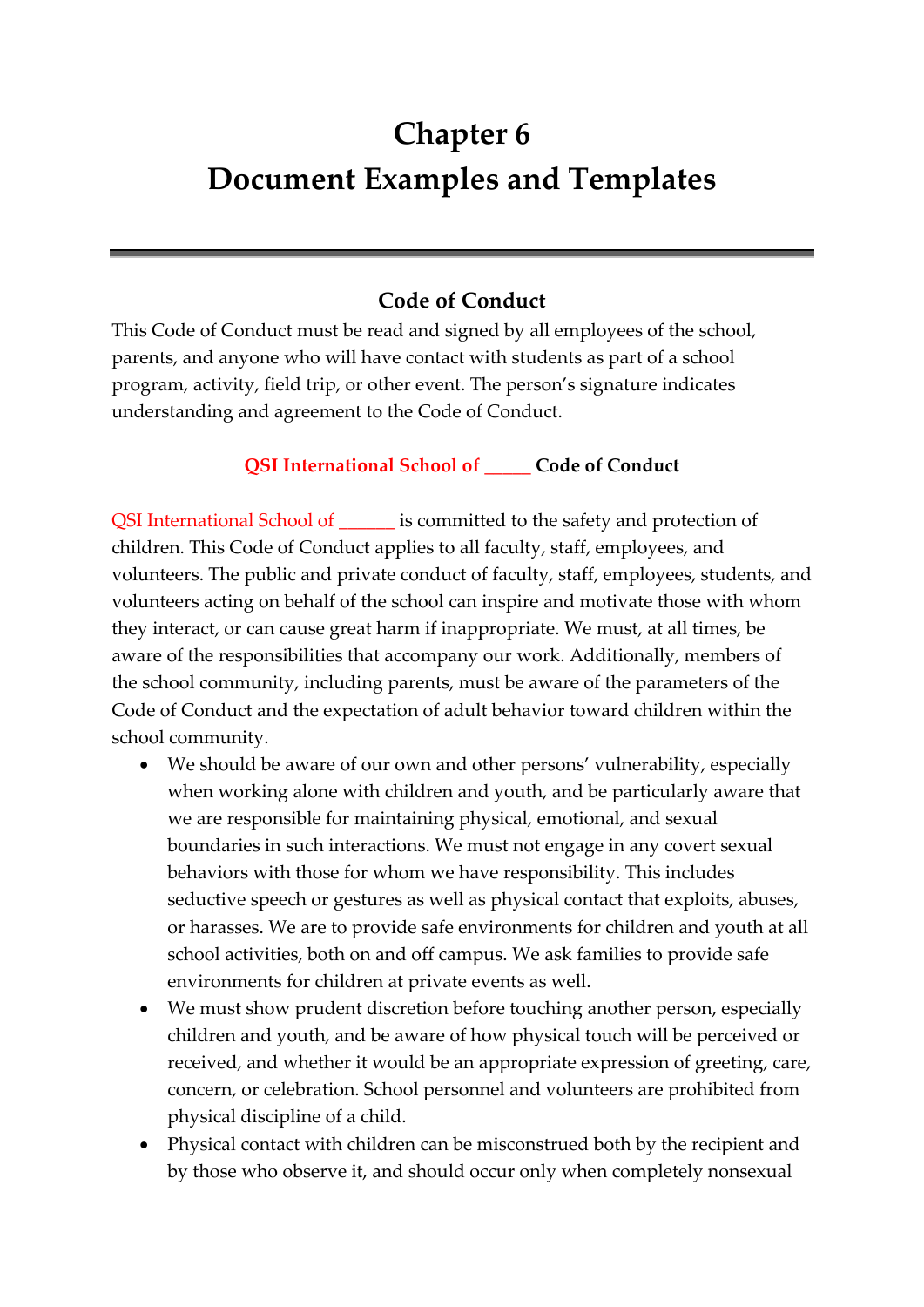# Chapter 6
# Document Examples and Templates

## Code of Conduct

This Code of Conduct must be read and signed by all employees of the school, parents, and anyone who will have contact with students as part of a school program, activity, field trip, or other event. The person's signature indicates understanding and agreement to the Code of Conduct.

### QSI International School of _____ Code of Conduct

QSI International School of ______ is committed to the safety and protection of children. This Code of Conduct applies to all faculty, staff, employees, and volunteers. The public and private conduct of faculty, staff, employees, students, and volunteers acting on behalf of the school can inspire and motivate those with whom they interact, or can cause great harm if inappropriate. We must, at all times, be aware of the responsibilities that accompany our work. Additionally, members of the school community, including parents, must be aware of the parameters of the Code of Conduct and the expectation of adult behavior toward children within the school community.

- We should be aware of our own and other persons' vulnerability, especially when working alone with children and youth, and be particularly aware that we are responsible for maintaining physical, emotional, and sexual boundaries in such interactions. We must not engage in any covert sexual behaviors with those for whom we have responsibility. This includes seductive speech or gestures as well as physical contact that exploits, abuses, or harasses. We are to provide safe environments for children and youth at all school activities, both on and off campus. We ask families to provide safe environments for children at private events as well.
- We must show prudent discretion before touching another person, especially children and youth, and be aware of how physical touch will be perceived or received, and whether it would be an appropriate expression of greeting, care, concern, or celebration. School personnel and volunteers are prohibited from physical discipline of a child.
- Physical contact with children can be misconstrued both by the recipient and by those who observe it, and should occur only when completely nonsexual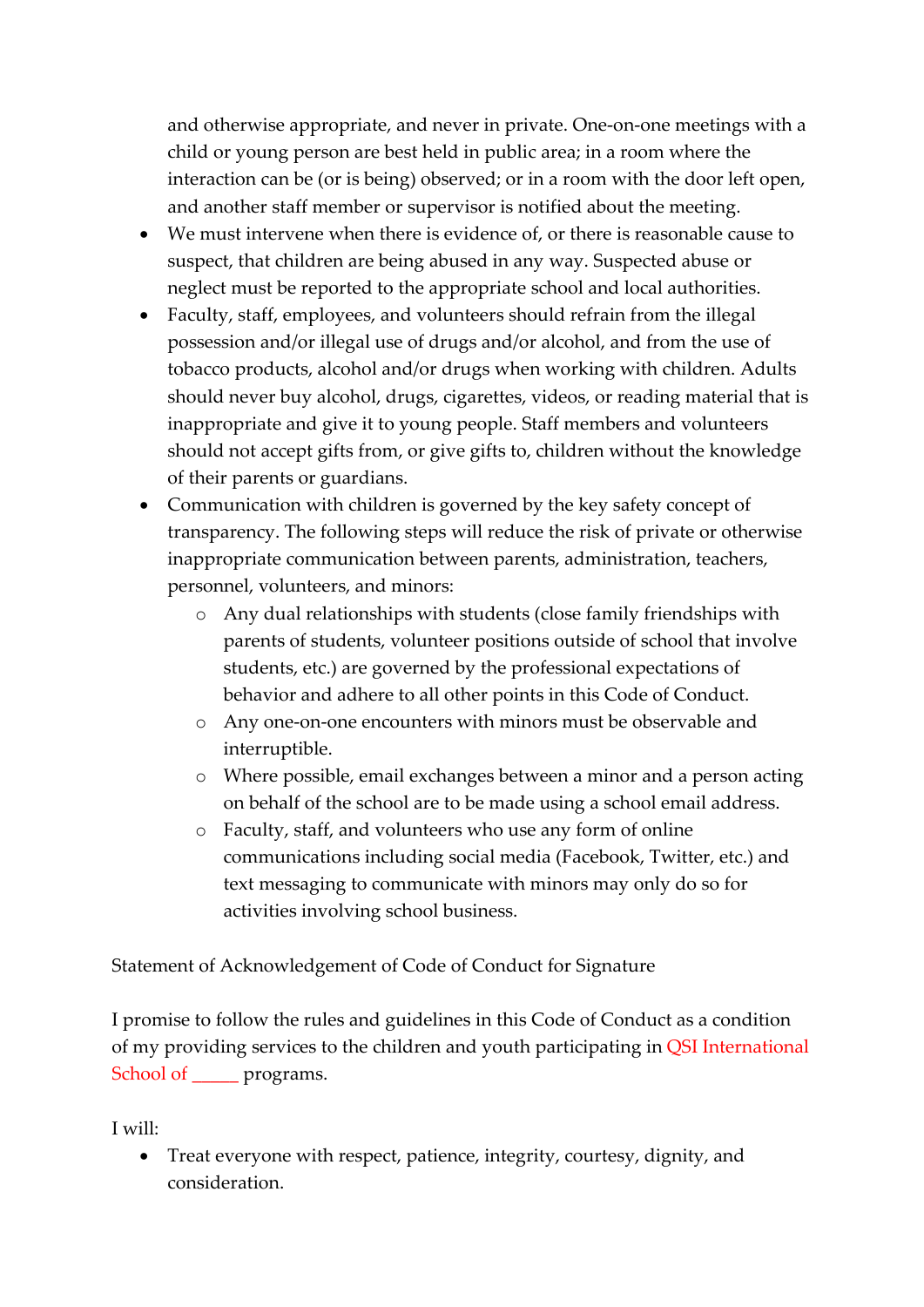and otherwise appropriate, and never in private. One-on-one meetings with a child or young person are best held in public area; in a room where the interaction can be (or is being) observed; or in a room with the door left open, and another staff member or supervisor is notified about the meeting.

- We must intervene when there is evidence of, or there is reasonable cause to suspect, that children are being abused in any way. Suspected abuse or neglect must be reported to the appropriate school and local authorities.
- Faculty, staff, employees, and volunteers should refrain from the illegal possession and/or illegal use of drugs and/or alcohol, and from the use of tobacco products, alcohol and/or drugs when working with children. Adults should never buy alcohol, drugs, cigarettes, videos, or reading material that is inappropriate and give it to young people. Staff members and volunteers should not accept gifts from, or give gifts to, children without the knowledge of their parents or guardians.
- Communication with children is governed by the key safety concept of transparency. The following steps will reduce the risk of private or otherwise inappropriate communication between parents, administration, teachers, personnel, volunteers, and minors:
    - Any dual relationships with students (close family friendships with parents of students, volunteer positions outside of school that involve students, etc.) are governed by the professional expectations of behavior and adhere to all other points in this Code of Conduct.
    - Any one-on-one encounters with minors must be observable and interruptible.
    - Where possible, email exchanges between a minor and a person acting on behalf of the school are to be made using a school email address.
    - Faculty, staff, and volunteers who use any form of online communications including social media (Facebook, Twitter, etc.) and text messaging to communicate with minors may only do so for activities involving school business.

Statement of Acknowledgement of Code of Conduct for Signature

I promise to follow the rules and guidelines in this Code of Conduct as a condition of my providing services to the children and youth participating in QSI International School of _____ programs.

I will:

- Treat everyone with respect, patience, integrity, courtesy, dignity, and consideration.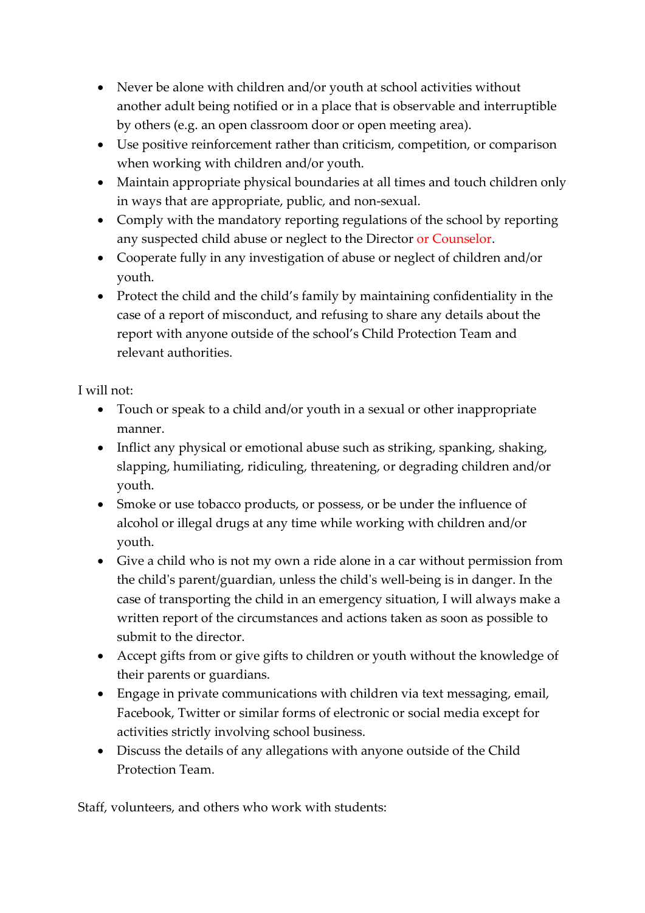- Never be alone with children and/or youth at school activities without another adult being notified or in a place that is observable and interruptible by others (e.g. an open classroom door or open meeting area).
- Use positive reinforcement rather than criticism, competition, or comparison when working with children and/or youth.
- Maintain appropriate physical boundaries at all times and touch children only in ways that are appropriate, public, and non-sexual.
- Comply with the mandatory reporting regulations of the school by reporting any suspected child abuse or neglect to the Director or Counselor.
- Cooperate fully in any investigation of abuse or neglect of children and/or youth.
- Protect the child and the child's family by maintaining confidentiality in the case of a report of misconduct, and refusing to share any details about the report with anyone outside of the school's Child Protection Team and relevant authorities.

I will not:

- Touch or speak to a child and/or youth in a sexual or other inappropriate manner.
- Inflict any physical or emotional abuse such as striking, spanking, shaking, slapping, humiliating, ridiculing, threatening, or degrading children and/or youth.
- Smoke or use tobacco products, or possess, or be under the influence of alcohol or illegal drugs at any time while working with children and/or youth.
- Give a child who is not my own a ride alone in a car without permission from the child's parent/guardian, unless the child's well-being is in danger. In the case of transporting the child in an emergency situation, I will always make a written report of the circumstances and actions taken as soon as possible to submit to the director.
- Accept gifts from or give gifts to children or youth without the knowledge of their parents or guardians.
- Engage in private communications with children via text messaging, email, Facebook, Twitter or similar forms of electronic or social media except for activities strictly involving school business.
- Discuss the details of any allegations with anyone outside of the Child Protection Team.

Staff, volunteers, and others who work with students: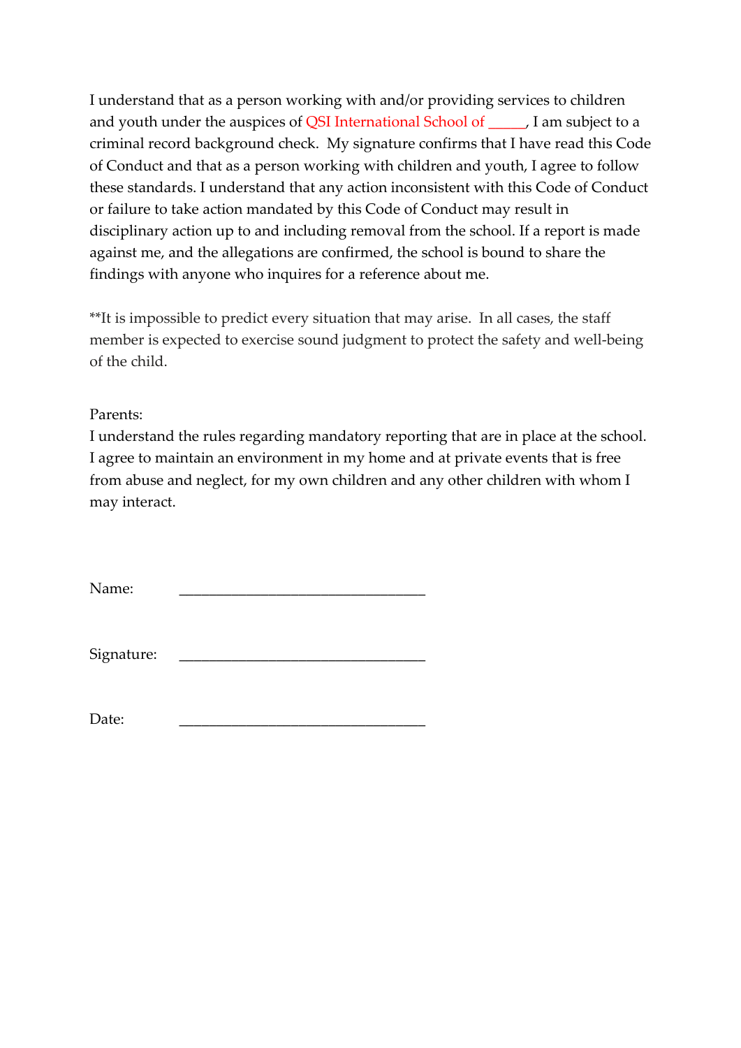I understand that as a person working with and/or providing services to children and youth under the auspices of QSI International School of _____, I am subject to a criminal record background check.  My signature confirms that I have read this Code of Conduct and that as a person working with children and youth, I agree to follow these standards. I understand that any action inconsistent with this Code of Conduct or failure to take action mandated by this Code of Conduct may result in disciplinary action up to and including removal from the school. If a report is made against me, and the allegations are confirmed, the school is bound to share the findings with anyone who inquires for a reference about me.

**It is impossible to predict every situation that may arise.  In all cases, the staff member is expected to exercise sound judgment to protect the safety and well-being of the child.

Parents:
I understand the rules regarding mandatory reporting that are in place at the school. I agree to maintain an environment in my home and at private events that is free from abuse and neglect, for my own children and any other children with whom I may interact.

Name: ________________________________

Signature: ________________________________

Date: ________________________________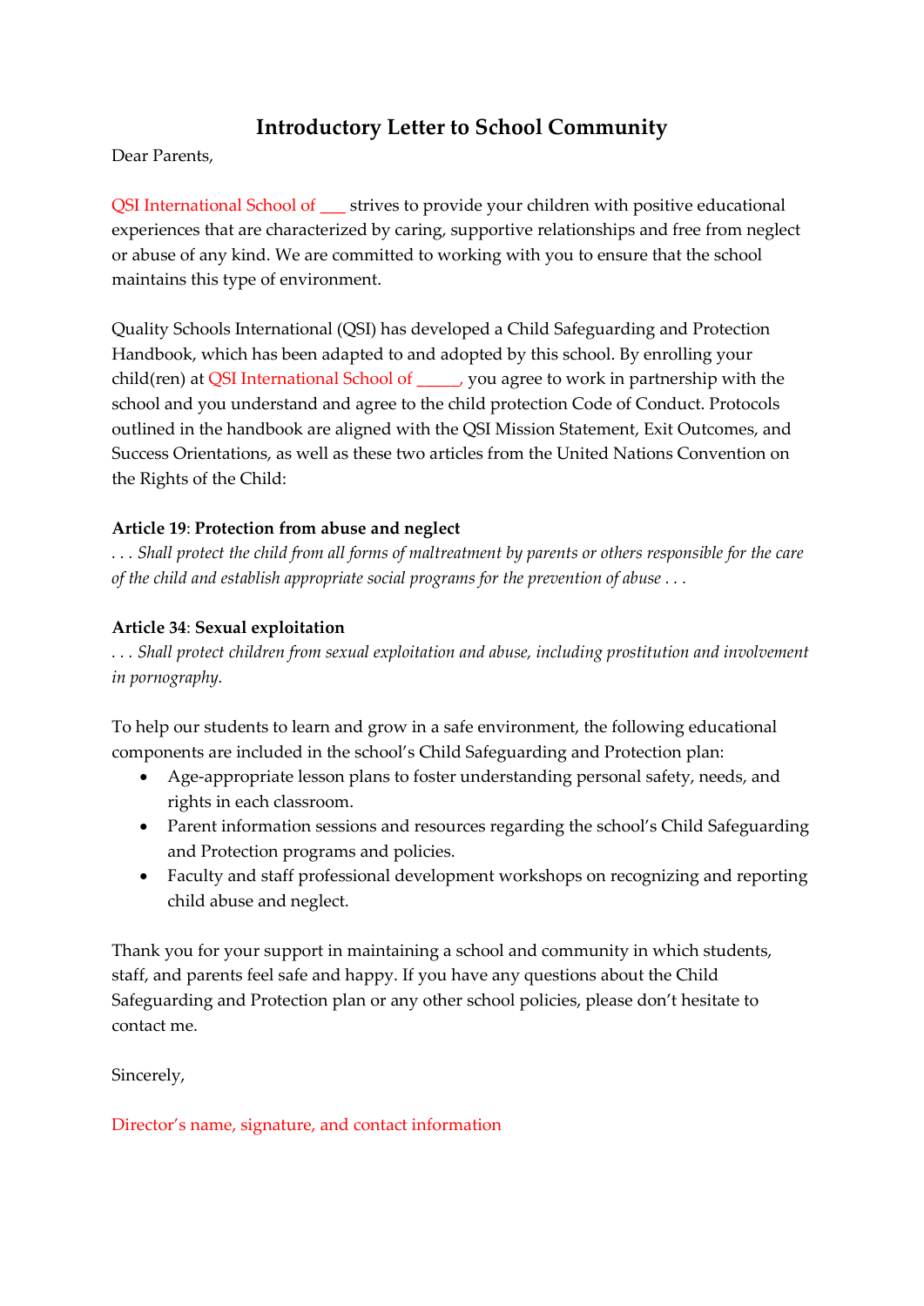# Introductory Letter to School Community

Dear Parents,

QSI International School of ___ strives to provide your children with positive educational experiences that are characterized by caring, supportive relationships and free from neglect or abuse of any kind. We are committed to working with you to ensure that the school maintains this type of environment.

Quality Schools International (QSI) has developed a Child Safeguarding and Protection Handbook, which has been adapted to and adopted by this school. By enrolling your child(ren) at QSI International School of _____, you agree to work in partnership with the school and you understand and agree to the child protection Code of Conduct. Protocols outlined in the handbook are aligned with the QSI Mission Statement, Exit Outcomes, and Success Orientations, as well as these two articles from the United Nations Convention on the Rights of the Child:

**Article 19**: **Protection from abuse and neglect**
*. . . Shall protect the child from all forms of maltreatment by parents or others responsible for the care of the child and establish appropriate social programs for the prevention of abuse . . .*

**Article 34**: **Sexual exploitation**
*. . . Shall protect children from sexual exploitation and abuse, including prostitution and involvement in pornography.*

To help our students to learn and grow in a safe environment, the following educational components are included in the school's Child Safeguarding and Protection plan:

- Age-appropriate lesson plans to foster understanding personal safety, needs, and rights in each classroom.
- Parent information sessions and resources regarding the school's Child Safeguarding and Protection programs and policies.
- Faculty and staff professional development workshops on recognizing and reporting child abuse and neglect.

Thank you for your support in maintaining a school and community in which students, staff, and parents feel safe and happy. If you have any questions about the Child Safeguarding and Protection plan or any other school policies, please don't hesitate to contact me.

Sincerely,

Director's name, signature, and contact information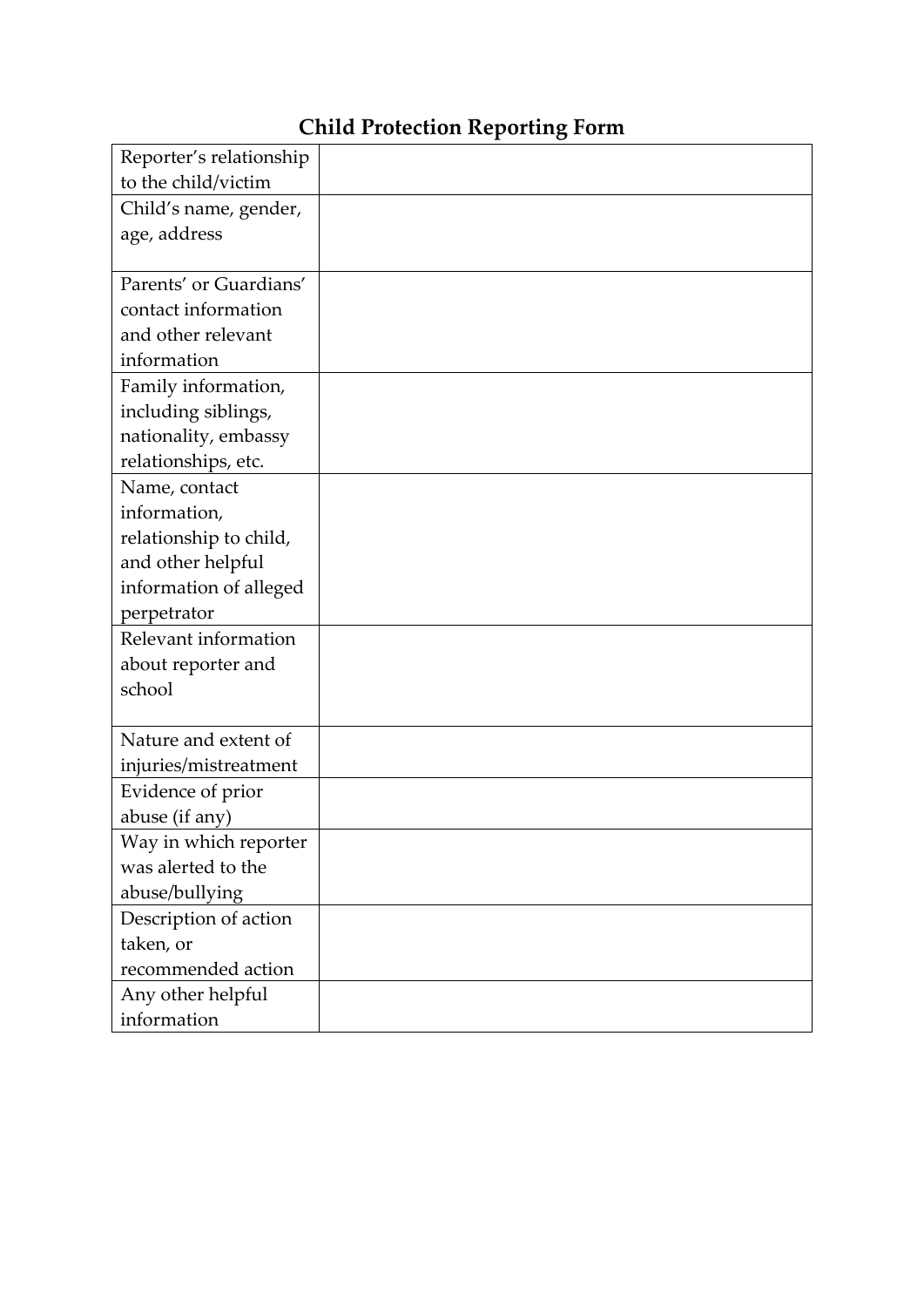## Child Protection Reporting Form

| | |
|---|---|
| Reporter's relationship to the child/victim | |
| Child's name, gender, age, address | |
| Parents' or Guardians' contact information and other relevant information | |
| Family information, including siblings, nationality, embassy relationships, etc. | |
| Name, contact information, relationship to child, and other helpful information of alleged perpetrator | |
| Relevant information about reporter and school | |
| Nature and extent of injuries/mistreatment | |
| Evidence of prior abuse (if any) | |
| Way in which reporter was alerted to the abuse/bullying | |
| Description of action taken, or recommended action | |
| Any other helpful information | |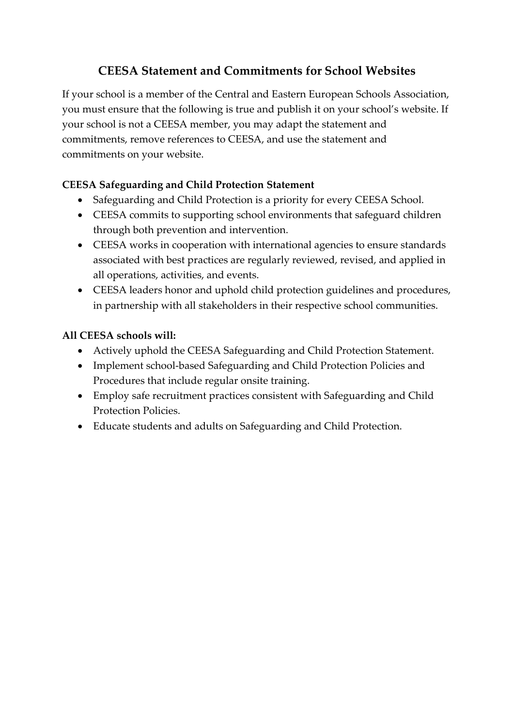## CEESA Statement and Commitments for School Websites

If your school is a member of the Central and Eastern European Schools Association, you must ensure that the following is true and publish it on your school's website. If your school is not a CEESA member, you may adapt the statement and commitments, remove references to CEESA, and use the statement and commitments on your website.

**CEESA Safeguarding and Child Protection Statement**

- Safeguarding and Child Protection is a priority for every CEESA School.
- CEESA commits to supporting school environments that safeguard children through both prevention and intervention.
- CEESA works in cooperation with international agencies to ensure standards associated with best practices are regularly reviewed, revised, and applied in all operations, activities, and events.
- CEESA leaders honor and uphold child protection guidelines and procedures, in partnership with all stakeholders in their respective school communities.

**All CEESA schools will:**

- Actively uphold the CEESA Safeguarding and Child Protection Statement.
- Implement school-based Safeguarding and Child Protection Policies and Procedures that include regular onsite training.
- Employ safe recruitment practices consistent with Safeguarding and Child Protection Policies.
- Educate students and adults on Safeguarding and Child Protection.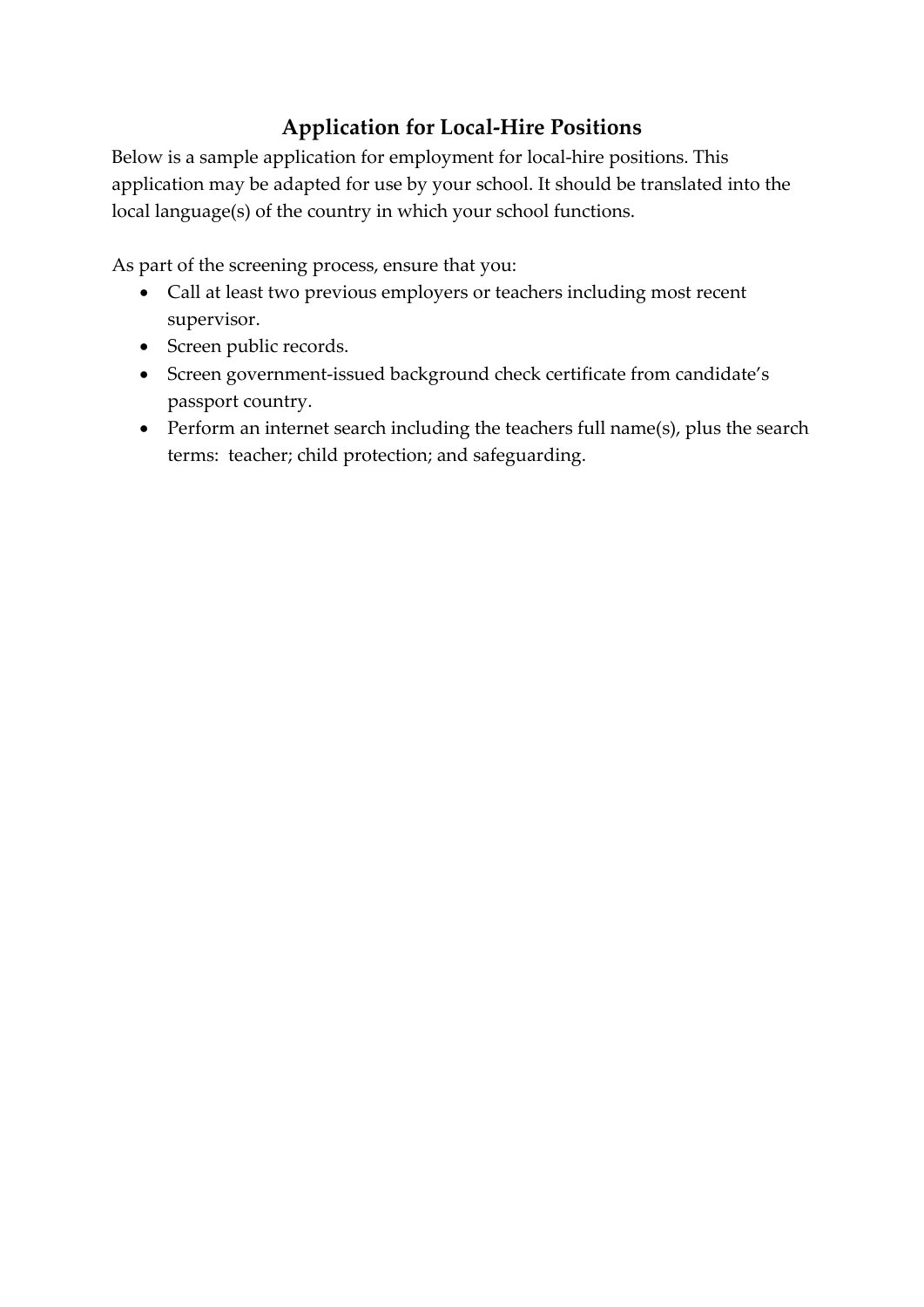## Application for Local-Hire Positions

Below is a sample application for employment for local-hire positions. This application may be adapted for use by your school. It should be translated into the local language(s) of the country in which your school functions.

As part of the screening process, ensure that you:

- Call at least two previous employers or teachers including most recent supervisor.
- Screen public records.
- Screen government-issued background check certificate from candidate's passport country.
- Perform an internet search including the teachers full name(s), plus the search terms: teacher; child protection; and safeguarding.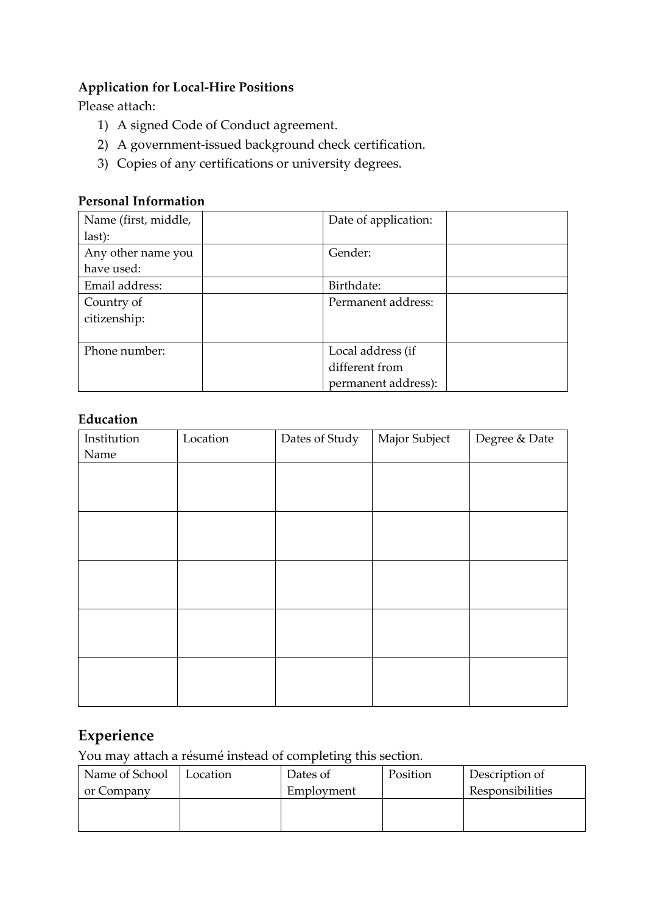**Application for Local-Hire Positions**

Please attach:

1) A signed Code of Conduct agreement.
2) A government-issued background check certification.
3) Copies of any certifications or university degrees.

**Personal Information**

| Name (first, middle, last): | | Date of application: | |
|---|---|---|---|
| Any other name you have used: | | Gender: | |
| Email address: | | Birthdate: | |
| Country of citizenship: | | Permanent address: | |
| Phone number: | | Local address (if different from permanent address): | |

**Education**

| Institution Name | Location | Dates of Study | Major Subject | Degree & Date |
|---|---|---|---|---|
| | | | | |
| | | | | |
| | | | | |
| | | | | |
| | | | | |

## Experience

You may attach a résumé instead of completing this section.

| Name of School or Company | Location | Dates of Employment | Position | Description of Responsibilities |
|---|---|---|---|---|
| | | | | |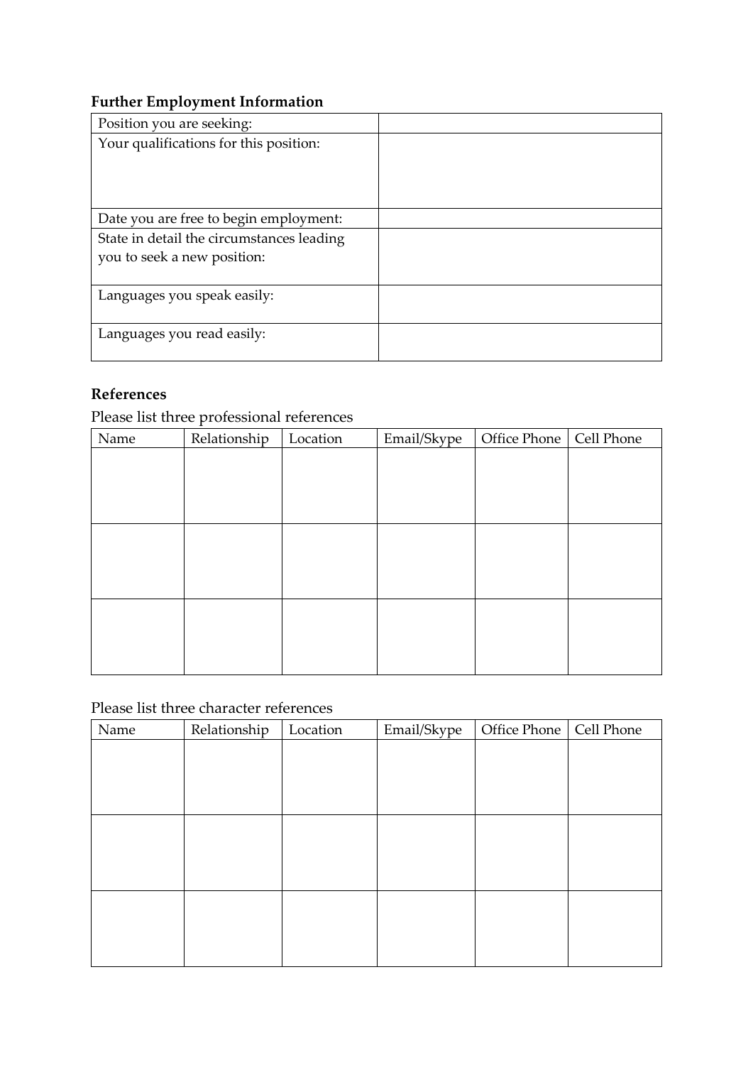### Further Employment Information

| Position you are seeking: | |
|---|---|
| Your qualifications for this position: | |
| Date you are free to begin employment: | |
| State in detail the circumstances leading you to seek a new position: | |
| Languages you speak easily: | |
| Languages you read easily: | |

### References

Please list three professional references

| Name | Relationship | Location | Email/Skype | Office Phone | Cell Phone |
|---|---|---|---|---|---|
| | | | | | |
| | | | | | |
| | | | | | |

Please list three character references

| Name | Relationship | Location | Email/Skype | Office Phone | Cell Phone |
|---|---|---|---|---|---|
| | | | | | |
| | | | | | |
| | | | | | |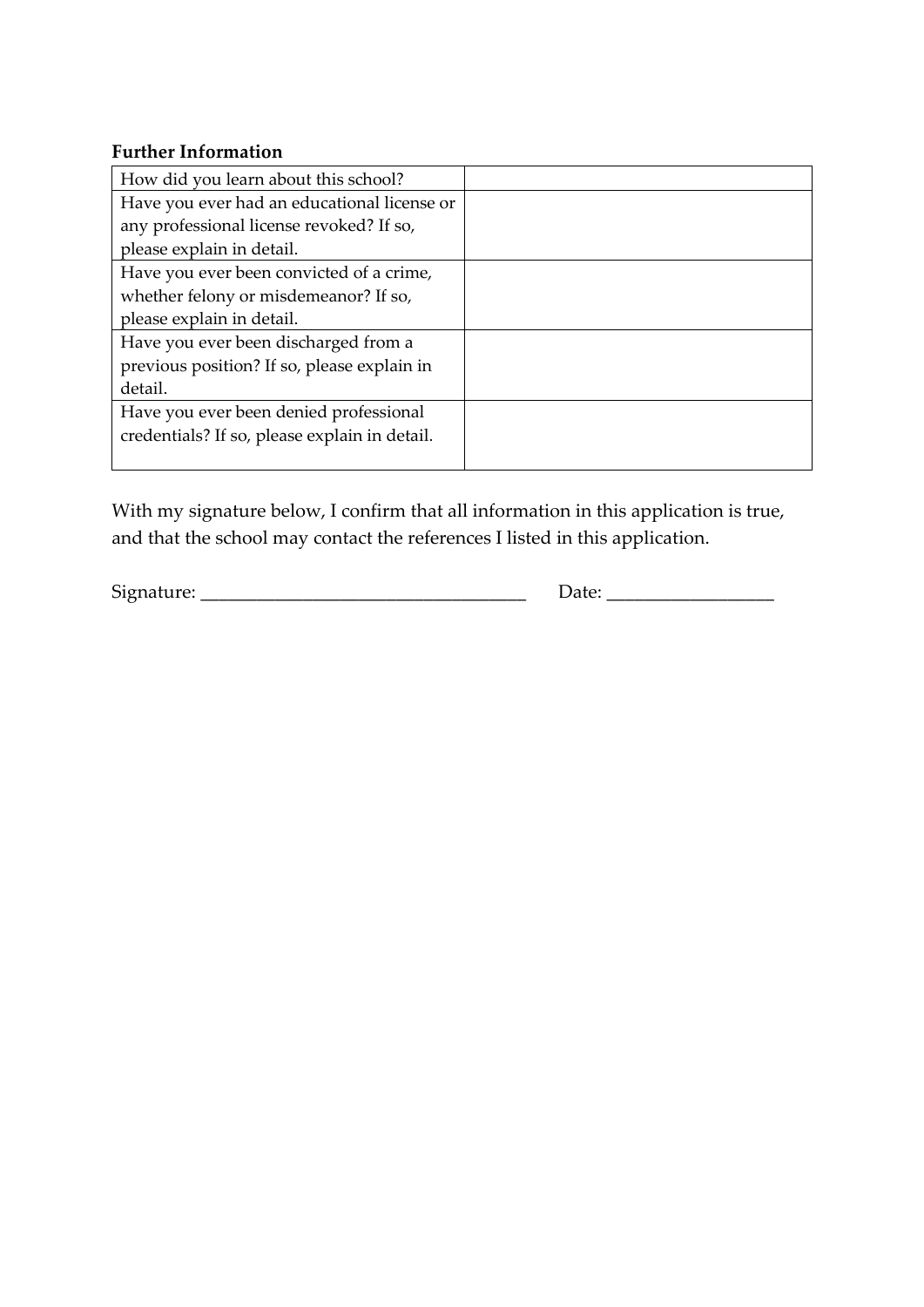**Further Information**

| | |
|---|---|
| How did you learn about this school? | |
| Have you ever had an educational license or any professional license revoked? If so, please explain in detail. | |
| Have you ever been convicted of a crime, whether felony or misdemeanor? If so, please explain in detail. | |
| Have you ever been discharged from a previous position? If so, please explain in detail. | |
| Have you ever been denied professional credentials? If so, please explain in detail. | |

With my signature below, I confirm that all information in this application is true, and that the school may contact the references I listed in this application.

Signature: ___________________________________ Date: __________________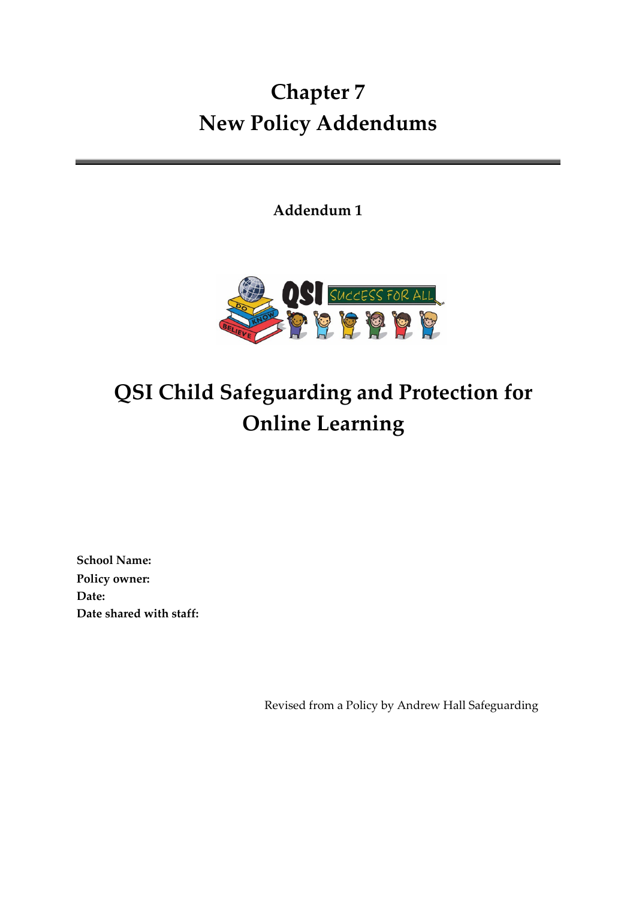# Chapter 7
# New Policy Addendums

**Addendum 1**

# QSI Child Safeguarding and Protection for Online Learning

**School Name:**
**Policy owner:**
**Date:**
**Date shared with staff:**

Revised from a Policy by Andrew Hall Safeguarding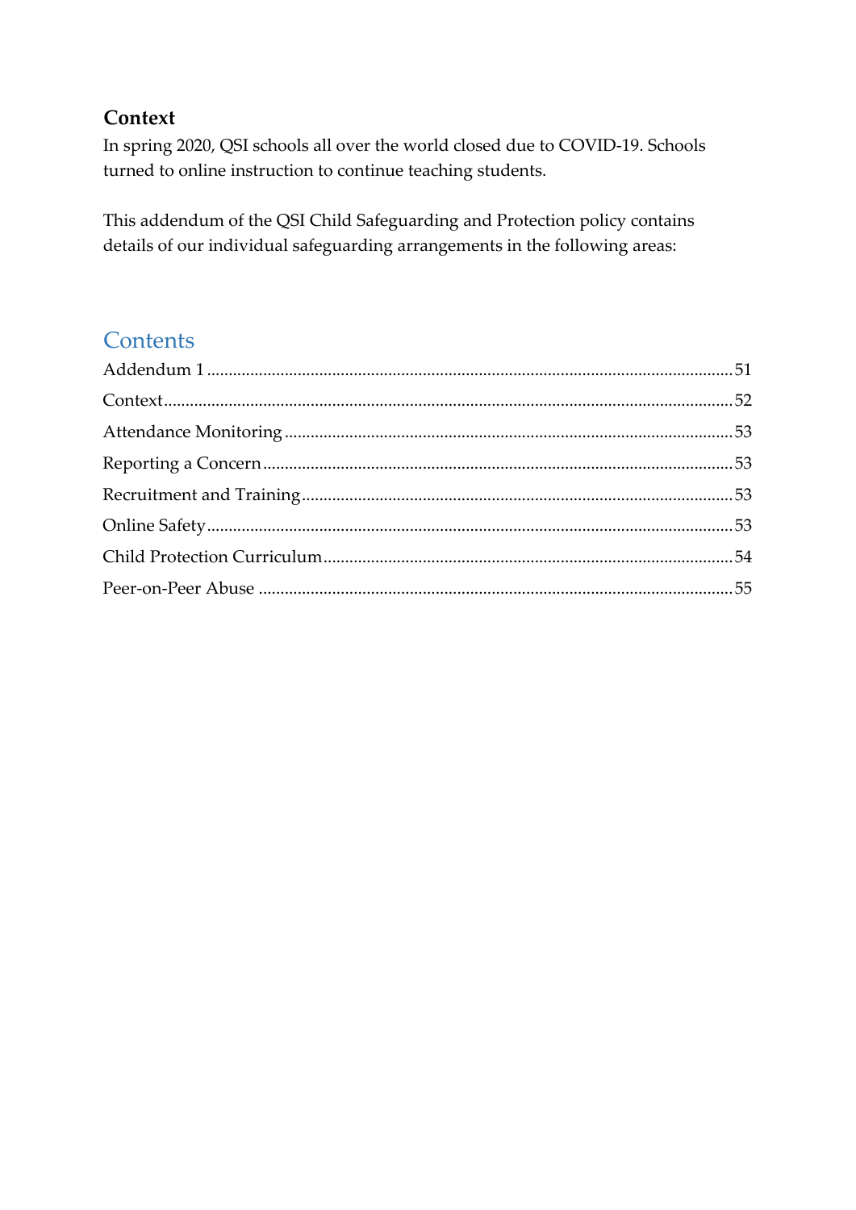## Context

In spring 2020, QSI schools all over the world closed due to COVID-19. Schools turned to online instruction to continue teaching students.

This addendum of the QSI Child Safeguarding and Protection policy contains details of our individual safeguarding arrangements in the following areas:

## Contents

- Addendum 1 ........ 51
- Context ........ 52
- Attendance Monitoring ........ 53
- Reporting a Concern ........ 53
- Recruitment and Training ........ 53
- Online Safety ........ 53
- Child Protection Curriculum ........ 54
- Peer-on-Peer Abuse ........ 55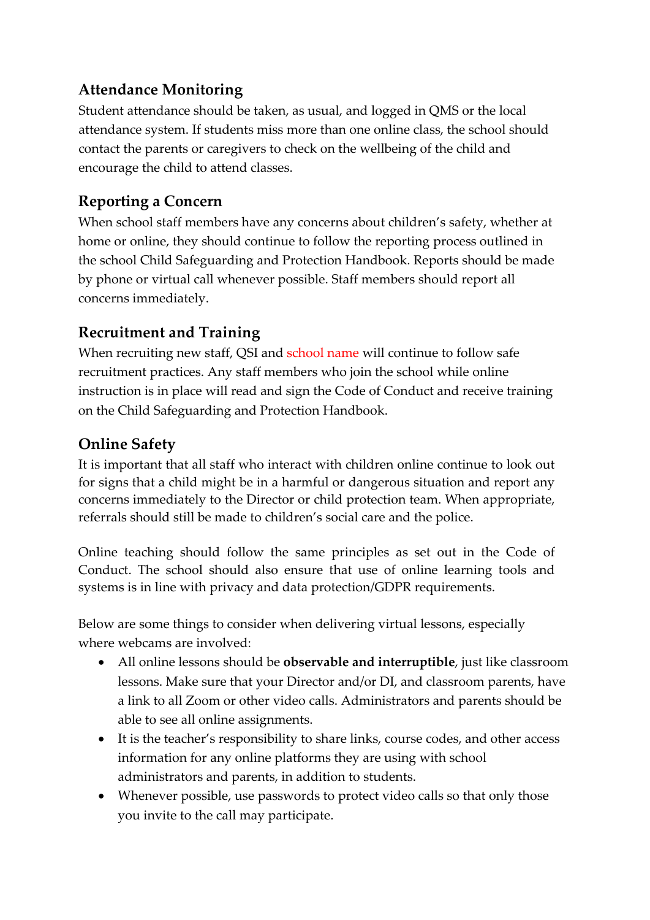## Attendance Monitoring

Student attendance should be taken, as usual, and logged in QMS or the local attendance system. If students miss more than one online class, the school should contact the parents or caregivers to check on the wellbeing of the child and encourage the child to attend classes.

## Reporting a Concern

When school staff members have any concerns about children's safety, whether at home or online, they should continue to follow the reporting process outlined in the school Child Safeguarding and Protection Handbook. Reports should be made by phone or virtual call whenever possible. Staff members should report all concerns immediately.

## Recruitment and Training

When recruiting new staff, QSI and school name will continue to follow safe recruitment practices. Any staff members who join the school while online instruction is in place will read and sign the Code of Conduct and receive training on the Child Safeguarding and Protection Handbook.

## Online Safety

It is important that all staff who interact with children online continue to look out for signs that a child might be in a harmful or dangerous situation and report any concerns immediately to the Director or child protection team. When appropriate, referrals should still be made to children's social care and the police.

Online teaching should follow the same principles as set out in the Code of Conduct. The school should also ensure that use of online learning tools and systems is in line with privacy and data protection/GDPR requirements.

Below are some things to consider when delivering virtual lessons, especially where webcams are involved:

- All online lessons should be **observable and interruptible**, just like classroom lessons. Make sure that your Director and/or DI, and classroom parents, have a link to all Zoom or other video calls. Administrators and parents should be able to see all online assignments.
- It is the teacher's responsibility to share links, course codes, and other access information for any online platforms they are using with school administrators and parents, in addition to students.
- Whenever possible, use passwords to protect video calls so that only those you invite to the call may participate.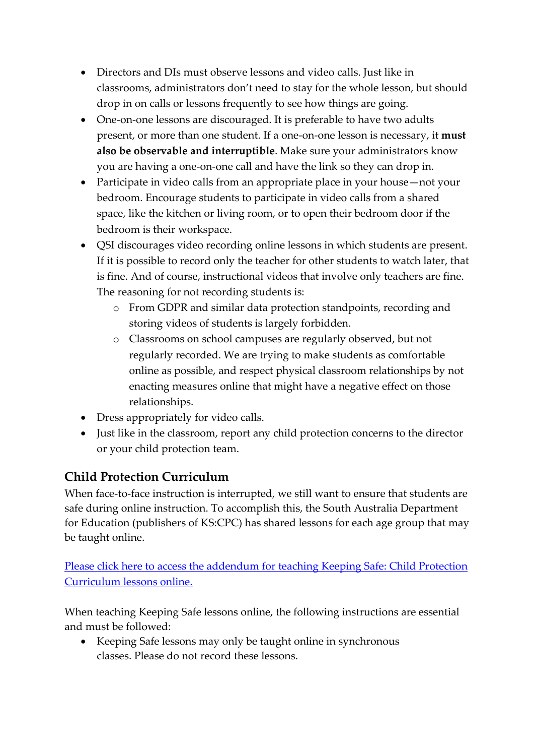- Directors and DIs must observe lessons and video calls. Just like in classrooms, administrators don't need to stay for the whole lesson, but should drop in on calls or lessons frequently to see how things are going.
- One-on-one lessons are discouraged. It is preferable to have two adults present, or more than one student. If a one-on-one lesson is necessary, it **must also be observable and interruptible**. Make sure your administrators know you are having a one-on-one call and have the link so they can drop in.
- Participate in video calls from an appropriate place in your house—not your bedroom. Encourage students to participate in video calls from a shared space, like the kitchen or living room, or to open their bedroom door if the bedroom is their workspace.
- QSI discourages video recording online lessons in which students are present. If it is possible to record only the teacher for other students to watch later, that is fine. And of course, instructional videos that involve only teachers are fine. The reasoning for not recording students is:
  - From GDPR and similar data protection standpoints, recording and storing videos of students is largely forbidden.
  - Classrooms on school campuses are regularly observed, but not regularly recorded. We are trying to make students as comfortable online as possible, and respect physical classroom relationships by not enacting measures online that might have a negative effect on those relationships.
- Dress appropriately for video calls.
- Just like in the classroom, report any child protection concerns to the director or your child protection team.

## Child Protection Curriculum

When face-to-face instruction is interrupted, we still want to ensure that students are safe during online instruction. To accomplish this, the South Australia Department for Education (publishers of KS:CPC) has shared lessons for each age group that may be taught online.

[Please click here to access the addendum for teaching Keeping Safe: Child Protection Curriculum lessons online.]

When teaching Keeping Safe lessons online, the following instructions are essential and must be followed:

- Keeping Safe lessons may only be taught online in synchronous classes. Please do not record these lessons.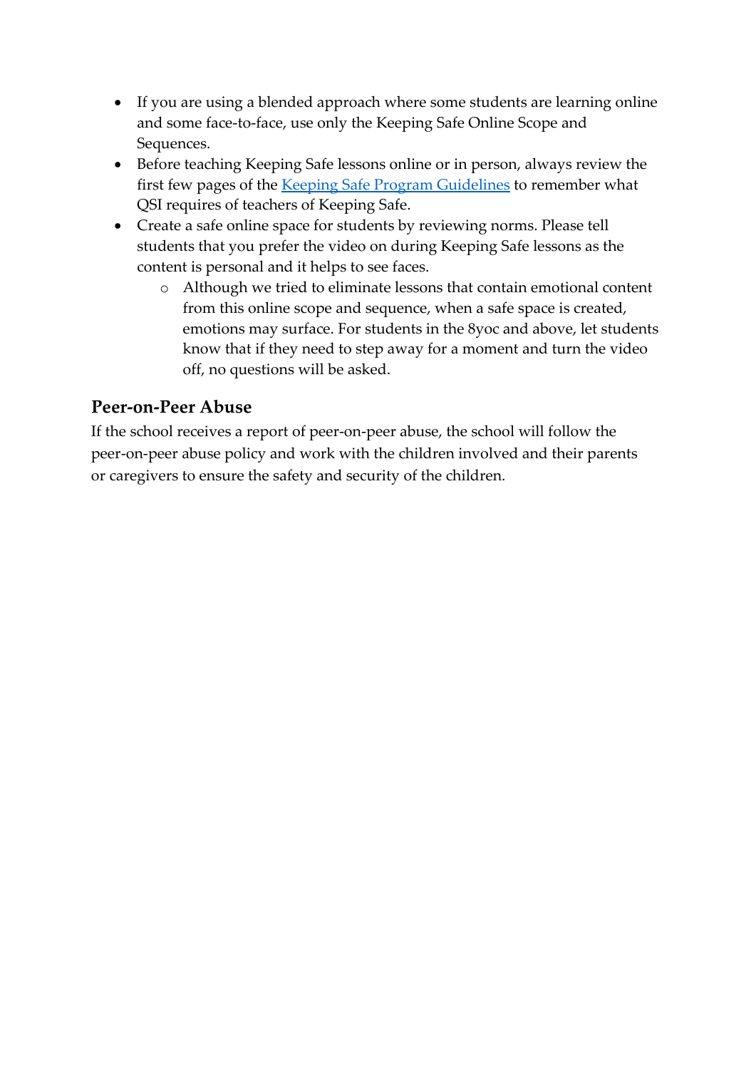- If you are using a blended approach where some students are learning online and some face-to-face, use only the Keeping Safe Online Scope and Sequences.
- Before teaching Keeping Safe lessons online or in person, always review the first few pages of the [Keeping Safe Program Guidelines] to remember what QSI requires of teachers of Keeping Safe.
- Create a safe online space for students by reviewing norms. Please tell students that you prefer the video on during Keeping Safe lessons as the content is personal and it helps to see faces.
    - Although we tried to eliminate lessons that contain emotional content from this online scope and sequence, when a safe space is created, emotions may surface. For students in the 8yoc and above, let students know that if they need to step away for a moment and turn the video off, no questions will be asked.

## Peer-on-Peer Abuse

If the school receives a report of peer-on-peer abuse, the school will follow the peer-on-peer abuse policy and work with the children involved and their parents or caregivers to ensure the safety and security of the children.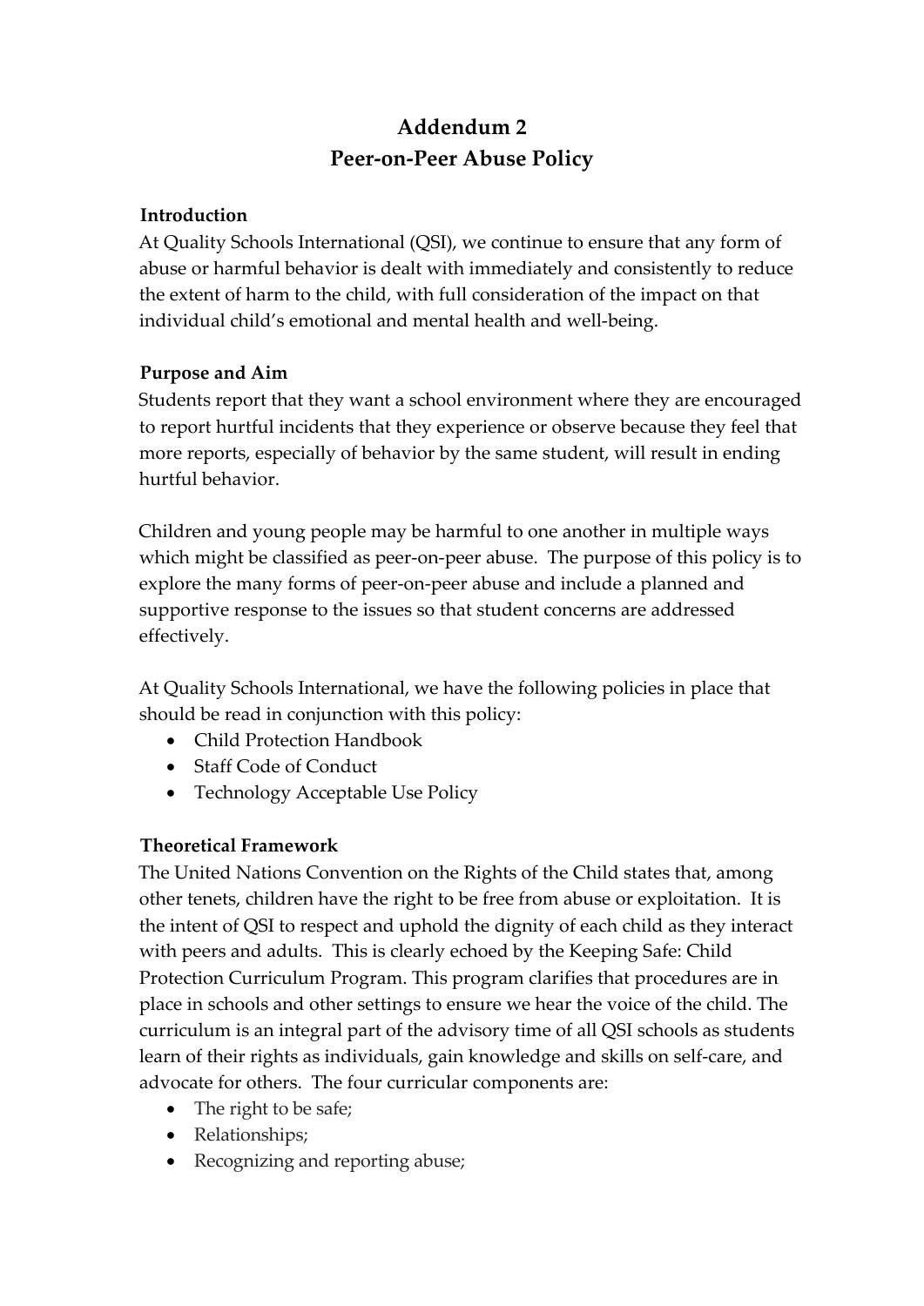# Addendum 2
# Peer-on-Peer Abuse Policy

**Introduction**

At Quality Schools International (QSI), we continue to ensure that any form of abuse or harmful behavior is dealt with immediately and consistently to reduce the extent of harm to the child, with full consideration of the impact on that individual child's emotional and mental health and well-being.

**Purpose and Aim**

Students report that they want a school environment where they are encouraged to report hurtful incidents that they experience or observe because they feel that more reports, especially of behavior by the same student, will result in ending hurtful behavior.

Children and young people may be harmful to one another in multiple ways which might be classified as peer-on-peer abuse. The purpose of this policy is to explore the many forms of peer-on-peer abuse and include a planned and supportive response to the issues so that student concerns are addressed effectively.

At Quality Schools International, we have the following policies in place that should be read in conjunction with this policy:

- Child Protection Handbook
- Staff Code of Conduct
- Technology Acceptable Use Policy

**Theoretical Framework**

The United Nations Convention on the Rights of the Child states that, among other tenets, children have the right to be free from abuse or exploitation. It is the intent of QSI to respect and uphold the dignity of each child as they interact with peers and adults. This is clearly echoed by the Keeping Safe: Child Protection Curriculum Program. This program clarifies that procedures are in place in schools and other settings to ensure we hear the voice of the child. The curriculum is an integral part of the advisory time of all QSI schools as students learn of their rights as individuals, gain knowledge and skills on self-care, and advocate for others. The four curricular components are:

- The right to be safe;
- Relationships;
- Recognizing and reporting abuse;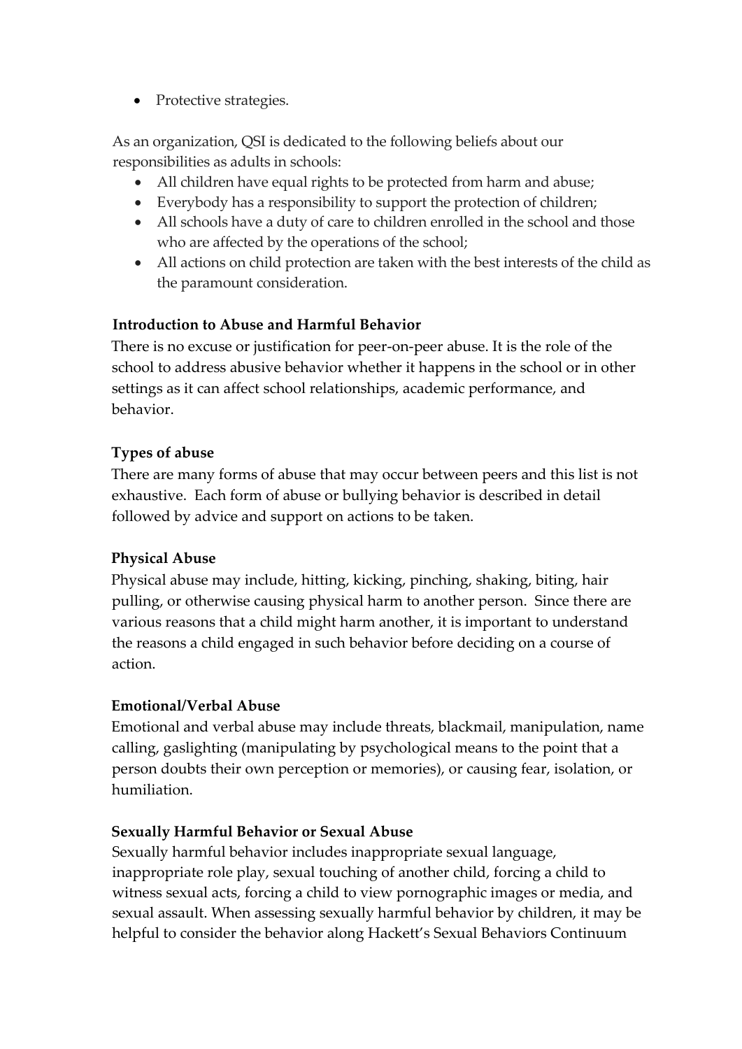- Protective strategies.

As an organization, QSI is dedicated to the following beliefs about our responsibilities as adults in schools:

- All children have equal rights to be protected from harm and abuse;
- Everybody has a responsibility to support the protection of children;
- All schools have a duty of care to children enrolled in the school and those who are affected by the operations of the school;
- All actions on child protection are taken with the best interests of the child as the paramount consideration.

**Introduction to Abuse and Harmful Behavior**

There is no excuse or justification for peer-on-peer abuse. It is the role of the school to address abusive behavior whether it happens in the school or in other settings as it can affect school relationships, academic performance, and behavior.

**Types of abuse**

There are many forms of abuse that may occur between peers and this list is not exhaustive. Each form of abuse or bullying behavior is described in detail followed by advice and support on actions to be taken.

**Physical Abuse**

Physical abuse may include, hitting, kicking, pinching, shaking, biting, hair pulling, or otherwise causing physical harm to another person. Since there are various reasons that a child might harm another, it is important to understand the reasons a child engaged in such behavior before deciding on a course of action.

**Emotional/Verbal Abuse**

Emotional and verbal abuse may include threats, blackmail, manipulation, name calling, gaslighting (manipulating by psychological means to the point that a person doubts their own perception or memories), or causing fear, isolation, or humiliation.

**Sexually Harmful Behavior or Sexual Abuse**

Sexually harmful behavior includes inappropriate sexual language, inappropriate role play, sexual touching of another child, forcing a child to witness sexual acts, forcing a child to view pornographic images or media, and sexual assault. When assessing sexually harmful behavior by children, it may be helpful to consider the behavior along Hackett's Sexual Behaviors Continuum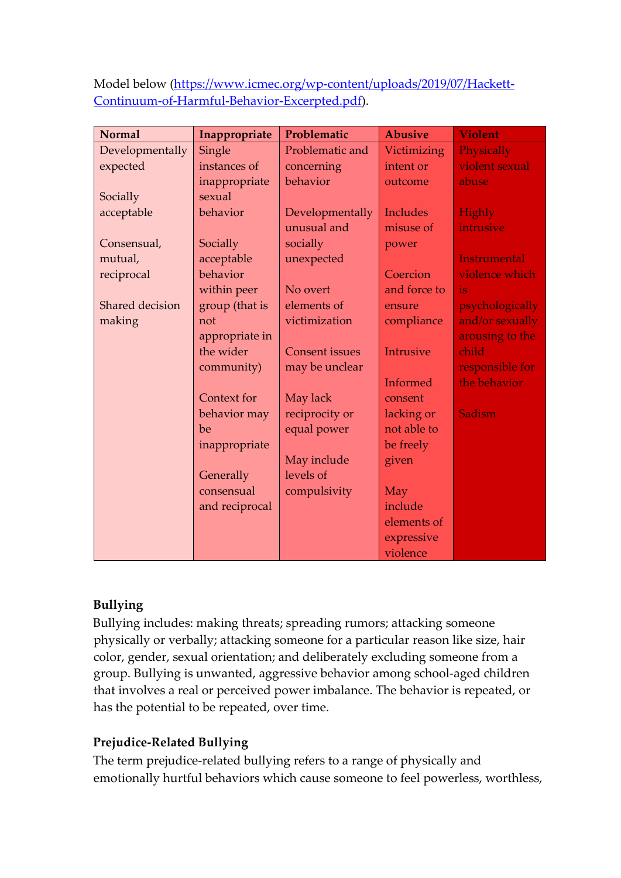Model below (https://www.icmec.org/wp-content/uploads/2019/07/Hackett-Continuum-of-Harmful-Behavior-Excerpted.pdf).

| Normal | Inappropriate | Problematic | Abusive | Violent |
|---|---|---|---|---|
| Developmentally expected<br><br>Socially acceptable<br><br>Consensual, mutual, reciprocal<br><br>Shared decision making | Single instances of inappropriate sexual behavior<br><br>Socially acceptable behavior within peer group (that is not appropriate in the wider community)<br><br>Context for behavior may be inappropriate<br><br>Generally consensual and reciprocal | Problematic and concerning behavior<br><br>Developmentally unusual and socially unexpected<br><br>No overt elements of victimization<br><br>Consent issues may be unclear<br><br>May lack reciprocity or equal power<br><br>May include levels of compulsivity | Victimizing intent or outcome<br><br>Includes misuse of power<br><br>Coercion and force to ensure compliance<br><br>Intrusive<br><br>Informed consent lacking or not able to be freely given<br><br>May include elements of expressive violence | Physically violent sexual abuse<br><br>Highly intrusive<br><br>Instrumental violence which is psychologically and/or sexually arousing to the child responsible for the behavior<br><br>Sadism |

**Bullying**

Bullying includes: making threats; spreading rumors; attacking someone physically or verbally; attacking someone for a particular reason like size, hair color, gender, sexual orientation; and deliberately excluding someone from a group. Bullying is unwanted, aggressive behavior among school-aged children that involves a real or perceived power imbalance. The behavior is repeated, or has the potential to be repeated, over time.

**Prejudice-Related Bullying**

The term prejudice-related bullying refers to a range of physically and emotionally hurtful behaviors which cause someone to feel powerless, worthless,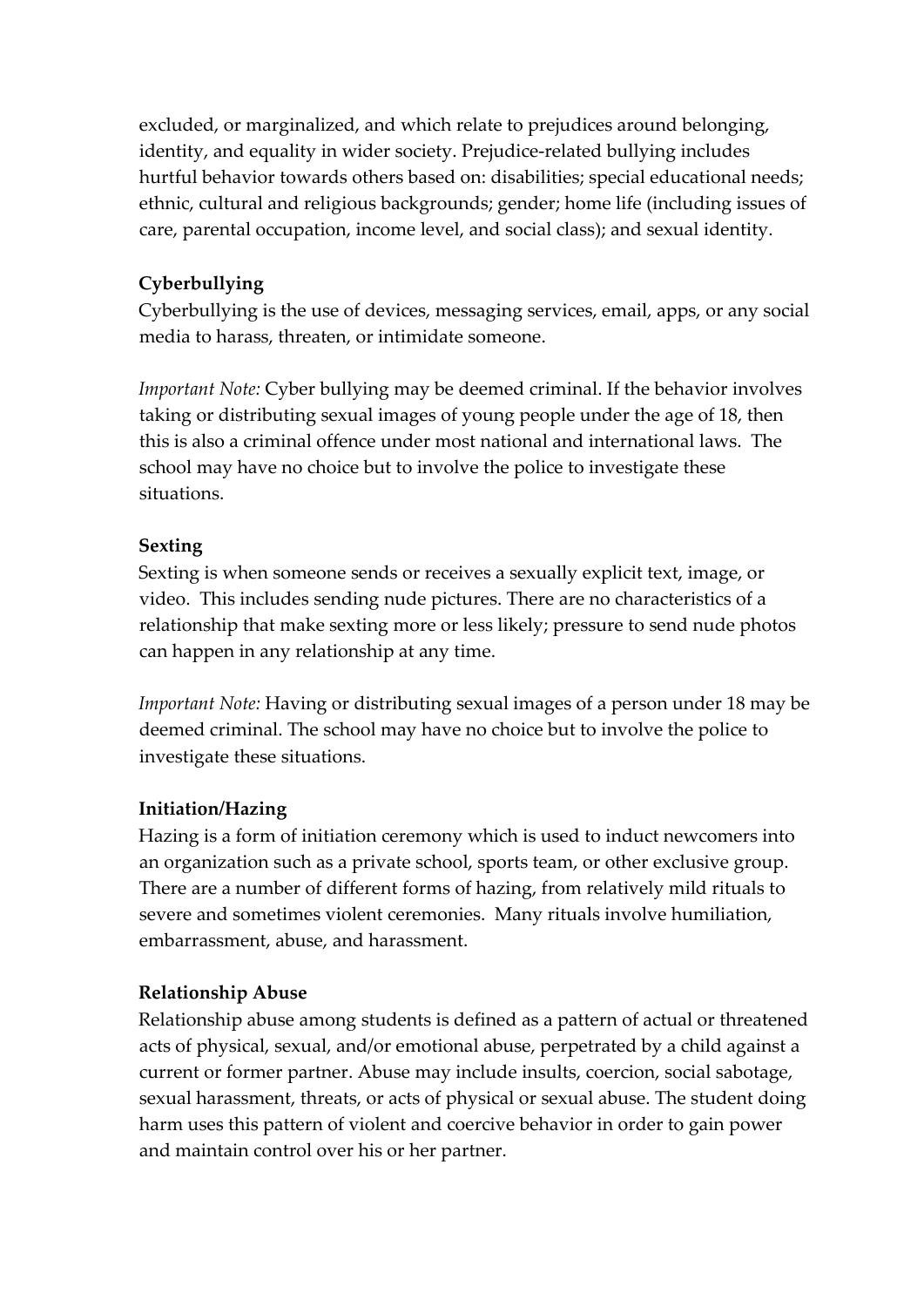excluded, or marginalized, and which relate to prejudices around belonging, identity, and equality in wider society. Prejudice-related bullying includes hurtful behavior towards others based on: disabilities; special educational needs; ethnic, cultural and religious backgrounds; gender; home life (including issues of care, parental occupation, income level, and social class); and sexual identity.

**Cyberbullying**

Cyberbullying is the use of devices, messaging services, email, apps, or any social media to harass, threaten, or intimidate someone.

*Important Note:* Cyber bullying may be deemed criminal. If the behavior involves taking or distributing sexual images of young people under the age of 18, then this is also a criminal offence under most national and international laws. The school may have no choice but to involve the police to investigate these situations.

**Sexting**

Sexting is when someone sends or receives a sexually explicit text, image, or video. This includes sending nude pictures. There are no characteristics of a relationship that make sexting more or less likely; pressure to send nude photos can happen in any relationship at any time.

*Important Note:* Having or distributing sexual images of a person under 18 may be deemed criminal. The school may have no choice but to involve the police to investigate these situations.

**Initiation/Hazing**

Hazing is a form of initiation ceremony which is used to induct newcomers into an organization such as a private school, sports team, or other exclusive group. There are a number of different forms of hazing, from relatively mild rituals to severe and sometimes violent ceremonies. Many rituals involve humiliation, embarrassment, abuse, and harassment.

**Relationship Abuse**

Relationship abuse among students is defined as a pattern of actual or threatened acts of physical, sexual, and/or emotional abuse, perpetrated by a child against a current or former partner. Abuse may include insults, coercion, social sabotage, sexual harassment, threats, or acts of physical or sexual abuse. The student doing harm uses this pattern of violent and coercive behavior in order to gain power and maintain control over his or her partner.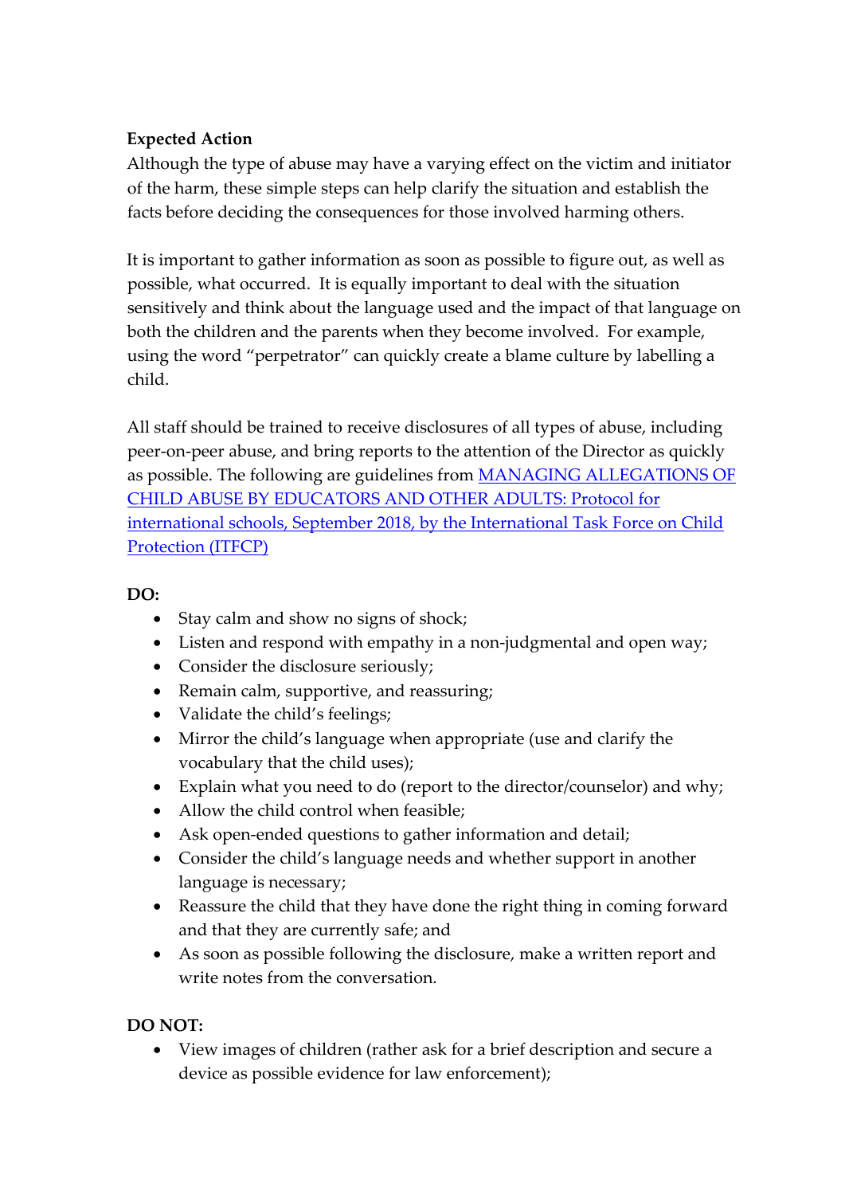**Expected Action**

Although the type of abuse may have a varying effect on the victim and initiator of the harm, these simple steps can help clarify the situation and establish the facts before deciding the consequences for those involved harming others.

It is important to gather information as soon as possible to figure out, as well as possible, what occurred. It is equally important to deal with the situation sensitively and think about the language used and the impact of that language on both the children and the parents when they become involved. For example, using the word "perpetrator" can quickly create a blame culture by labelling a child.

All staff should be trained to receive disclosures of all types of abuse, including peer-on-peer abuse, and bring reports to the attention of the Director as quickly as possible. The following are guidelines from MANAGING ALLEGATIONS OF CHILD ABUSE BY EDUCATORS AND OTHER ADULTS: Protocol for international schools, September 2018, by the International Task Force on Child Protection (ITFCP)

**DO:**

- Stay calm and show no signs of shock;
- Listen and respond with empathy in a non-judgmental and open way;
- Consider the disclosure seriously;
- Remain calm, supportive, and reassuring;
- Validate the child's feelings;
- Mirror the child's language when appropriate (use and clarify the vocabulary that the child uses);
- Explain what you need to do (report to the director/counselor) and why;
- Allow the child control when feasible;
- Ask open-ended questions to gather information and detail;
- Consider the child's language needs and whether support in another language is necessary;
- Reassure the child that they have done the right thing in coming forward and that they are currently safe; and
- As soon as possible following the disclosure, make a written report and write notes from the conversation.

**DO NOT:**

- View images of children (rather ask for a brief description and secure a device as possible evidence for law enforcement);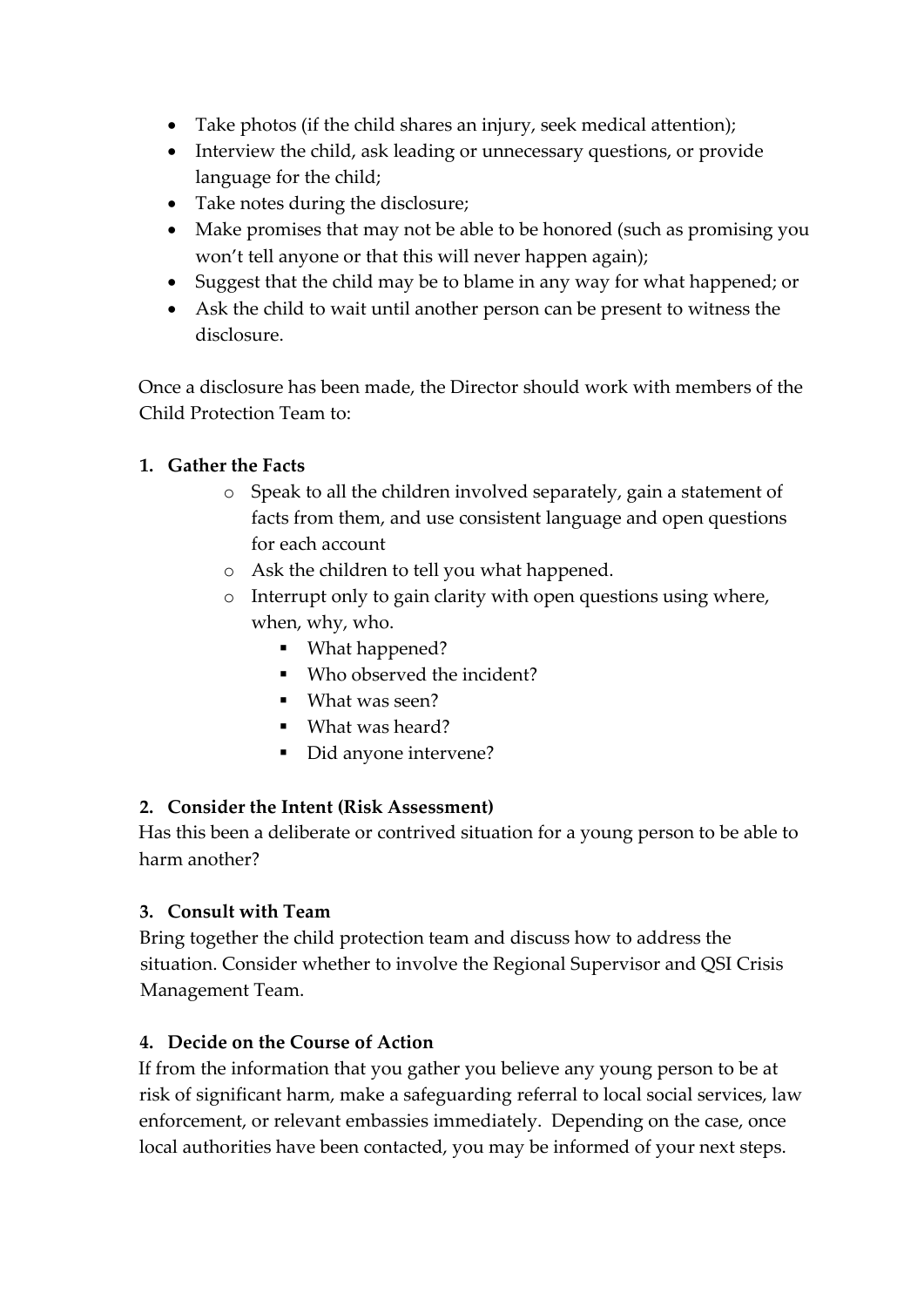- Take photos (if the child shares an injury, seek medical attention);
- Interview the child, ask leading or unnecessary questions, or provide language for the child;
- Take notes during the disclosure;
- Make promises that may not be able to be honored (such as promising you won't tell anyone or that this will never happen again);
- Suggest that the child may be to blame in any way for what happened; or
- Ask the child to wait until another person can be present to witness the disclosure.

Once a disclosure has been made, the Director should work with members of the Child Protection Team to:

**1. Gather the Facts**

- Speak to all the children involved separately, gain a statement of facts from them, and use consistent language and open questions for each account
- Ask the children to tell you what happened.
- Interrupt only to gain clarity with open questions using where, when, why, who.
  - What happened?
  - Who observed the incident?
  - What was seen?
  - What was heard?
  - Did anyone intervene?

**2. Consider the Intent (Risk Assessment)**

Has this been a deliberate or contrived situation for a young person to be able to harm another?

**3. Consult with Team**

Bring together the child protection team and discuss how to address the situation. Consider whether to involve the Regional Supervisor and QSI Crisis Management Team.

**4. Decide on the Course of Action**

If from the information that you gather you believe any young person to be at risk of significant harm, make a safeguarding referral to local social services, law enforcement, or relevant embassies immediately. Depending on the case, once local authorities have been contacted, you may be informed of your next steps.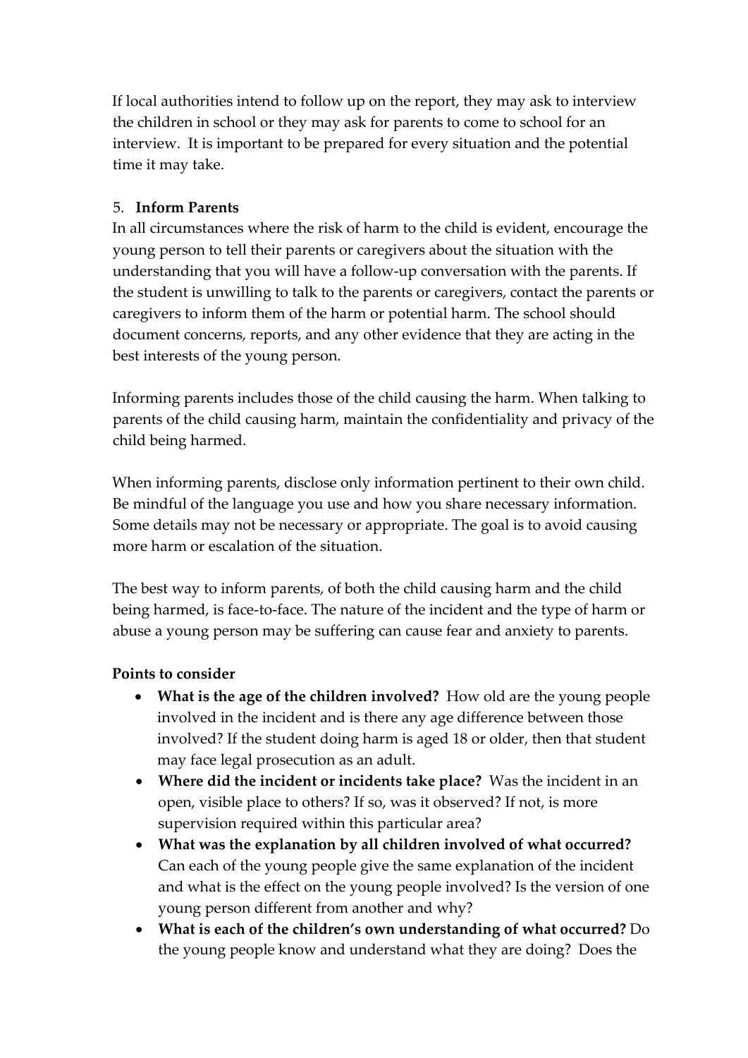If local authorities intend to follow up on the report, they may ask to interview the children in school or they may ask for parents to come to school for an interview. It is important to be prepared for every situation and the potential time it may take.

5. **Inform Parents**

In all circumstances where the risk of harm to the child is evident, encourage the young person to tell their parents or caregivers about the situation with the understanding that you will have a follow-up conversation with the parents. If the student is unwilling to talk to the parents or caregivers, contact the parents or caregivers to inform them of the harm or potential harm. The school should document concerns, reports, and any other evidence that they are acting in the best interests of the young person.

Informing parents includes those of the child causing the harm. When talking to parents of the child causing harm, maintain the confidentiality and privacy of the child being harmed.

When informing parents, disclose only information pertinent to their own child. Be mindful of the language you use and how you share necessary information. Some details may not be necessary or appropriate. The goal is to avoid causing more harm or escalation of the situation.

The best way to inform parents, of both the child causing harm and the child being harmed, is face-to-face. The nature of the incident and the type of harm or abuse a young person may be suffering can cause fear and anxiety to parents.

**Points to consider**

- **What is the age of the children involved?** How old are the young people involved in the incident and is there any age difference between those involved? If the student doing harm is aged 18 or older, then that student may face legal prosecution as an adult.
- **Where did the incident or incidents take place?** Was the incident in an open, visible place to others? If so, was it observed? If not, is more supervision required within this particular area?
- **What was the explanation by all children involved of what occurred?** Can each of the young people give the same explanation of the incident and what is the effect on the young people involved? Is the version of one young person different from another and why?
- **What is each of the children's own understanding of what occurred?** Do the young people know and understand what they are doing? Does the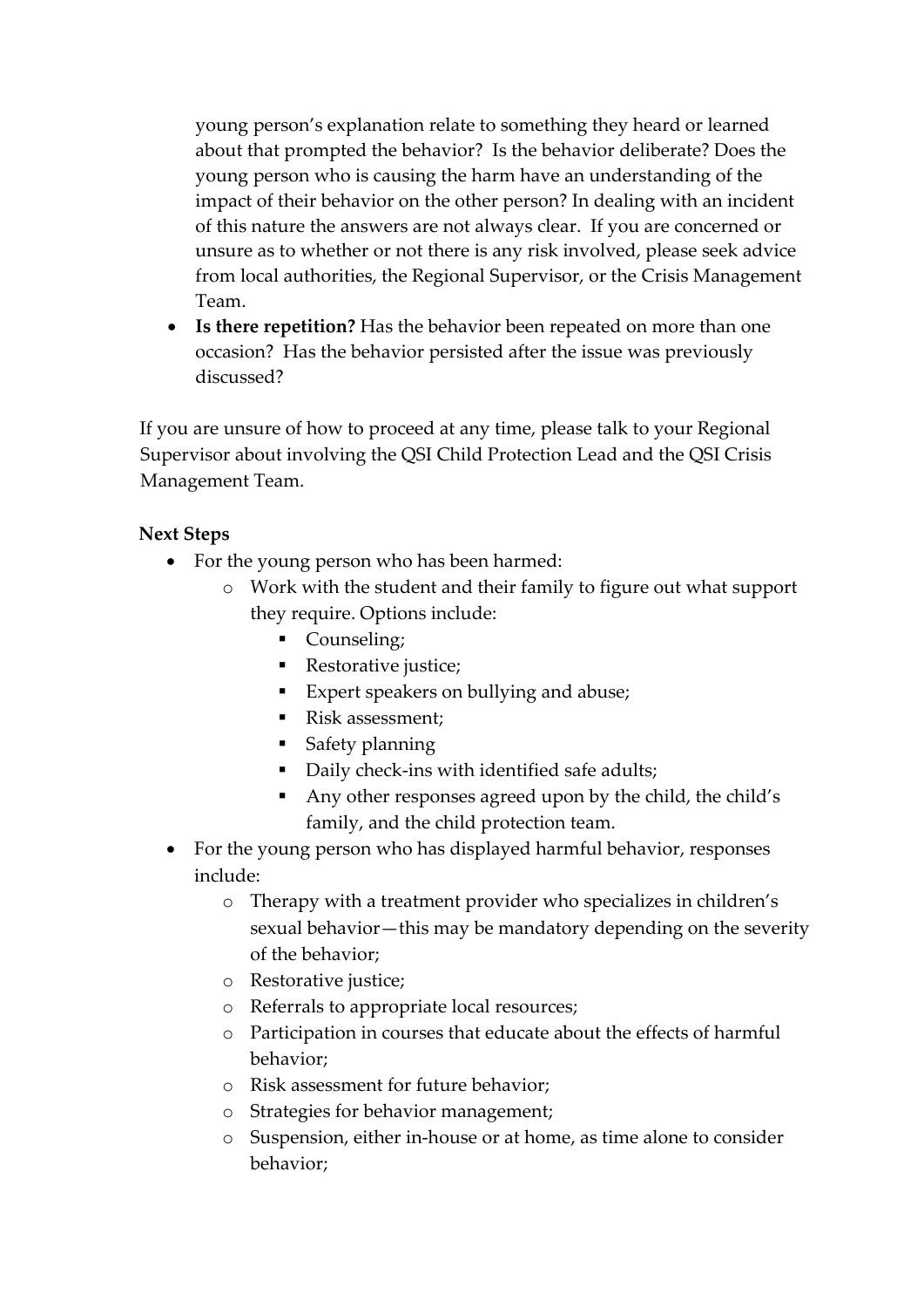young person's explanation relate to something they heard or learned about that prompted the behavior? Is the behavior deliberate? Does the young person who is causing the harm have an understanding of the impact of their behavior on the other person? In dealing with an incident of this nature the answers are not always clear. If you are concerned or unsure as to whether or not there is any risk involved, please seek advice from local authorities, the Regional Supervisor, or the Crisis Management Team.

- **Is there repetition?** Has the behavior been repeated on more than one occasion? Has the behavior persisted after the issue was previously discussed?

If you are unsure of how to proceed at any time, please talk to your Regional Supervisor about involving the QSI Child Protection Lead and the QSI Crisis Management Team.

**Next Steps**

- For the young person who has been harmed:
    - Work with the student and their family to figure out what support they require. Options include:
        - Counseling;
        - Restorative justice;
        - Expert speakers on bullying and abuse;
        - Risk assessment;
        - Safety planning
        - Daily check-ins with identified safe adults;
        - Any other responses agreed upon by the child, the child's family, and the child protection team.
- For the young person who has displayed harmful behavior, responses include:
    - Therapy with a treatment provider who specializes in children's sexual behavior—this may be mandatory depending on the severity of the behavior;
    - Restorative justice;
    - Referrals to appropriate local resources;
    - Participation in courses that educate about the effects of harmful behavior;
    - Risk assessment for future behavior;
    - Strategies for behavior management;
    - Suspension, either in-house or at home, as time alone to consider behavior;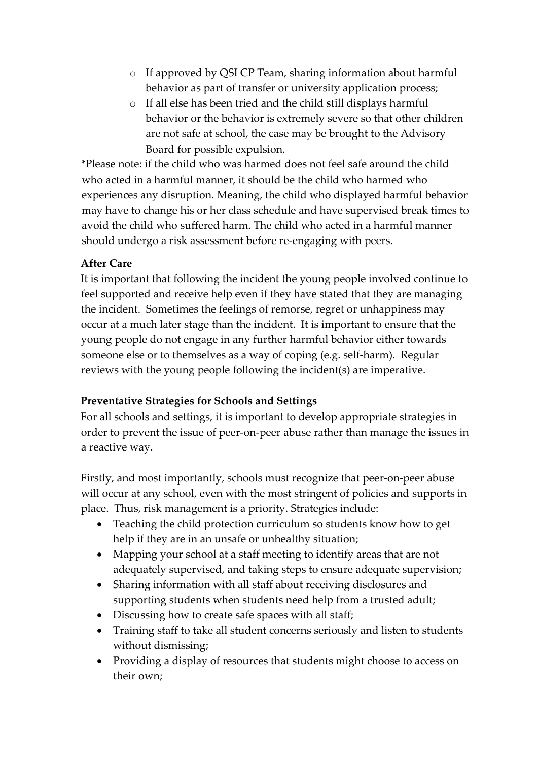- If approved by QSI CP Team, sharing information about harmful behavior as part of transfer or university application process;
  - If all else has been tried and the child still displays harmful behavior or the behavior is extremely severe so that other children are not safe at school, the case may be brought to the Advisory Board for possible expulsion.

*Please note: if the child who was harmed does not feel safe around the child who acted in a harmful manner, it should be the child who harmed who experiences any disruption. Meaning, the child who displayed harmful behavior may have to change his or her class schedule and have supervised break times to avoid the child who suffered harm. The child who acted in a harmful manner should undergo a risk assessment before re-engaging with peers.

**After Care**

It is important that following the incident the young people involved continue to feel supported and receive help even if they have stated that they are managing the incident. Sometimes the feelings of remorse, regret or unhappiness may occur at a much later stage than the incident. It is important to ensure that the young people do not engage in any further harmful behavior either towards someone else or to themselves as a way of coping (e.g. self-harm). Regular reviews with the young people following the incident(s) are imperative.

**Preventative Strategies for Schools and Settings**

For all schools and settings, it is important to develop appropriate strategies in order to prevent the issue of peer-on-peer abuse rather than manage the issues in a reactive way.

Firstly, and most importantly, schools must recognize that peer-on-peer abuse will occur at any school, even with the most stringent of policies and supports in place. Thus, risk management is a priority. Strategies include:

- Teaching the child protection curriculum so students know how to get help if they are in an unsafe or unhealthy situation;
- Mapping your school at a staff meeting to identify areas that are not adequately supervised, and taking steps to ensure adequate supervision;
- Sharing information with all staff about receiving disclosures and supporting students when students need help from a trusted adult;
- Discussing how to create safe spaces with all staff;
- Training staff to take all student concerns seriously and listen to students without dismissing;
- Providing a display of resources that students might choose to access on their own;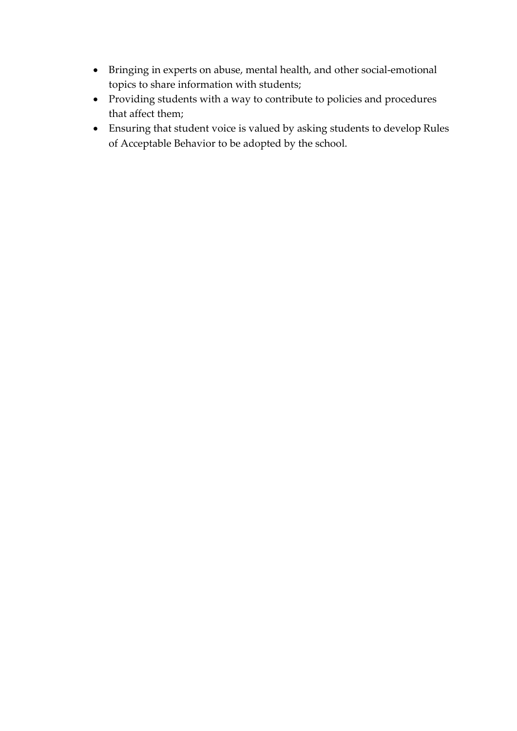- Bringing in experts on abuse, mental health, and other social-emotional topics to share information with students;
- Providing students with a way to contribute to policies and procedures that affect them;
- Ensuring that student voice is valued by asking students to develop Rules of Acceptable Behavior to be adopted by the school.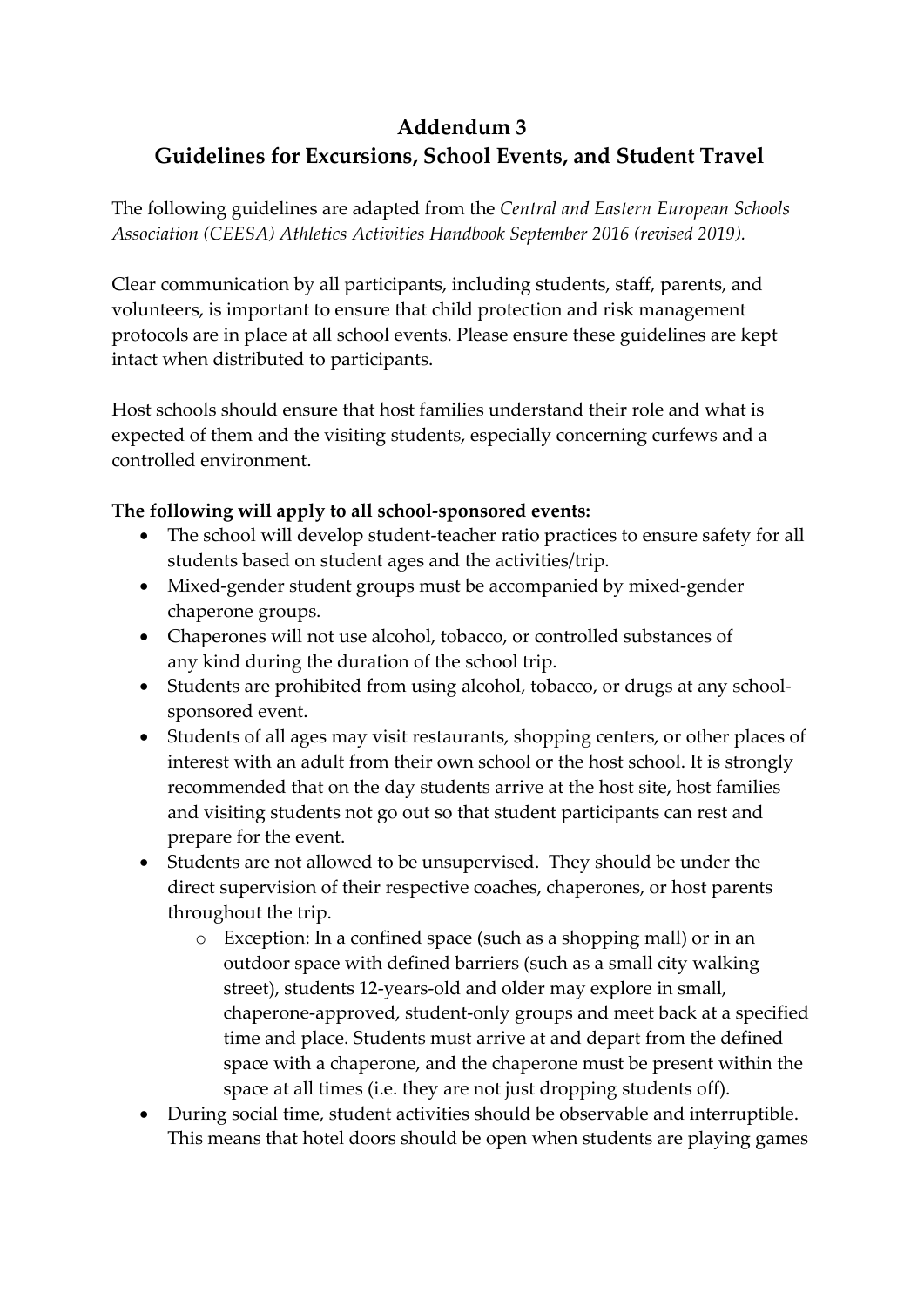# Addendum 3
# Guidelines for Excursions, School Events, and Student Travel

The following guidelines are adapted from the *Central and Eastern European Schools Association (CEESA) Athletics Activities Handbook September 2016 (revised 2019).*

Clear communication by all participants, including students, staff, parents, and volunteers, is important to ensure that child protection and risk management protocols are in place at all school events. Please ensure these guidelines are kept intact when distributed to participants.

Host schools should ensure that host families understand their role and what is expected of them and the visiting students, especially concerning curfews and a controlled environment.

**The following will apply to all school-sponsored events:**

- The school will develop student-teacher ratio practices to ensure safety for all students based on student ages and the activities/trip.
- Mixed-gender student groups must be accompanied by mixed-gender chaperone groups.
- Chaperones will not use alcohol, tobacco, or controlled substances of any kind during the duration of the school trip.
- Students are prohibited from using alcohol, tobacco, or drugs at any school-sponsored event.
- Students of all ages may visit restaurants, shopping centers, or other places of interest with an adult from their own school or the host school. It is strongly recommended that on the day students arrive at the host site, host families and visiting students not go out so that student participants can rest and prepare for the event.
- Students are not allowed to be unsupervised. They should be under the direct supervision of their respective coaches, chaperones, or host parents throughout the trip.
    - Exception: In a confined space (such as a shopping mall) or in an outdoor space with defined barriers (such as a small city walking street), students 12-years-old and older may explore in small, chaperone-approved, student-only groups and meet back at a specified time and place. Students must arrive at and depart from the defined space with a chaperone, and the chaperone must be present within the space at all times (i.e. they are not just dropping students off).
- During social time, student activities should be observable and interruptible. This means that hotel doors should be open when students are playing games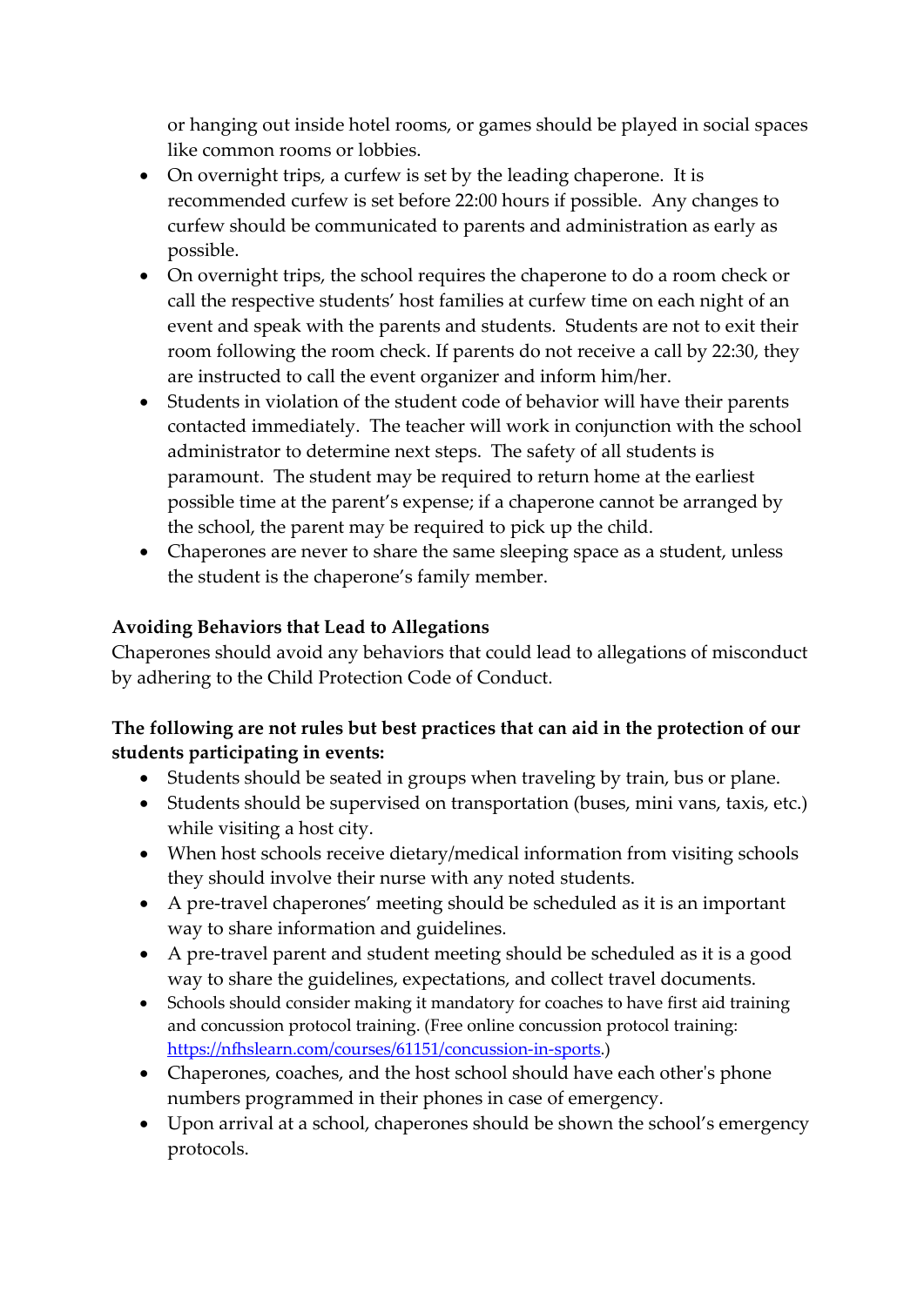or hanging out inside hotel rooms, or games should be played in social spaces like common rooms or lobbies.

- On overnight trips, a curfew is set by the leading chaperone. It is recommended curfew is set before 22:00 hours if possible. Any changes to curfew should be communicated to parents and administration as early as possible.
- On overnight trips, the school requires the chaperone to do a room check or call the respective students' host families at curfew time on each night of an event and speak with the parents and students. Students are not to exit their room following the room check. If parents do not receive a call by 22:30, they are instructed to call the event organizer and inform him/her.
- Students in violation of the student code of behavior will have their parents contacted immediately. The teacher will work in conjunction with the school administrator to determine next steps. The safety of all students is paramount. The student may be required to return home at the earliest possible time at the parent's expense; if a chaperone cannot be arranged by the school, the parent may be required to pick up the child.
- Chaperones are never to share the same sleeping space as a student, unless the student is the chaperone's family member.

**Avoiding Behaviors that Lead to Allegations**

Chaperones should avoid any behaviors that could lead to allegations of misconduct by adhering to the Child Protection Code of Conduct.

**The following are not rules but best practices that can aid in the protection of our students participating in events:**

- Students should be seated in groups when traveling by train, bus or plane.
- Students should be supervised on transportation (buses, mini vans, taxis, etc.) while visiting a host city.
- When host schools receive dietary/medical information from visiting schools they should involve their nurse with any noted students.
- A pre-travel chaperones' meeting should be scheduled as it is an important way to share information and guidelines.
- A pre-travel parent and student meeting should be scheduled as it is a good way to share the guidelines, expectations, and collect travel documents.
- Schools should consider making it mandatory for coaches to have first aid training and concussion protocol training. (Free online concussion protocol training: https://nfhslearn.com/courses/61151/concussion-in-sports.)
- Chaperones, coaches, and the host school should have each other's phone numbers programmed in their phones in case of emergency.
- Upon arrival at a school, chaperones should be shown the school's emergency protocols.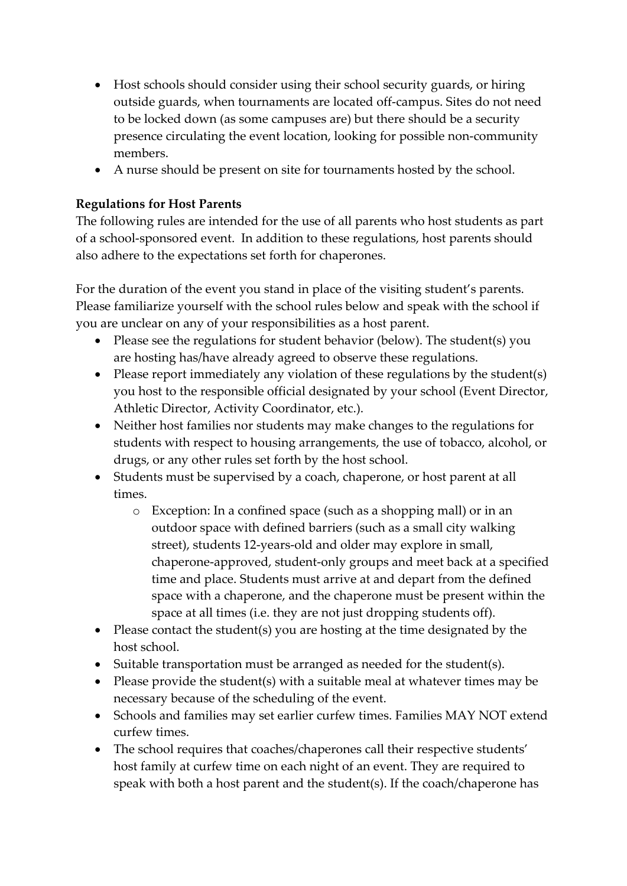- Host schools should consider using their school security guards, or hiring outside guards, when tournaments are located off-campus. Sites do not need to be locked down (as some campuses are) but there should be a security presence circulating the event location, looking for possible non-community members.
- A nurse should be present on site for tournaments hosted by the school.

**Regulations for Host Parents**

The following rules are intended for the use of all parents who host students as part of a school-sponsored event. In addition to these regulations, host parents should also adhere to the expectations set forth for chaperones.

For the duration of the event you stand in place of the visiting student's parents. Please familiarize yourself with the school rules below and speak with the school if you are unclear on any of your responsibilities as a host parent.

- Please see the regulations for student behavior (below). The student(s) you are hosting has/have already agreed to observe these regulations.
- Please report immediately any violation of these regulations by the student(s) you host to the responsible official designated by your school (Event Director, Athletic Director, Activity Coordinator, etc.).
- Neither host families nor students may make changes to the regulations for students with respect to housing arrangements, the use of tobacco, alcohol, or drugs, or any other rules set forth by the host school.
- Students must be supervised by a coach, chaperone, or host parent at all times.
    - Exception: In a confined space (such as a shopping mall) or in an outdoor space with defined barriers (such as a small city walking street), students 12-years-old and older may explore in small, chaperone-approved, student-only groups and meet back at a specified time and place. Students must arrive at and depart from the defined space with a chaperone, and the chaperone must be present within the space at all times (i.e. they are not just dropping students off).
- Please contact the student(s) you are hosting at the time designated by the host school.
- Suitable transportation must be arranged as needed for the student(s).
- Please provide the student(s) with a suitable meal at whatever times may be necessary because of the scheduling of the event.
- Schools and families may set earlier curfew times. Families MAY NOT extend curfew times.
- The school requires that coaches/chaperones call their respective students' host family at curfew time on each night of an event. They are required to speak with both a host parent and the student(s). If the coach/chaperone has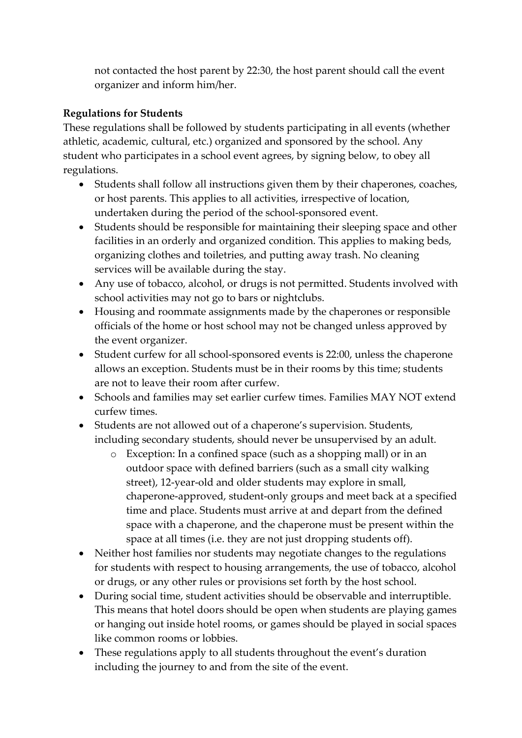not contacted the host parent by 22:30, the host parent should call the event organizer and inform him/her.

**Regulations for Students**

These regulations shall be followed by students participating in all events (whether athletic, academic, cultural, etc.) organized and sponsored by the school. Any student who participates in a school event agrees, by signing below, to obey all regulations.

- Students shall follow all instructions given them by their chaperones, coaches, or host parents. This applies to all activities, irrespective of location, undertaken during the period of the school-sponsored event.
- Students should be responsible for maintaining their sleeping space and other facilities in an orderly and organized condition. This applies to making beds, organizing clothes and toiletries, and putting away trash. No cleaning services will be available during the stay.
- Any use of tobacco, alcohol, or drugs is not permitted. Students involved with school activities may not go to bars or nightclubs.
- Housing and roommate assignments made by the chaperones or responsible officials of the home or host school may not be changed unless approved by the event organizer.
- Student curfew for all school-sponsored events is 22:00, unless the chaperone allows an exception. Students must be in their rooms by this time; students are not to leave their room after curfew.
- Schools and families may set earlier curfew times. Families MAY NOT extend curfew times.
- Students are not allowed out of a chaperone's supervision. Students, including secondary students, should never be unsupervised by an adult.
    - Exception: In a confined space (such as a shopping mall) or in an outdoor space with defined barriers (such as a small city walking street), 12-year-old and older students may explore in small, chaperone-approved, student-only groups and meet back at a specified time and place. Students must arrive at and depart from the defined space with a chaperone, and the chaperone must be present within the space at all times (i.e. they are not just dropping students off).
- Neither host families nor students may negotiate changes to the regulations for students with respect to housing arrangements, the use of tobacco, alcohol or drugs, or any other rules or provisions set forth by the host school.
- During social time, student activities should be observable and interruptible. This means that hotel doors should be open when students are playing games or hanging out inside hotel rooms, or games should be played in social spaces like common rooms or lobbies.
- These regulations apply to all students throughout the event's duration including the journey to and from the site of the event.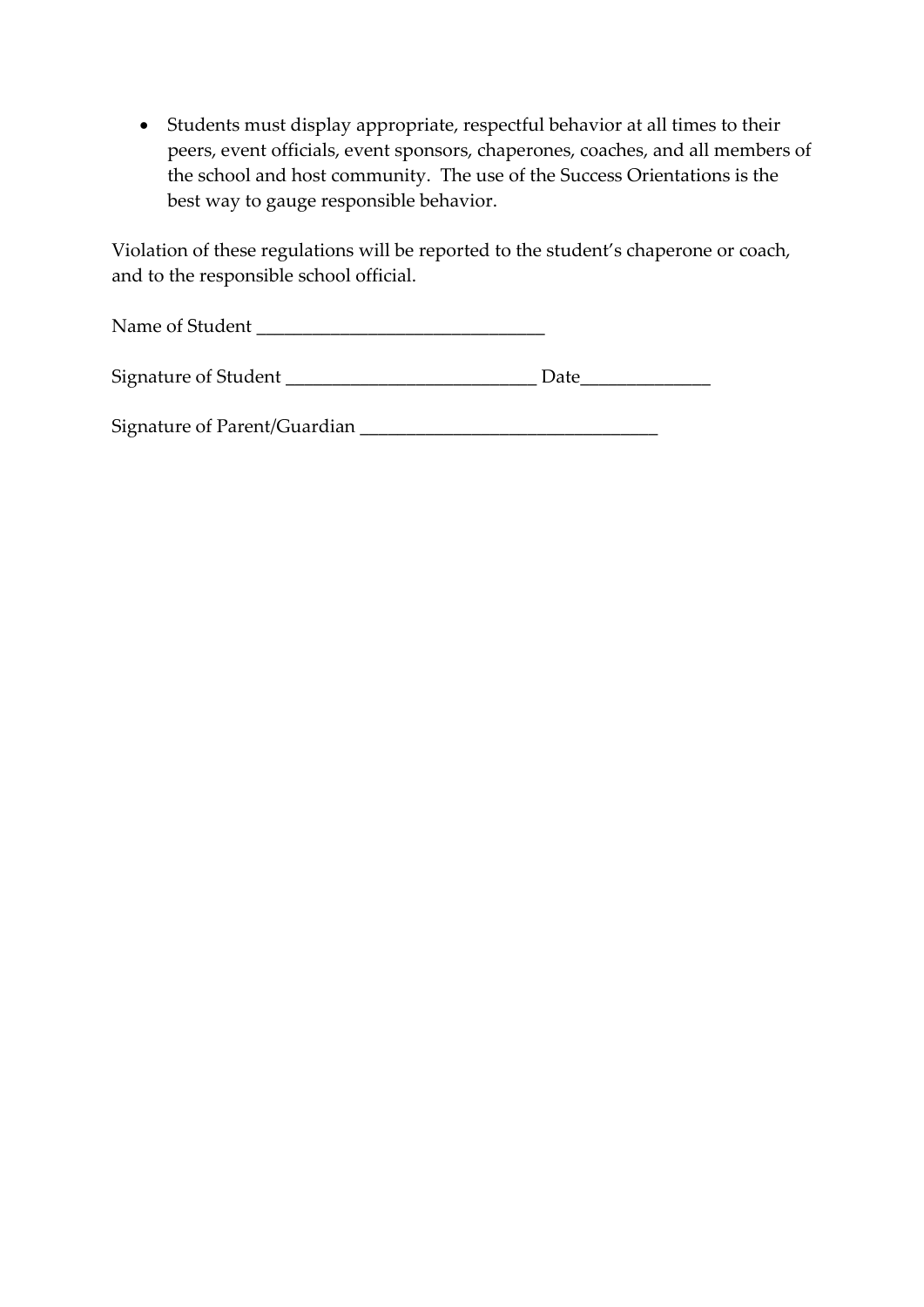- Students must display appropriate, respectful behavior at all times to their peers, event officials, event sponsors, chaperones, coaches, and all members of the school and host community. The use of the Success Orientations is the best way to gauge responsible behavior.

Violation of these regulations will be reported to the student's chaperone or coach, and to the responsible school official.

Name of Student _______________________________

Signature of Student ___________________________ Date_____________

Signature of Parent/Guardian _______________________________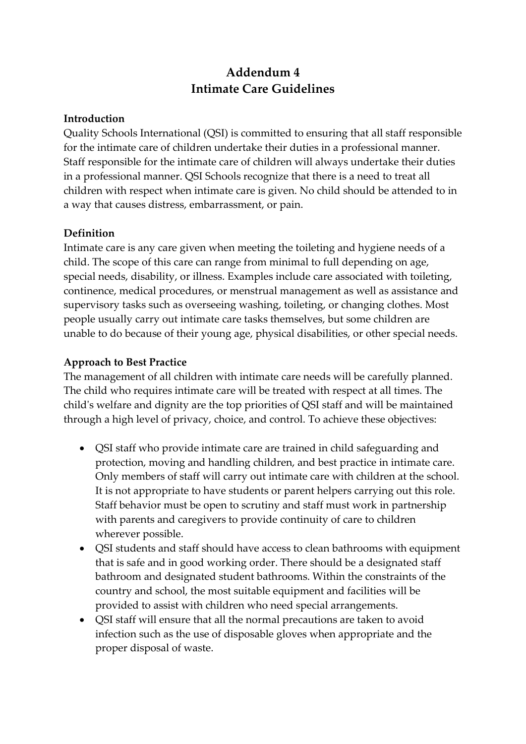# Addendum 4
# Intimate Care Guidelines

**Introduction**

Quality Schools International (QSI) is committed to ensuring that all staff responsible for the intimate care of children undertake their duties in a professional manner. Staff responsible for the intimate care of children will always undertake their duties in a professional manner. QSI Schools recognize that there is a need to treat all children with respect when intimate care is given. No child should be attended to in a way that causes distress, embarrassment, or pain.

**Definition**

Intimate care is any care given when meeting the toileting and hygiene needs of a child. The scope of this care can range from minimal to full depending on age, special needs, disability, or illness. Examples include care associated with toileting, continence, medical procedures, or menstrual management as well as assistance and supervisory tasks such as overseeing washing, toileting, or changing clothes. Most people usually carry out intimate care tasks themselves, but some children are unable to do because of their young age, physical disabilities, or other special needs.

**Approach to Best Practice**

The management of all children with intimate care needs will be carefully planned. The child who requires intimate care will be treated with respect at all times. The child's welfare and dignity are the top priorities of QSI staff and will be maintained through a high level of privacy, choice, and control. To achieve these objectives:

- QSI staff who provide intimate care are trained in child safeguarding and protection, moving and handling children, and best practice in intimate care. Only members of staff will carry out intimate care with children at the school. It is not appropriate to have students or parent helpers carrying out this role. Staff behavior must be open to scrutiny and staff must work in partnership with parents and caregivers to provide continuity of care to children wherever possible.
- QSI students and staff should have access to clean bathrooms with equipment that is safe and in good working order. There should be a designated staff bathroom and designated student bathrooms. Within the constraints of the country and school, the most suitable equipment and facilities will be provided to assist with children who need special arrangements.
- QSI staff will ensure that all the normal precautions are taken to avoid infection such as the use of disposable gloves when appropriate and the proper disposal of waste.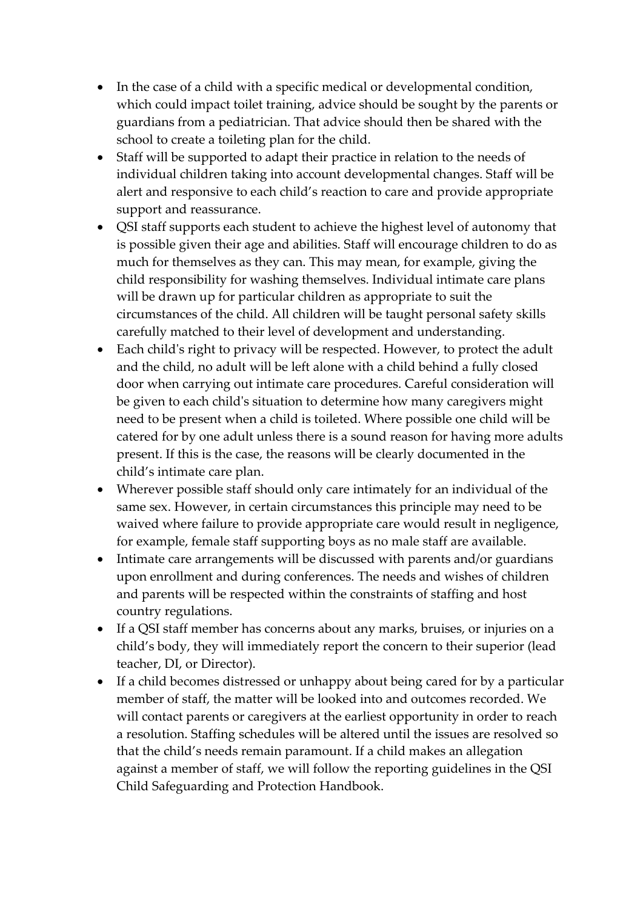- In the case of a child with a specific medical or developmental condition, which could impact toilet training, advice should be sought by the parents or guardians from a pediatrician. That advice should then be shared with the school to create a toileting plan for the child.
- Staff will be supported to adapt their practice in relation to the needs of individual children taking into account developmental changes. Staff will be alert and responsive to each child's reaction to care and provide appropriate support and reassurance.
- QSI staff supports each student to achieve the highest level of autonomy that is possible given their age and abilities. Staff will encourage children to do as much for themselves as they can. This may mean, for example, giving the child responsibility for washing themselves. Individual intimate care plans will be drawn up for particular children as appropriate to suit the circumstances of the child. All children will be taught personal safety skills carefully matched to their level of development and understanding.
- Each child's right to privacy will be respected. However, to protect the adult and the child, no adult will be left alone with a child behind a fully closed door when carrying out intimate care procedures. Careful consideration will be given to each child's situation to determine how many caregivers might need to be present when a child is toileted. Where possible one child will be catered for by one adult unless there is a sound reason for having more adults present. If this is the case, the reasons will be clearly documented in the child's intimate care plan.
- Wherever possible staff should only care intimately for an individual of the same sex. However, in certain circumstances this principle may need to be waived where failure to provide appropriate care would result in negligence, for example, female staff supporting boys as no male staff are available.
- Intimate care arrangements will be discussed with parents and/or guardians upon enrollment and during conferences. The needs and wishes of children and parents will be respected within the constraints of staffing and host country regulations.
- If a QSI staff member has concerns about any marks, bruises, or injuries on a child's body, they will immediately report the concern to their superior (lead teacher, DI, or Director).
- If a child becomes distressed or unhappy about being cared for by a particular member of staff, the matter will be looked into and outcomes recorded. We will contact parents or caregivers at the earliest opportunity in order to reach a resolution. Staffing schedules will be altered until the issues are resolved so that the child's needs remain paramount. If a child makes an allegation against a member of staff, we will follow the reporting guidelines in the QSI Child Safeguarding and Protection Handbook.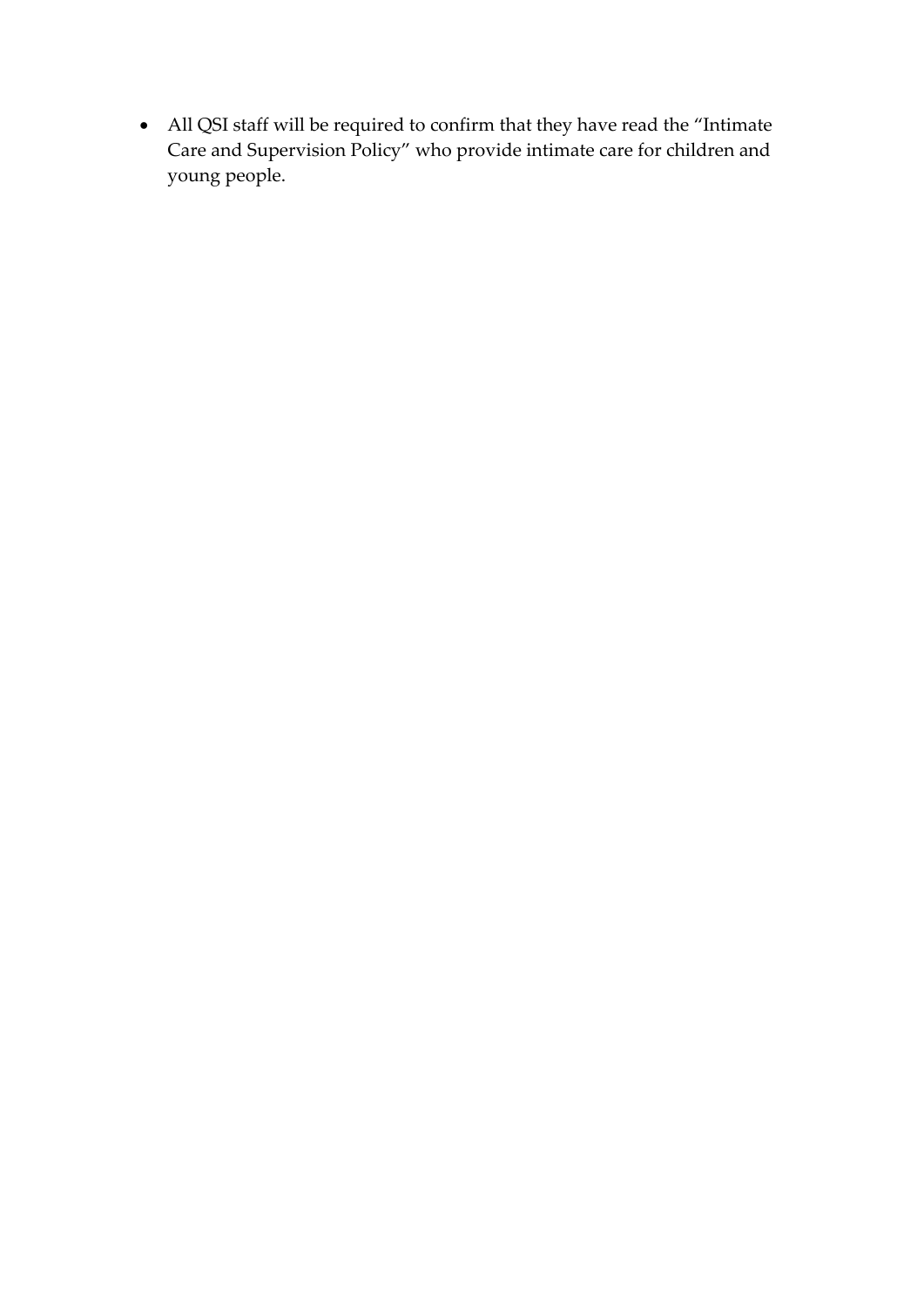- All QSI staff will be required to confirm that they have read the "Intimate Care and Supervision Policy" who provide intimate care for children and young people.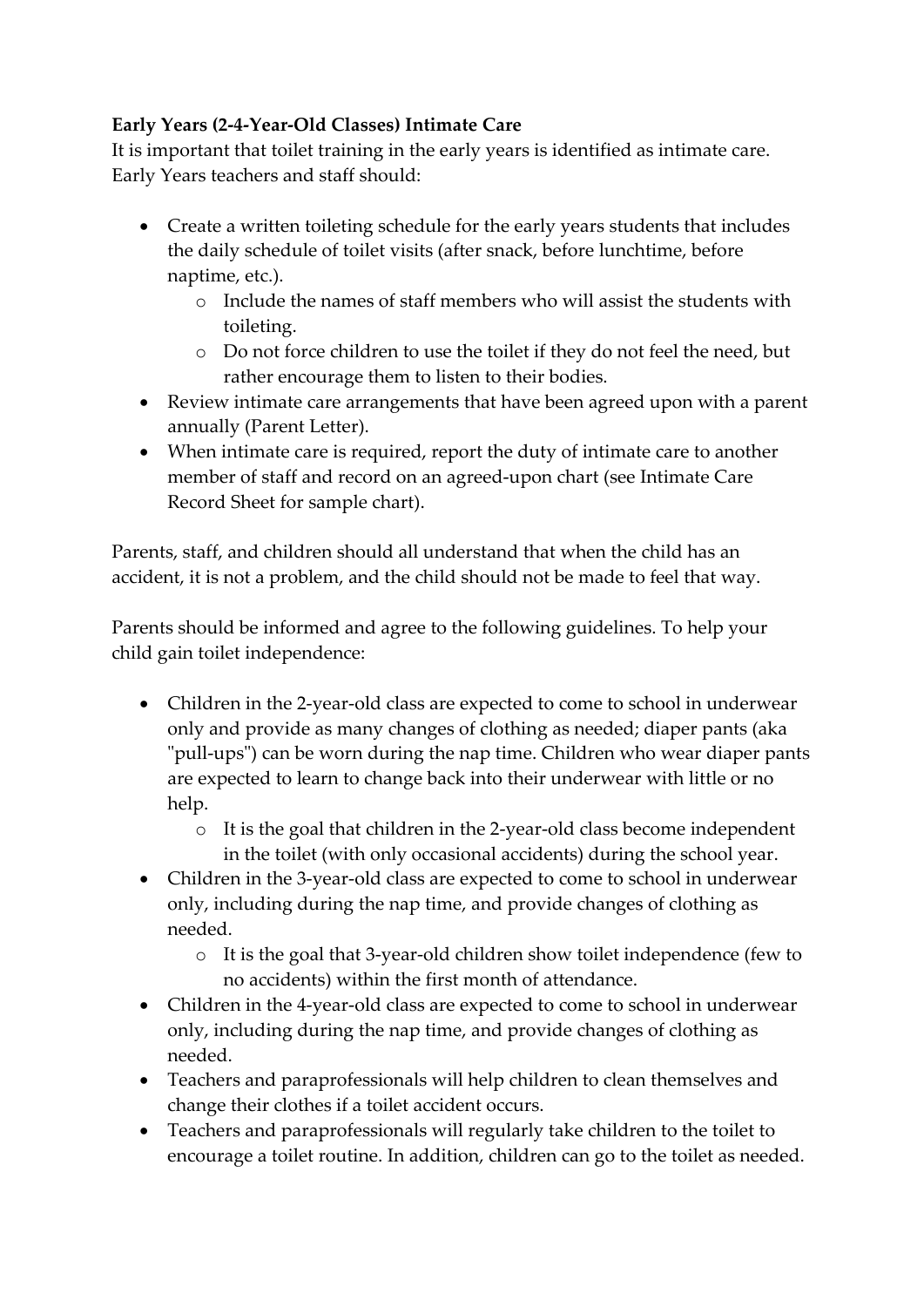**Early Years (2-4-Year-Old Classes) Intimate Care**

It is important that toilet training in the early years is identified as intimate care. Early Years teachers and staff should:

- Create a written toileting schedule for the early years students that includes the daily schedule of toilet visits (after snack, before lunchtime, before naptime, etc.).
    - Include the names of staff members who will assist the students with toileting.
    - Do not force children to use the toilet if they do not feel the need, but rather encourage them to listen to their bodies.
- Review intimate care arrangements that have been agreed upon with a parent annually (Parent Letter).
- When intimate care is required, report the duty of intimate care to another member of staff and record on an agreed-upon chart (see Intimate Care Record Sheet for sample chart).

Parents, staff, and children should all understand that when the child has an accident, it is not a problem, and the child should not be made to feel that way.

Parents should be informed and agree to the following guidelines. To help your child gain toilet independence:

- Children in the 2-year-old class are expected to come to school in underwear only and provide as many changes of clothing as needed; diaper pants (aka "pull-ups") can be worn during the nap time. Children who wear diaper pants are expected to learn to change back into their underwear with little or no help.
    - It is the goal that children in the 2-year-old class become independent in the toilet (with only occasional accidents) during the school year.
- Children in the 3-year-old class are expected to come to school in underwear only, including during the nap time, and provide changes of clothing as needed.
    - It is the goal that 3-year-old children show toilet independence (few to no accidents) within the first month of attendance.
- Children in the 4-year-old class are expected to come to school in underwear only, including during the nap time, and provide changes of clothing as needed.
- Teachers and paraprofessionals will help children to clean themselves and change their clothes if a toilet accident occurs.
- Teachers and paraprofessionals will regularly take children to the toilet to encourage a toilet routine. In addition, children can go to the toilet as needed.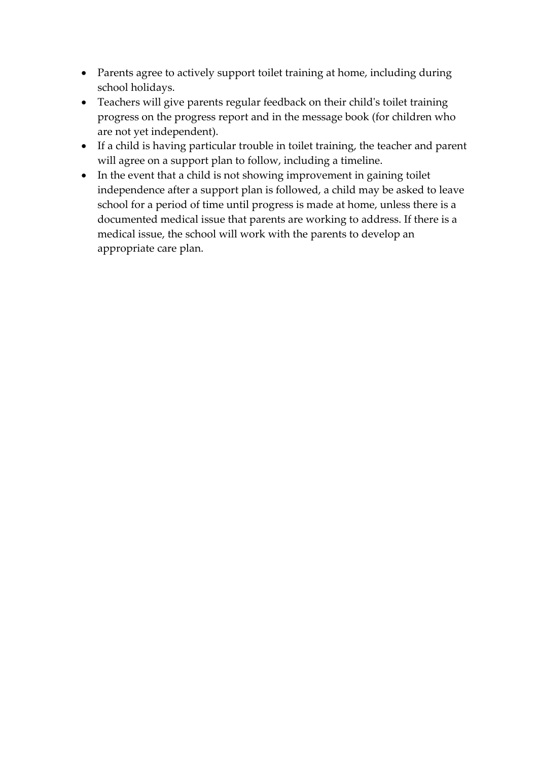- Parents agree to actively support toilet training at home, including during school holidays.
- Teachers will give parents regular feedback on their child's toilet training progress on the progress report and in the message book (for children who are not yet independent).
- If a child is having particular trouble in toilet training, the teacher and parent will agree on a support plan to follow, including a timeline.
- In the event that a child is not showing improvement in gaining toilet independence after a support plan is followed, a child may be asked to leave school for a period of time until progress is made at home, unless there is a documented medical issue that parents are working to address. If there is a medical issue, the school will work with the parents to develop an appropriate care plan.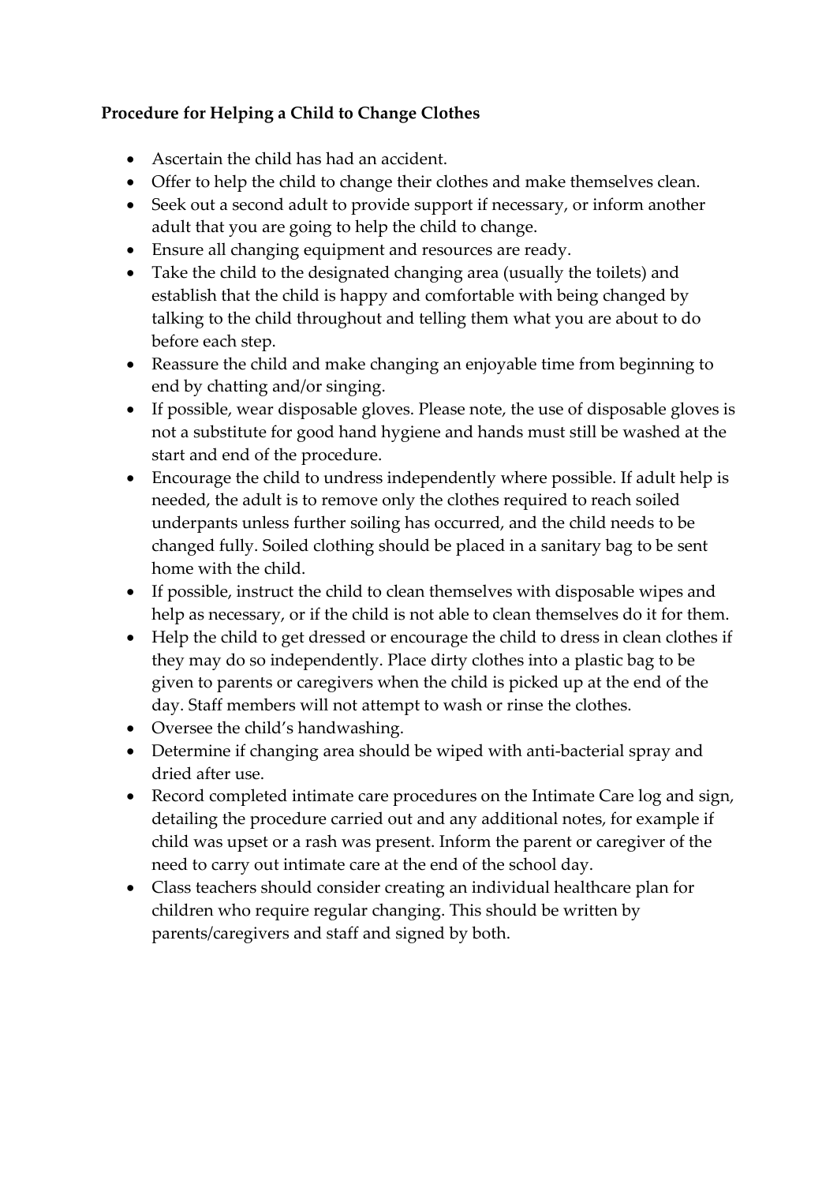**Procedure for Helping a Child to Change Clothes**

- Ascertain the child has had an accident.
- Offer to help the child to change their clothes and make themselves clean.
- Seek out a second adult to provide support if necessary, or inform another adult that you are going to help the child to change.
- Ensure all changing equipment and resources are ready.
- Take the child to the designated changing area (usually the toilets) and establish that the child is happy and comfortable with being changed by talking to the child throughout and telling them what you are about to do before each step.
- Reassure the child and make changing an enjoyable time from beginning to end by chatting and/or singing.
- If possible, wear disposable gloves. Please note, the use of disposable gloves is not a substitute for good hand hygiene and hands must still be washed at the start and end of the procedure.
- Encourage the child to undress independently where possible. If adult help is needed, the adult is to remove only the clothes required to reach soiled underpants unless further soiling has occurred, and the child needs to be changed fully. Soiled clothing should be placed in a sanitary bag to be sent home with the child.
- If possible, instruct the child to clean themselves with disposable wipes and help as necessary, or if the child is not able to clean themselves do it for them.
- Help the child to get dressed or encourage the child to dress in clean clothes if they may do so independently. Place dirty clothes into a plastic bag to be given to parents or caregivers when the child is picked up at the end of the day. Staff members will not attempt to wash or rinse the clothes.
- Oversee the child's handwashing.
- Determine if changing area should be wiped with anti-bacterial spray and dried after use.
- Record completed intimate care procedures on the Intimate Care log and sign, detailing the procedure carried out and any additional notes, for example if child was upset or a rash was present. Inform the parent or caregiver of the need to carry out intimate care at the end of the school day.
- Class teachers should consider creating an individual healthcare plan for children who require regular changing. This should be written by parents/caregivers and staff and signed by both.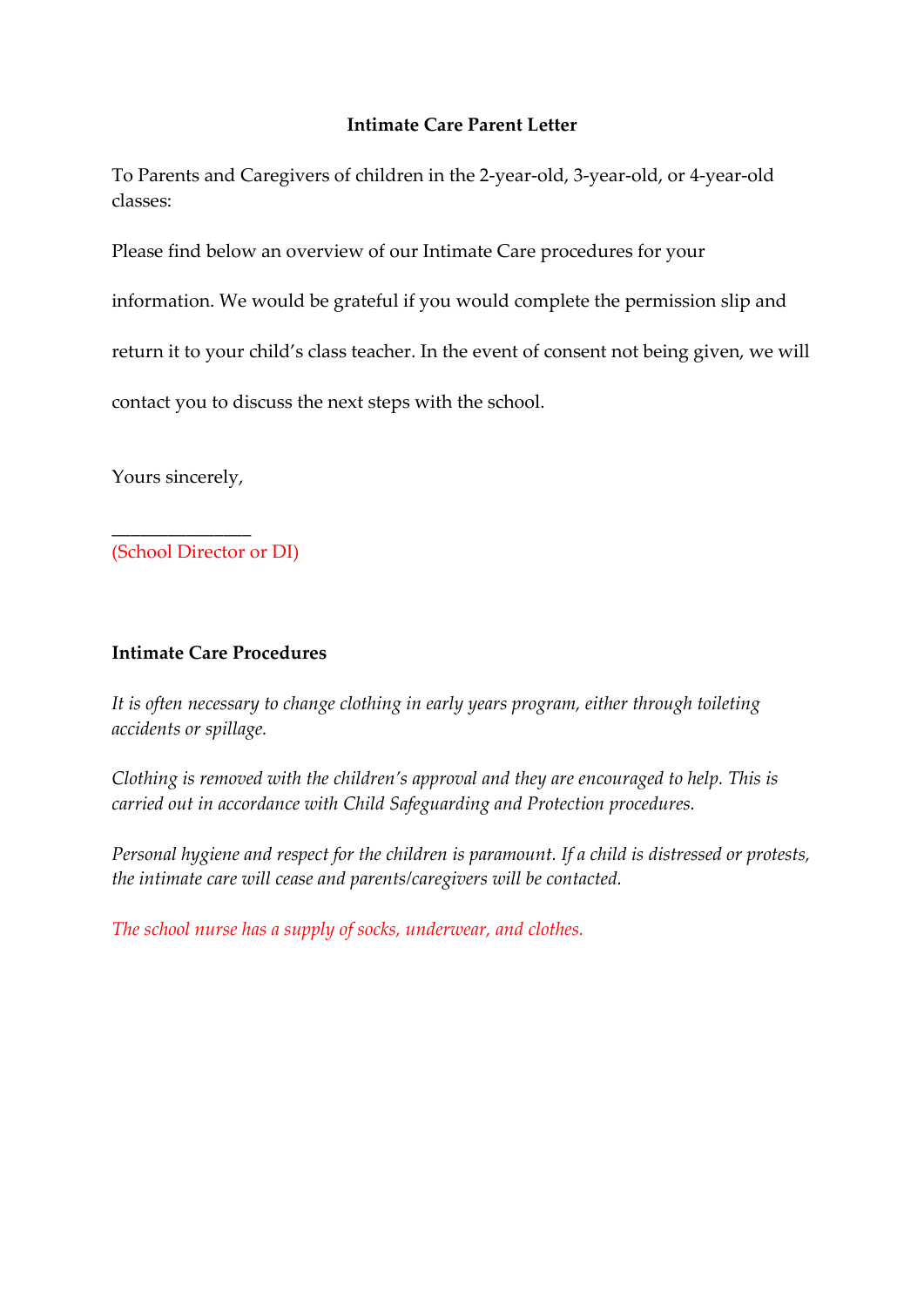**Intimate Care Parent Letter**

To Parents and Caregivers of children in the 2-year-old, 3-year-old, or 4-year-old classes:

Please find below an overview of our Intimate Care procedures for your information. We would be grateful if you would complete the permission slip and return it to your child's class teacher. In the event of consent not being given, we will contact you to discuss the next steps with the school.

Yours sincerely,

_______________

(School Director or DI)

**Intimate Care Procedures**

*It is often necessary to change clothing in early years program, either through toileting accidents or spillage.*

*Clothing is removed with the children's approval and they are encouraged to help. This is carried out in accordance with Child Safeguarding and Protection procedures.*

*Personal hygiene and respect for the children is paramount. If a child is distressed or protests, the intimate care will cease and parents/caregivers will be contacted.*

*The school nurse has a supply of socks, underwear, and clothes.*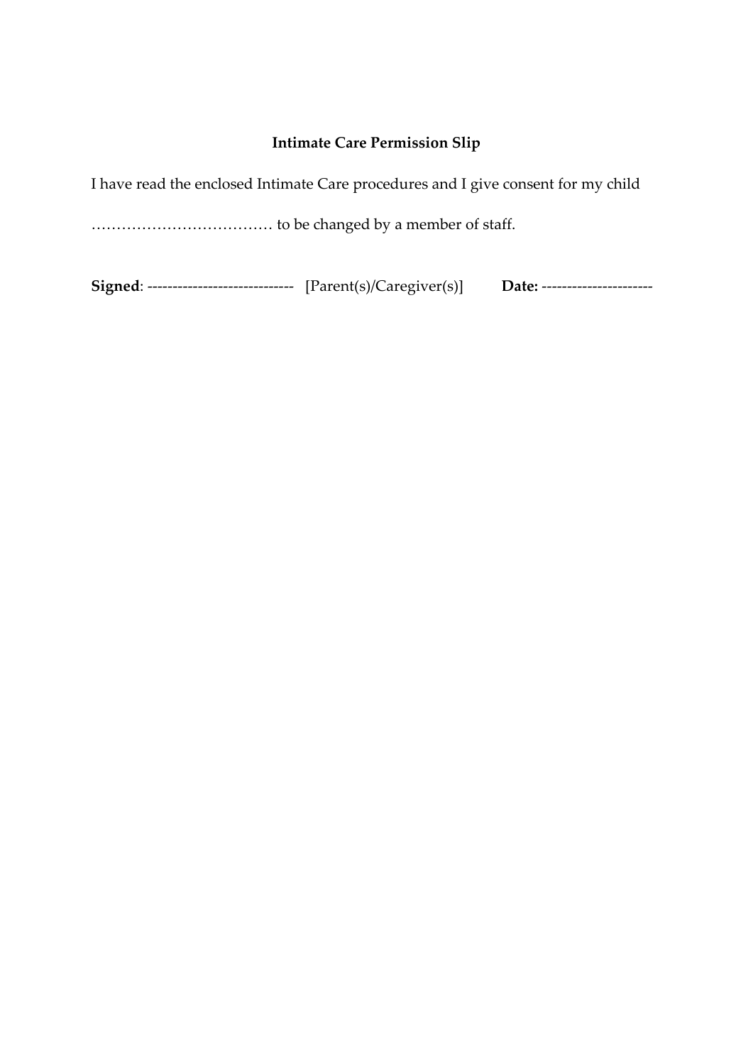**Intimate Care Permission Slip**

I have read the enclosed Intimate Care procedures and I give consent for my child

……………………………… to be changed by a member of staff.

**Signed**: ----------------------------- [Parent(s)/Caregiver(s)] **Date:** ----------------------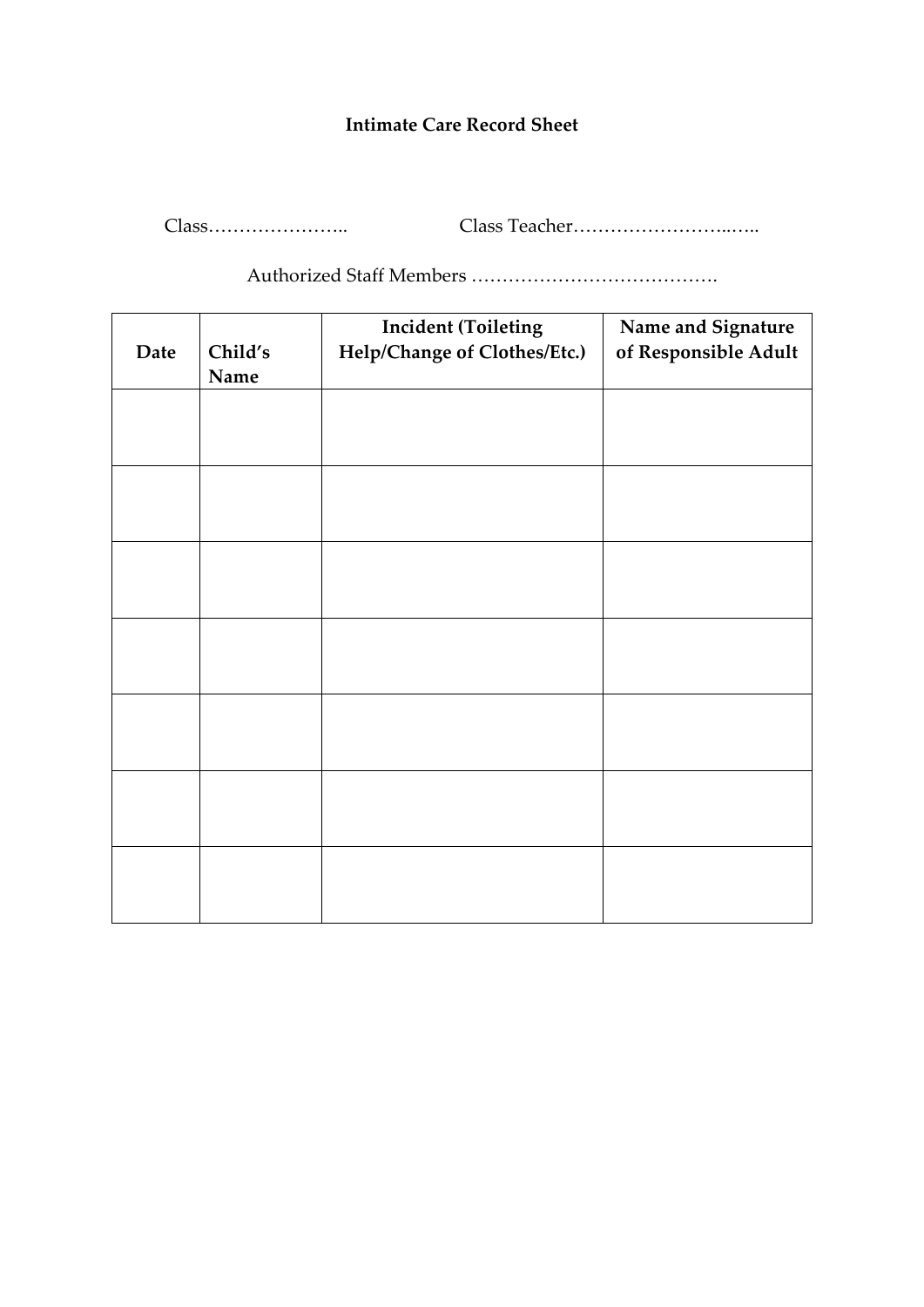**Intimate Care Record Sheet**

Class………………….. Class Teacher……………………..…..

Authorized Staff Members ………………………………….

| Date | Child's Name | Incident (Toileting Help/Change of Clothes/Etc.) | Name and Signature of Responsible Adult |
|---|---|---|---|
| | | | |
| | | | |
| | | | |
| | | | |
| | | | |
| | | | |
| | | | |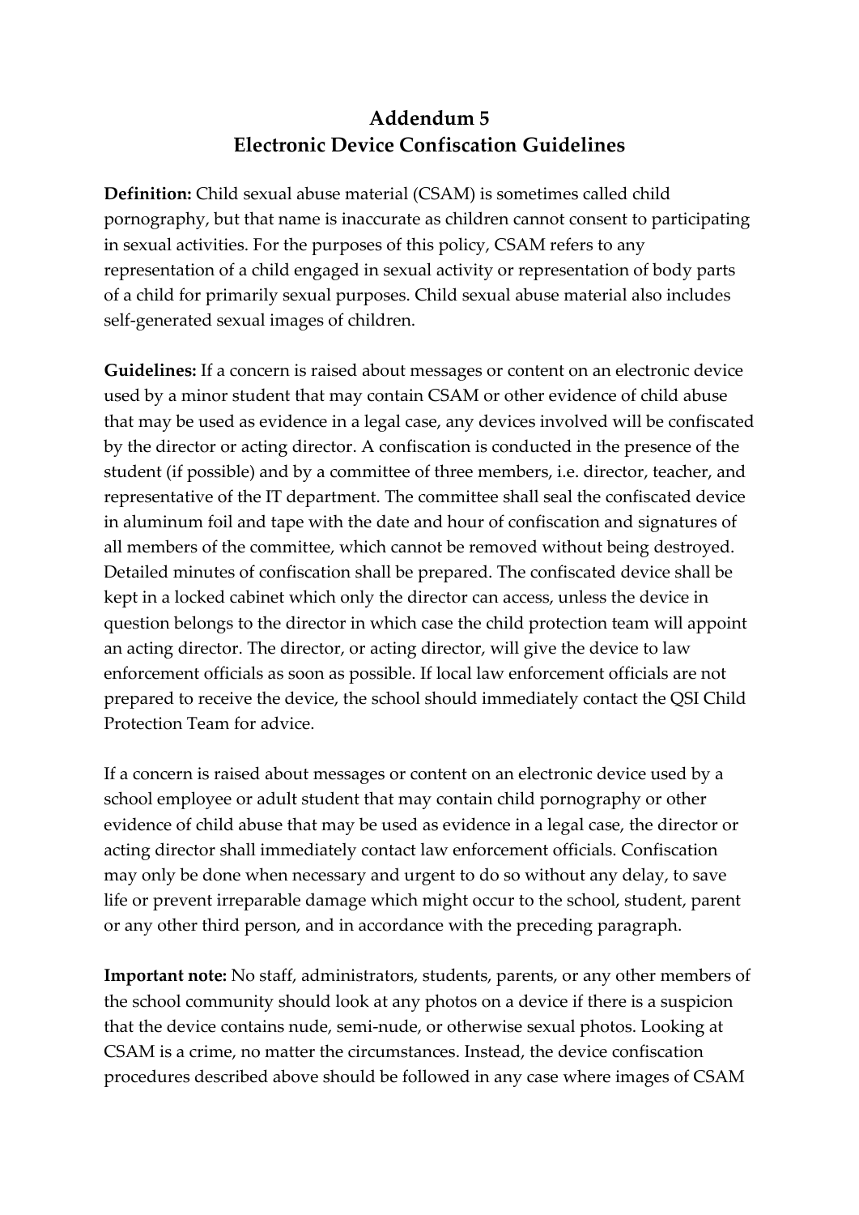# Addendum 5
# Electronic Device Confiscation Guidelines

**Definition:** Child sexual abuse material (CSAM) is sometimes called child pornography, but that name is inaccurate as children cannot consent to participating in sexual activities. For the purposes of this policy, CSAM refers to any representation of a child engaged in sexual activity or representation of body parts of a child for primarily sexual purposes. Child sexual abuse material also includes self-generated sexual images of children.

**Guidelines:** If a concern is raised about messages or content on an electronic device used by a minor student that may contain CSAM or other evidence of child abuse that may be used as evidence in a legal case, any devices involved will be confiscated by the director or acting director. A confiscation is conducted in the presence of the student (if possible) and by a committee of three members, i.e. director, teacher, and representative of the IT department. The committee shall seal the confiscated device in aluminum foil and tape with the date and hour of confiscation and signatures of all members of the committee, which cannot be removed without being destroyed. Detailed minutes of confiscation shall be prepared. The confiscated device shall be kept in a locked cabinet which only the director can access, unless the device in question belongs to the director in which case the child protection team will appoint an acting director. The director, or acting director, will give the device to law enforcement officials as soon as possible. If local law enforcement officials are not prepared to receive the device, the school should immediately contact the QSI Child Protection Team for advice.

If a concern is raised about messages or content on an electronic device used by a school employee or adult student that may contain child pornography or other evidence of child abuse that may be used as evidence in a legal case, the director or acting director shall immediately contact law enforcement officials. Confiscation may only be done when necessary and urgent to do so without any delay, to save life or prevent irreparable damage which might occur to the school, student, parent or any other third person, and in accordance with the preceding paragraph.

**Important note:** No staff, administrators, students, parents, or any other members of the school community should look at any photos on a device if there is a suspicion that the device contains nude, semi-nude, or otherwise sexual photos. Looking at CSAM is a crime, no matter the circumstances. Instead, the device confiscation procedures described above should be followed in any case where images of CSAM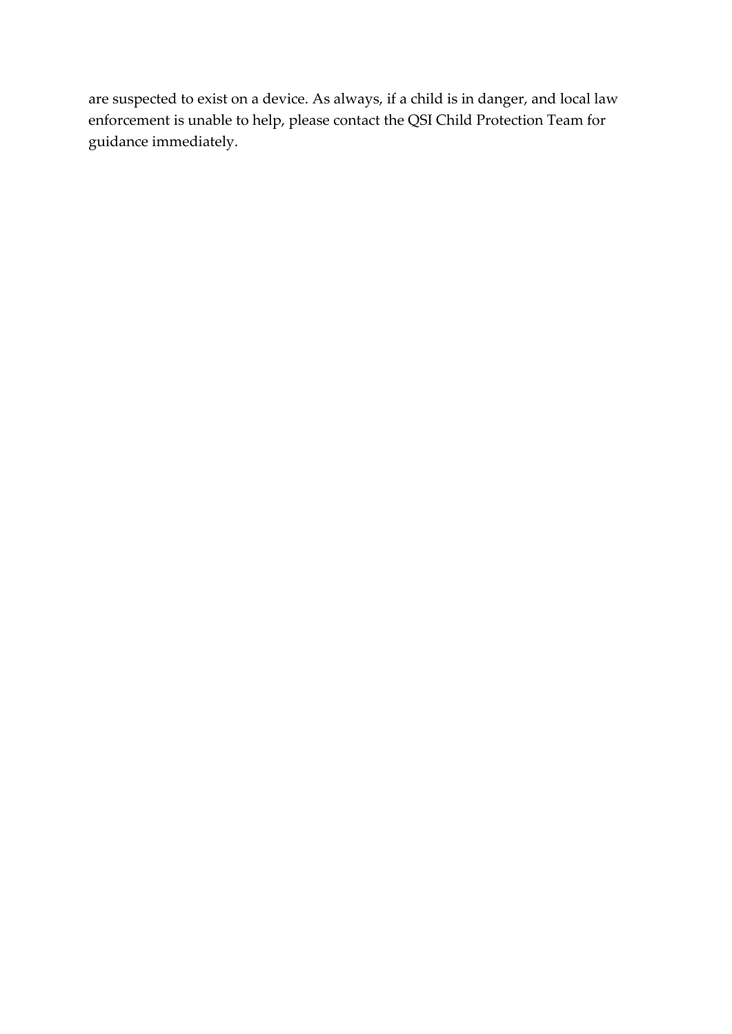are suspected to exist on a device. As always, if a child is in danger, and local law enforcement is unable to help, please contact the QSI Child Protection Team for guidance immediately.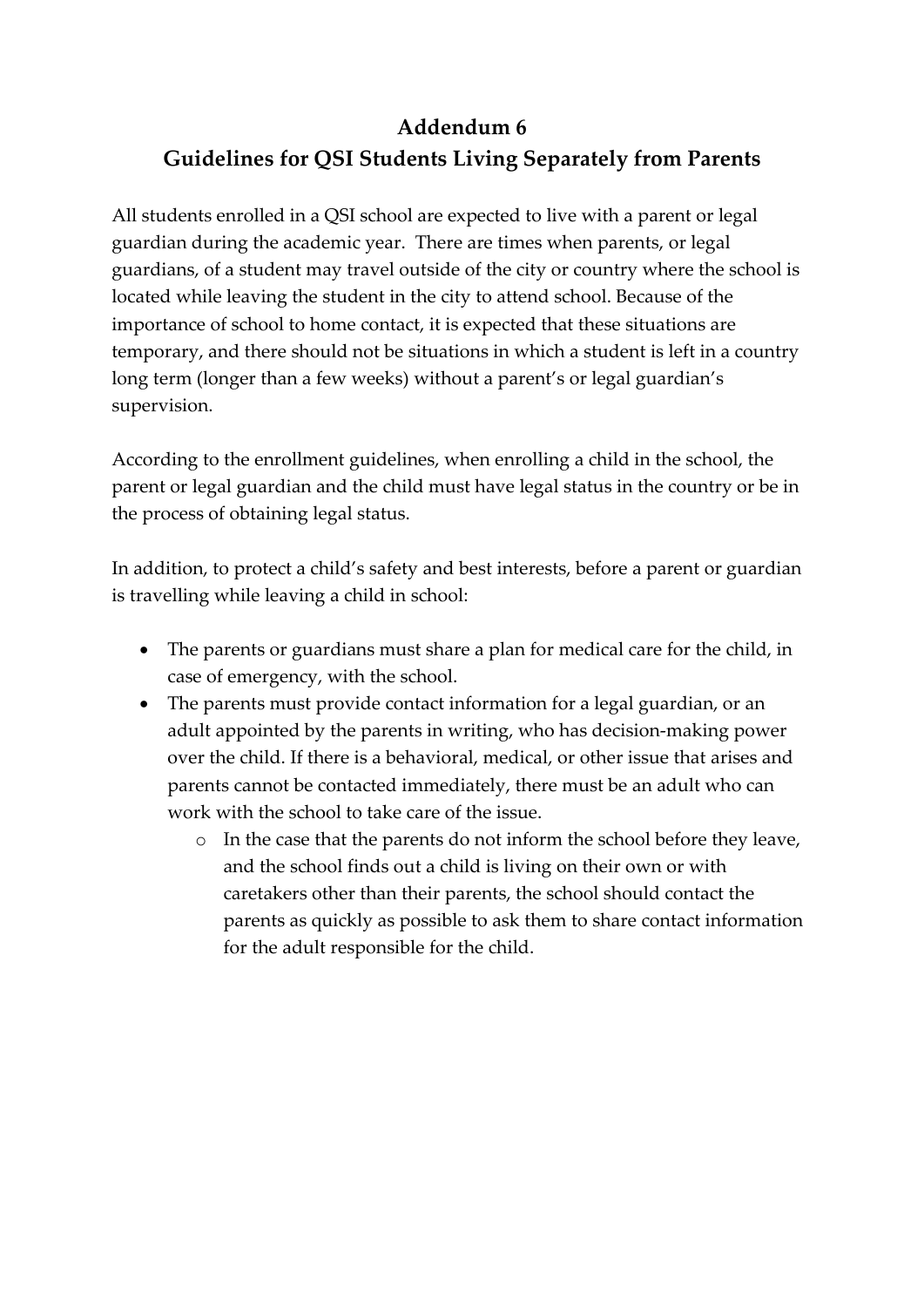# Addendum 6
# Guidelines for QSI Students Living Separately from Parents

All students enrolled in a QSI school are expected to live with a parent or legal guardian during the academic year. There are times when parents, or legal guardians, of a student may travel outside of the city or country where the school is located while leaving the student in the city to attend school. Because of the importance of school to home contact, it is expected that these situations are temporary, and there should not be situations in which a student is left in a country long term (longer than a few weeks) without a parent's or legal guardian's supervision.

According to the enrollment guidelines, when enrolling a child in the school, the parent or legal guardian and the child must have legal status in the country or be in the process of obtaining legal status.

In addition, to protect a child's safety and best interests, before a parent or guardian is travelling while leaving a child in school:

- The parents or guardians must share a plan for medical care for the child, in case of emergency, with the school.
- The parents must provide contact information for a legal guardian, or an adult appointed by the parents in writing, who has decision-making power over the child. If there is a behavioral, medical, or other issue that arises and parents cannot be contacted immediately, there must be an adult who can work with the school to take care of the issue.
    - In the case that the parents do not inform the school before they leave, and the school finds out a child is living on their own or with caretakers other than their parents, the school should contact the parents as quickly as possible to ask them to share contact information for the adult responsible for the child.